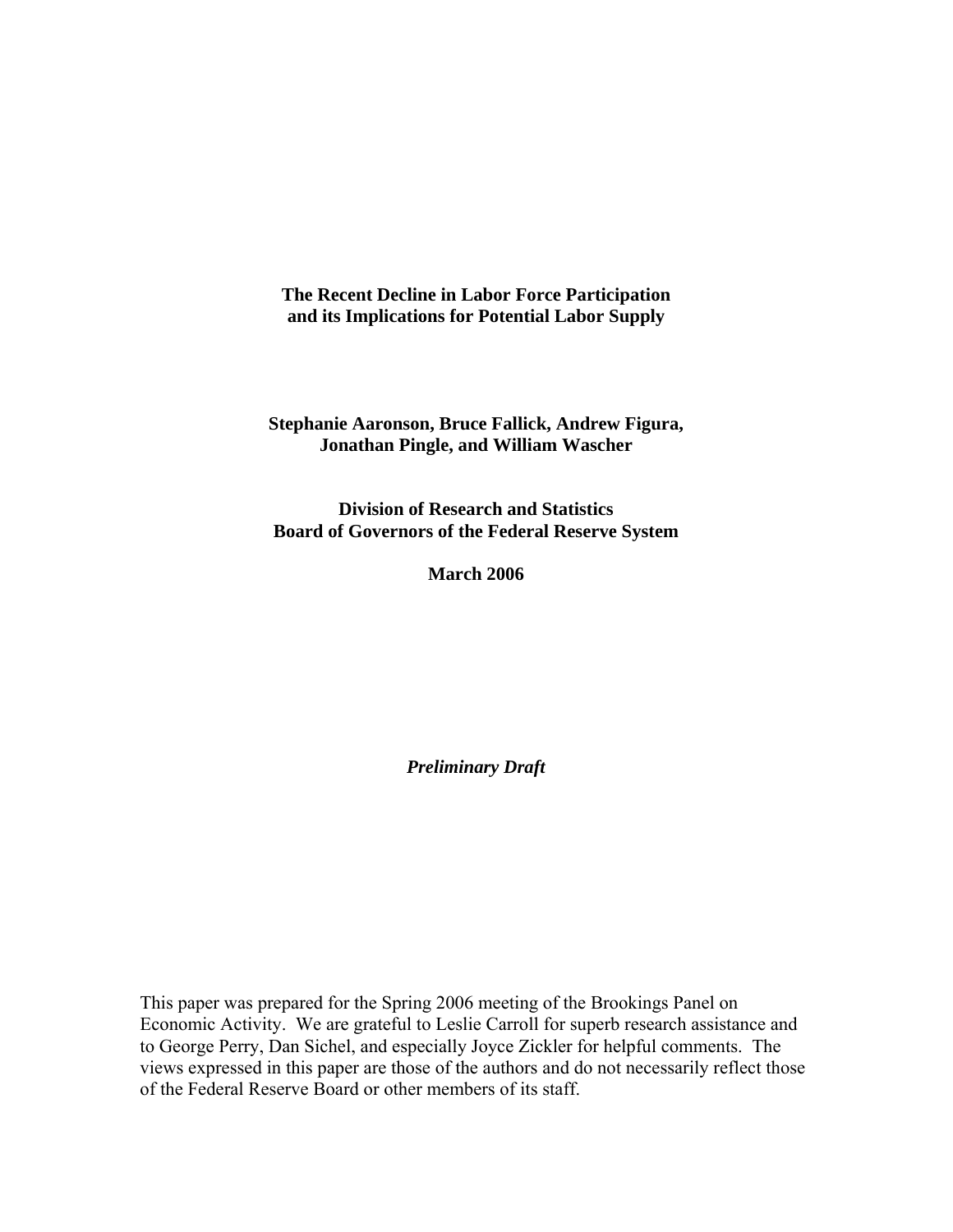# The Recent Decline in Labor Force Participation and its Implications for Potential Labor Supply

**Stephanie Aaronson, Bruce Fallick, Andrew Figura, Jonathan Pingle, and William Wascher**

**Division of Research and Statistics**
**Board of Governors of the Federal Reserve System**

**March 2006**

***Preliminary Draft***

This paper was prepared for the Spring 2006 meeting of the Brookings Panel on Economic Activity. We are grateful to Leslie Carroll for superb research assistance and to George Perry, Dan Sichel, and especially Joyce Zickler for helpful comments. The views expressed in this paper are those of the authors and do not necessarily reflect those of the Federal Reserve Board or other members of its staff.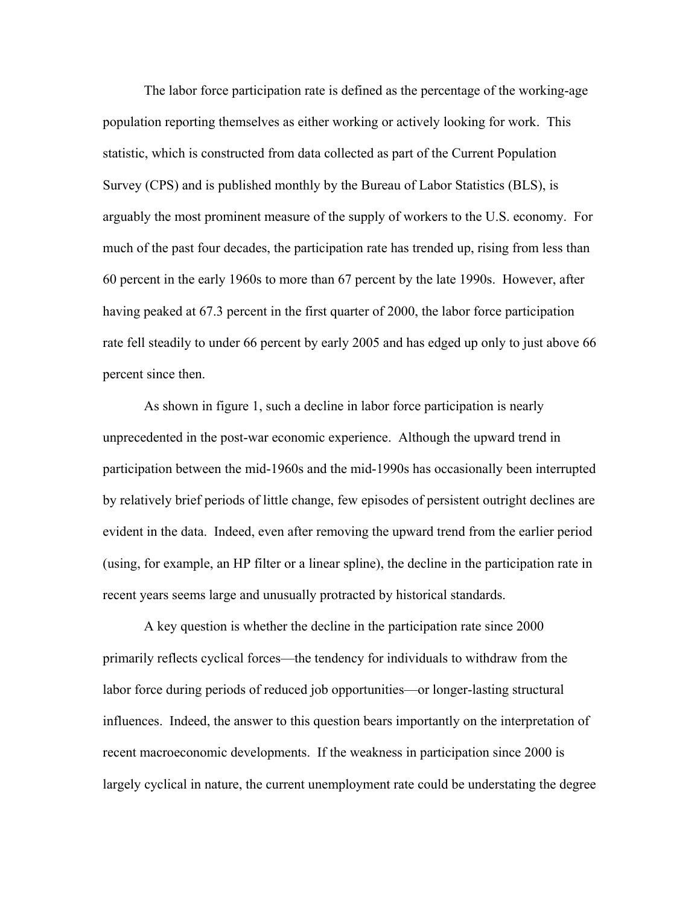The labor force participation rate is defined as the percentage of the working-age population reporting themselves as either working or actively looking for work. This statistic, which is constructed from data collected as part of the Current Population Survey (CPS) and is published monthly by the Bureau of Labor Statistics (BLS), is arguably the most prominent measure of the supply of workers to the U.S. economy. For much of the past four decades, the participation rate has trended up, rising from less than 60 percent in the early 1960s to more than 67 percent by the late 1990s. However, after having peaked at 67.3 percent in the first quarter of 2000, the labor force participation rate fell steadily to under 66 percent by early 2005 and has edged up only to just above 66 percent since then.

As shown in figure 1, such a decline in labor force participation is nearly unprecedented in the post-war economic experience. Although the upward trend in participation between the mid-1960s and the mid-1990s has occasionally been interrupted by relatively brief periods of little change, few episodes of persistent outright declines are evident in the data. Indeed, even after removing the upward trend from the earlier period (using, for example, an HP filter or a linear spline), the decline in the participation rate in recent years seems large and unusually protracted by historical standards.

A key question is whether the decline in the participation rate since 2000 primarily reflects cyclical forces—the tendency for individuals to withdraw from the labor force during periods of reduced job opportunities—or longer-lasting structural influences. Indeed, the answer to this question bears importantly on the interpretation of recent macroeconomic developments. If the weakness in participation since 2000 is largely cyclical in nature, the current unemployment rate could be understating the degree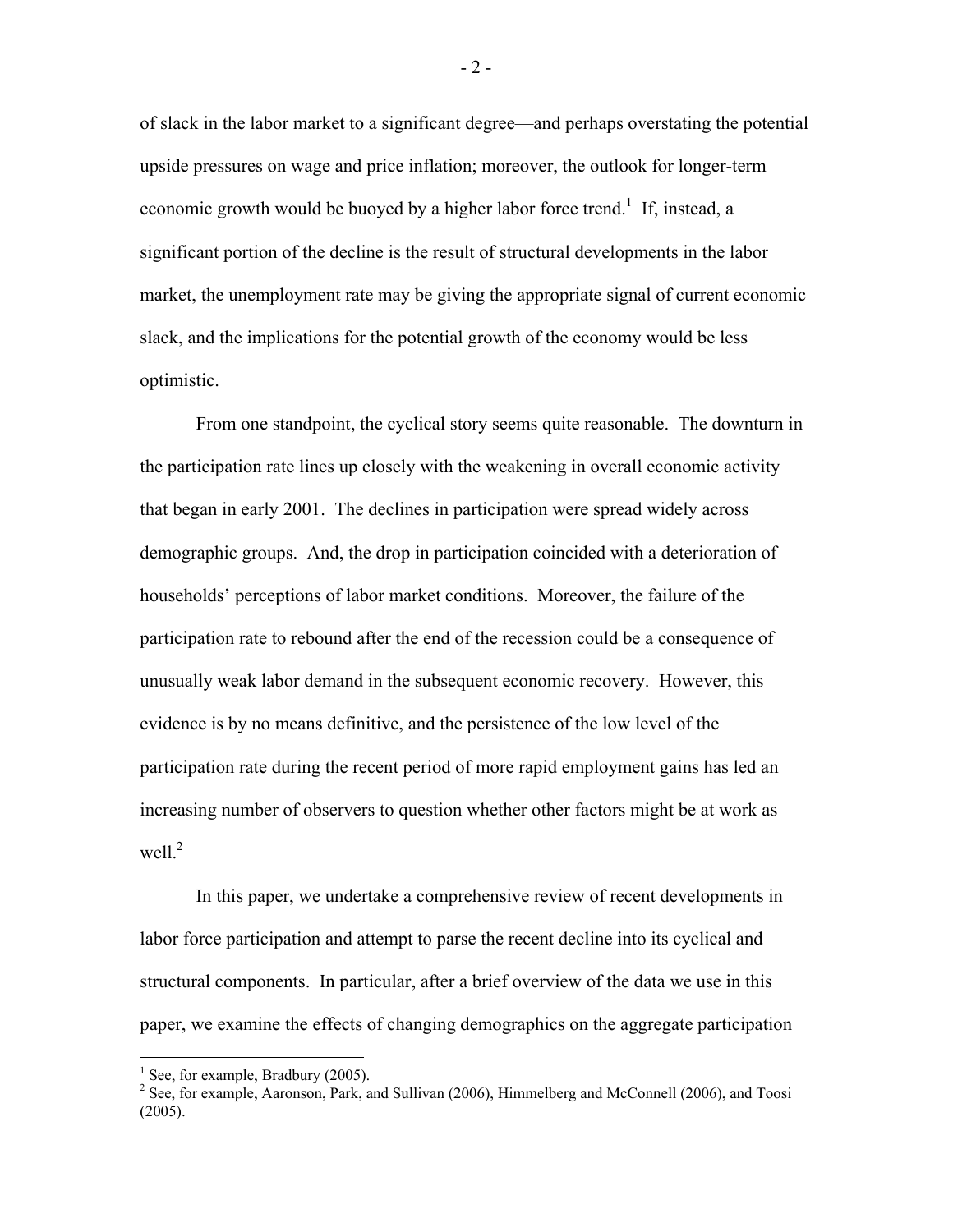of slack in the labor market to a significant degree—and perhaps overstating the potential upside pressures on wage and price inflation; moreover, the outlook for longer-term economic growth would be buoyed by a higher labor force trend.[1] If, instead, a significant portion of the decline is the result of structural developments in the labor market, the unemployment rate may be giving the appropriate signal of current economic slack, and the implications for the potential growth of the economy would be less optimistic.

From one standpoint, the cyclical story seems quite reasonable. The downturn in the participation rate lines up closely with the weakening in overall economic activity that began in early 2001. The declines in participation were spread widely across demographic groups. And, the drop in participation coincided with a deterioration of households' perceptions of labor market conditions. Moreover, the failure of the participation rate to rebound after the end of the recession could be a consequence of unusually weak labor demand in the subsequent economic recovery. However, this evidence is by no means definitive, and the persistence of the low level of the participation rate during the recent period of more rapid employment gains has led an increasing number of observers to question whether other factors might be at work as well.[2]

In this paper, we undertake a comprehensive review of recent developments in labor force participation and attempt to parse the recent decline into its cyclical and structural components. In particular, after a brief overview of the data we use in this paper, we examine the effects of changing demographics on the aggregate participation

---

[1] See, for example, Bradbury (2005).

[2] See, for example, Aaronson, Park, and Sullivan (2006), Himmelberg and McConnell (2006), and Toosi (2005).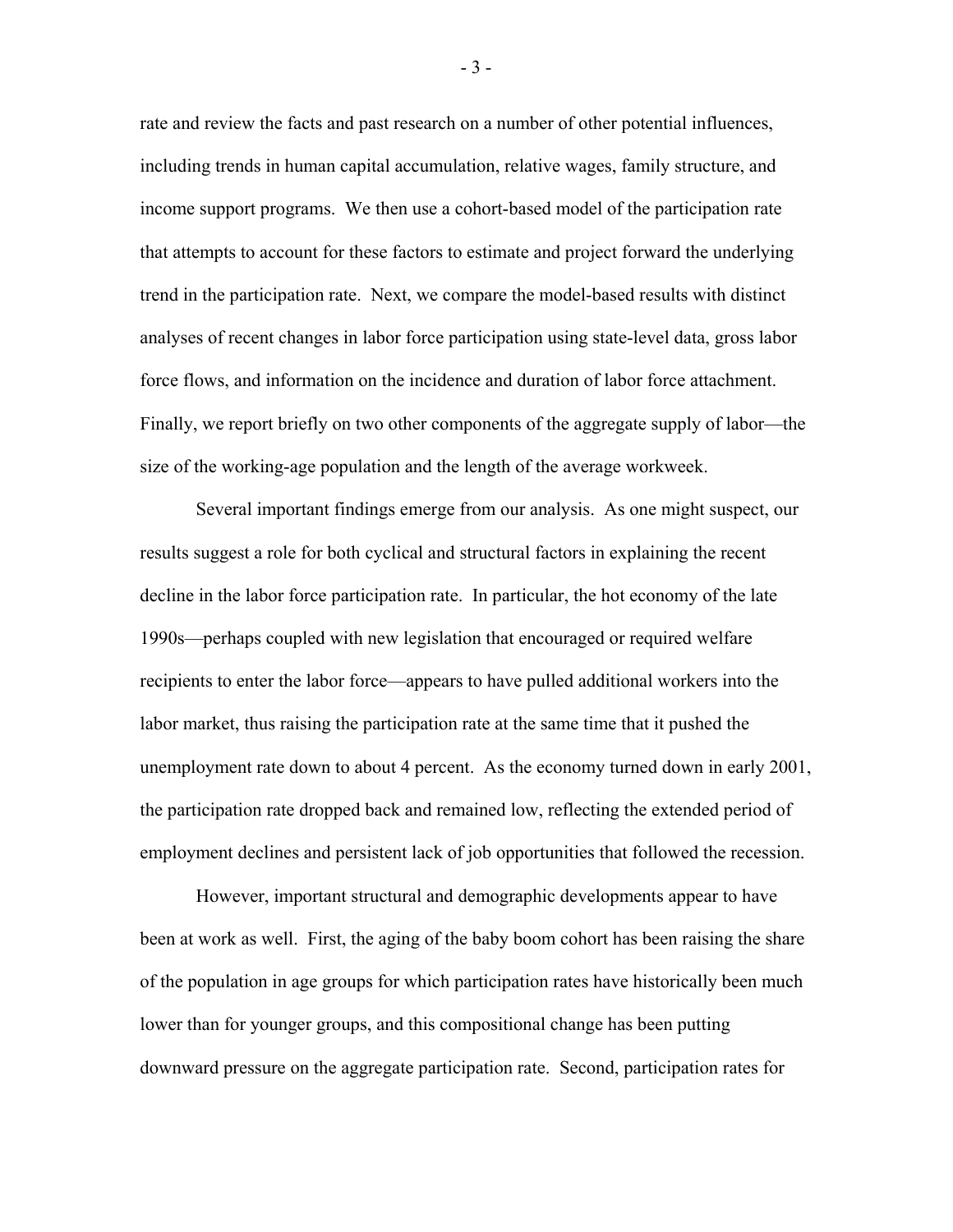rate and review the facts and past research on a number of other potential influences, including trends in human capital accumulation, relative wages, family structure, and income support programs. We then use a cohort-based model of the participation rate that attempts to account for these factors to estimate and project forward the underlying trend in the participation rate. Next, we compare the model-based results with distinct analyses of recent changes in labor force participation using state-level data, gross labor force flows, and information on the incidence and duration of labor force attachment. Finally, we report briefly on two other components of the aggregate supply of labor—the size of the working-age population and the length of the average workweek.

Several important findings emerge from our analysis. As one might suspect, our results suggest a role for both cyclical and structural factors in explaining the recent decline in the labor force participation rate. In particular, the hot economy of the late 1990s—perhaps coupled with new legislation that encouraged or required welfare recipients to enter the labor force—appears to have pulled additional workers into the labor market, thus raising the participation rate at the same time that it pushed the unemployment rate down to about 4 percent. As the economy turned down in early 2001, the participation rate dropped back and remained low, reflecting the extended period of employment declines and persistent lack of job opportunities that followed the recession.

However, important structural and demographic developments appear to have been at work as well. First, the aging of the baby boom cohort has been raising the share of the population in age groups for which participation rates have historically been much lower than for younger groups, and this compositional change has been putting downward pressure on the aggregate participation rate. Second, participation rates for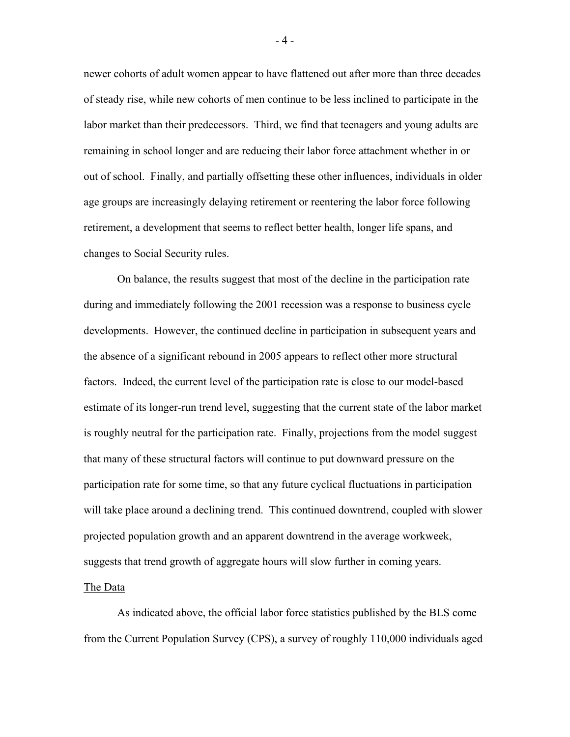newer cohorts of adult women appear to have flattened out after more than three decades of steady rise, while new cohorts of men continue to be less inclined to participate in the labor market than their predecessors. Third, we find that teenagers and young adults are remaining in school longer and are reducing their labor force attachment whether in or out of school. Finally, and partially offsetting these other influences, individuals in older age groups are increasingly delaying retirement or reentering the labor force following retirement, a development that seems to reflect better health, longer life spans, and changes to Social Security rules.

On balance, the results suggest that most of the decline in the participation rate during and immediately following the 2001 recession was a response to business cycle developments. However, the continued decline in participation in subsequent years and the absence of a significant rebound in 2005 appears to reflect other more structural factors. Indeed, the current level of the participation rate is close to our model-based estimate of its longer-run trend level, suggesting that the current state of the labor market is roughly neutral for the participation rate. Finally, projections from the model suggest that many of these structural factors will continue to put downward pressure on the participation rate for some time, so that any future cyclical fluctuations in participation will take place around a declining trend. This continued downtrend, coupled with slower projected population growth and an apparent downtrend in the average workweek, suggests that trend growth of aggregate hours will slow further in coming years.

## The Data

As indicated above, the official labor force statistics published by the BLS come from the Current Population Survey (CPS), a survey of roughly 110,000 individuals aged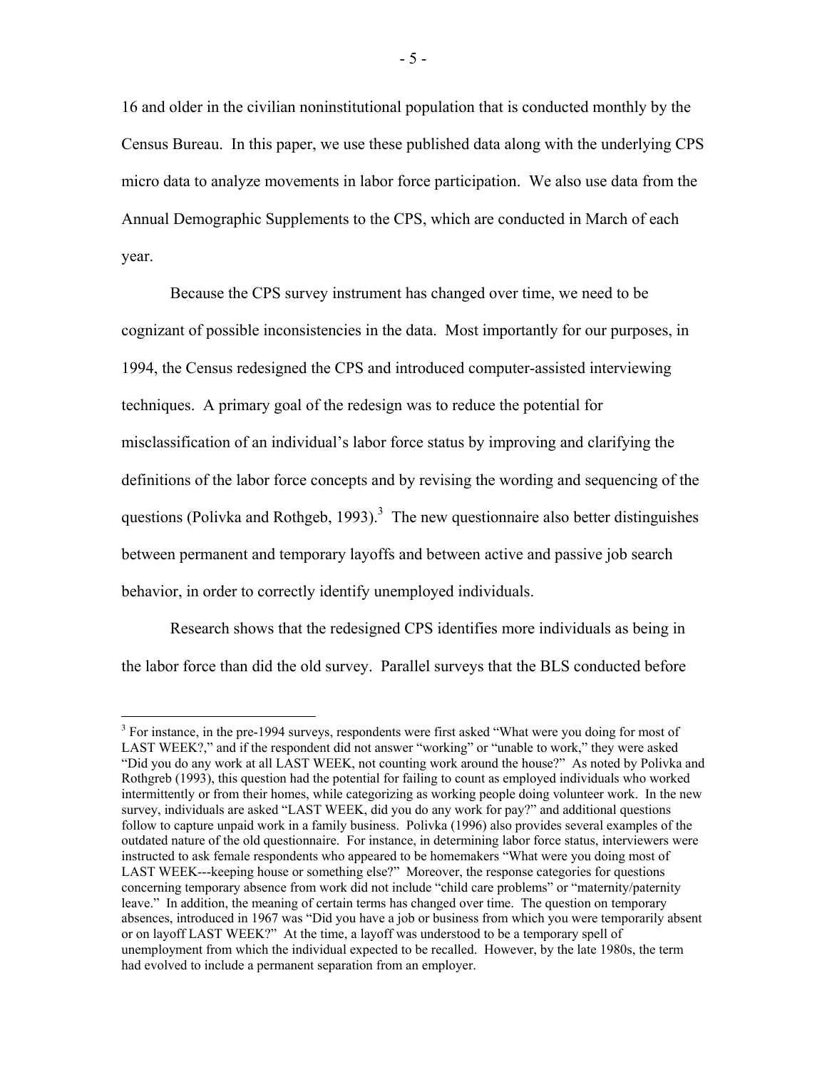16 and older in the civilian noninstitutional population that is conducted monthly by the Census Bureau. In this paper, we use these published data along with the underlying CPS micro data to analyze movements in labor force participation. We also use data from the Annual Demographic Supplements to the CPS, which are conducted in March of each year.

Because the CPS survey instrument has changed over time, we need to be cognizant of possible inconsistencies in the data. Most importantly for our purposes, in 1994, the Census redesigned the CPS and introduced computer-assisted interviewing techniques. A primary goal of the redesign was to reduce the potential for misclassification of an individual's labor force status by improving and clarifying the definitions of the labor force concepts and by revising the wording and sequencing of the questions (Polivka and Rothgeb, 1993).[3] The new questionnaire also better distinguishes between permanent and temporary layoffs and between active and passive job search behavior, in order to correctly identify unemployed individuals.

Research shows that the redesigned CPS identifies more individuals as being in the labor force than did the old survey. Parallel surveys that the BLS conducted before

---

[3] For instance, in the pre-1994 surveys, respondents were first asked "What were you doing for most of LAST WEEK?," and if the respondent did not answer "working" or "unable to work," they were asked "Did you do any work at all LAST WEEK, not counting work around the house?" As noted by Polivka and Rothgreb (1993), this question had the potential for failing to count as employed individuals who worked intermittently or from their homes, while categorizing as working people doing volunteer work. In the new survey, individuals are asked "LAST WEEK, did you do any work for pay?" and additional questions follow to capture unpaid work in a family business. Polivka (1996) also provides several examples of the outdated nature of the old questionnaire. For instance, in determining labor force status, interviewers were instructed to ask female respondents who appeared to be homemakers "What were you doing most of LAST WEEK---keeping house or something else?" Moreover, the response categories for questions concerning temporary absence from work did not include "child care problems" or "maternity/paternity leave." In addition, the meaning of certain terms has changed over time. The question on temporary absences, introduced in 1967 was "Did you have a job or business from which you were temporarily absent or on layoff LAST WEEK?" At the time, a layoff was understood to be a temporary spell of unemployment from which the individual expected to be recalled. However, by the late 1980s, the term had evolved to include a permanent separation from an employer.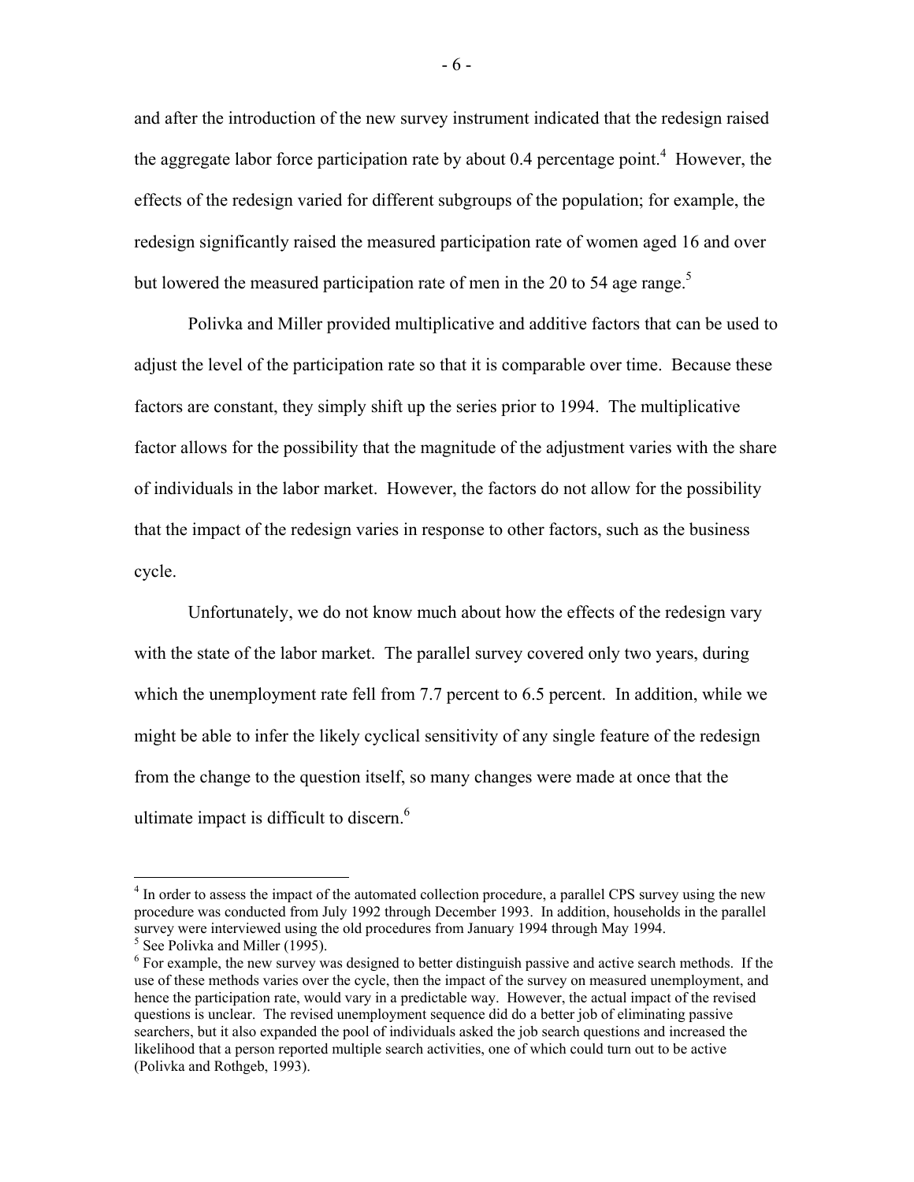and after the introduction of the new survey instrument indicated that the redesign raised the aggregate labor force participation rate by about 0.4 percentage point.[4] However, the effects of the redesign varied for different subgroups of the population; for example, the redesign significantly raised the measured participation rate of women aged 16 and over but lowered the measured participation rate of men in the 20 to 54 age range.[5]

Polivka and Miller provided multiplicative and additive factors that can be used to adjust the level of the participation rate so that it is comparable over time. Because these factors are constant, they simply shift up the series prior to 1994. The multiplicative factor allows for the possibility that the magnitude of the adjustment varies with the share of individuals in the labor market. However, the factors do not allow for the possibility that the impact of the redesign varies in response to other factors, such as the business cycle.

Unfortunately, we do not know much about how the effects of the redesign vary with the state of the labor market. The parallel survey covered only two years, during which the unemployment rate fell from 7.7 percent to 6.5 percent. In addition, while we might be able to infer the likely cyclical sensitivity of any single feature of the redesign from the change to the question itself, so many changes were made at once that the ultimate impact is difficult to discern.[6]

---

[4] In order to assess the impact of the automated collection procedure, a parallel CPS survey using the new procedure was conducted from July 1992 through December 1993. In addition, households in the parallel survey were interviewed using the old procedures from January 1994 through May 1994.

[5] See Polivka and Miller (1995).

[6] For example, the new survey was designed to better distinguish passive and active search methods. If the use of these methods varies over the cycle, then the impact of the survey on measured unemployment, and hence the participation rate, would vary in a predictable way. However, the actual impact of the revised questions is unclear. The revised unemployment sequence did do a better job of eliminating passive searchers, but it also expanded the pool of individuals asked the job search questions and increased the likelihood that a person reported multiple search activities, one of which could turn out to be active (Polivka and Rothgeb, 1993).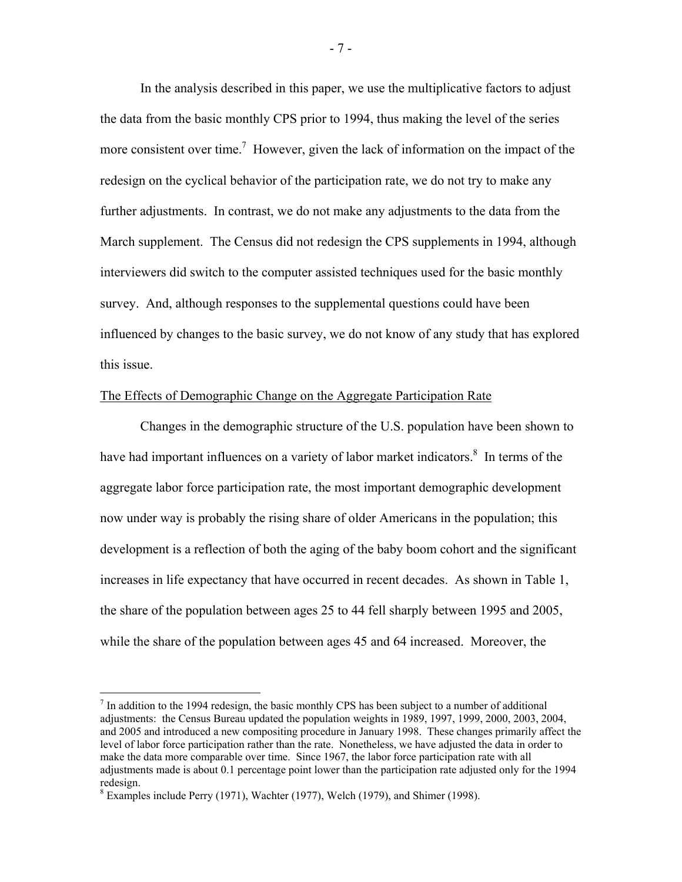In the analysis described in this paper, we use the multiplicative factors to adjust the data from the basic monthly CPS prior to 1994, thus making the level of the series more consistent over time.[7] However, given the lack of information on the impact of the redesign on the cyclical behavior of the participation rate, we do not try to make any further adjustments. In contrast, we do not make any adjustments to the data from the March supplement. The Census did not redesign the CPS supplements in 1994, although interviewers did switch to the computer assisted techniques used for the basic monthly survey. And, although responses to the supplemental questions could have been influenced by changes to the basic survey, we do not know of any study that has explored this issue.

The Effects of Demographic Change on the Aggregate Participation Rate

Changes in the demographic structure of the U.S. population have been shown to have had important influences on a variety of labor market indicators.[8] In terms of the aggregate labor force participation rate, the most important demographic development now under way is probably the rising share of older Americans in the population; this development is a reflection of both the aging of the baby boom cohort and the significant increases in life expectancy that have occurred in recent decades. As shown in Table 1, the share of the population between ages 25 to 44 fell sharply between 1995 and 2005, while the share of the population between ages 45 and 64 increased. Moreover, the

---

[7] In addition to the 1994 redesign, the basic monthly CPS has been subject to a number of additional adjustments: the Census Bureau updated the population weights in 1989, 1997, 1999, 2000, 2003, 2004, and 2005 and introduced a new compositing procedure in January 1998. These changes primarily affect the level of labor force participation rather than the rate. Nonetheless, we have adjusted the data in order to make the data more comparable over time. Since 1967, the labor force participation rate with all adjustments made is about 0.1 percentage point lower than the participation rate adjusted only for the 1994 redesign.

[8] Examples include Perry (1971), Wachter (1977), Welch (1979), and Shimer (1998).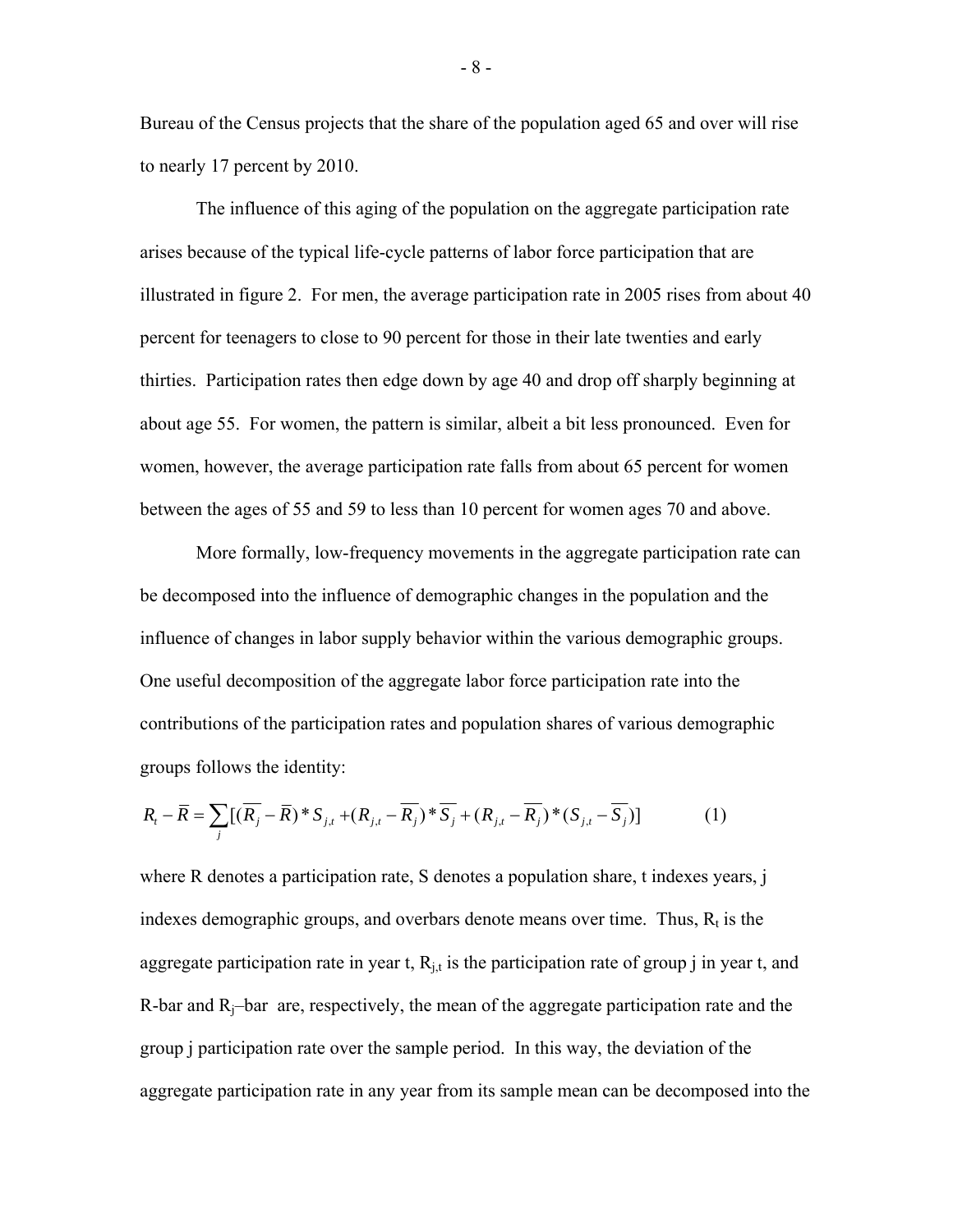Bureau of the Census projects that the share of the population aged 65 and over will rise to nearly 17 percent by 2010.

The influence of this aging of the population on the aggregate participation rate arises because of the typical life-cycle patterns of labor force participation that are illustrated in figure 2. For men, the average participation rate in 2005 rises from about 40 percent for teenagers to close to 90 percent for those in their late twenties and early thirties. Participation rates then edge down by age 40 and drop off sharply beginning at about age 55. For women, the pattern is similar, albeit a bit less pronounced. Even for women, however, the average participation rate falls from about 65 percent for women between the ages of 55 and 59 to less than 10 percent for women ages 70 and above.

More formally, low-frequency movements in the aggregate participation rate can be decomposed into the influence of demographic changes in the population and the influence of changes in labor supply behavior within the various demographic groups. One useful decomposition of the aggregate labor force participation rate into the contributions of the participation rates and population shares of various demographic groups follows the identity:

$$R_t - \overline{R} = \sum_j [(\overline{R_j} - \overline{R}) * S_{j,t} + (R_{j,t} - \overline{R_j}) * \overline{S_j} + (R_{j,t} - \overline{R_j}) * (S_{j,t} - \overline{S_j})] \qquad (1)$$

where R denotes a participation rate, S denotes a population share, t indexes years, j indexes demographic groups, and overbars denote means over time. Thus, $R_t$ is the aggregate participation rate in year t, $R_{j,t}$ is the participation rate of group j in year t, and R-bar and $R_j$–bar are, respectively, the mean of the aggregate participation rate and the group j participation rate over the sample period. In this way, the deviation of the aggregate participation rate in any year from its sample mean can be decomposed into the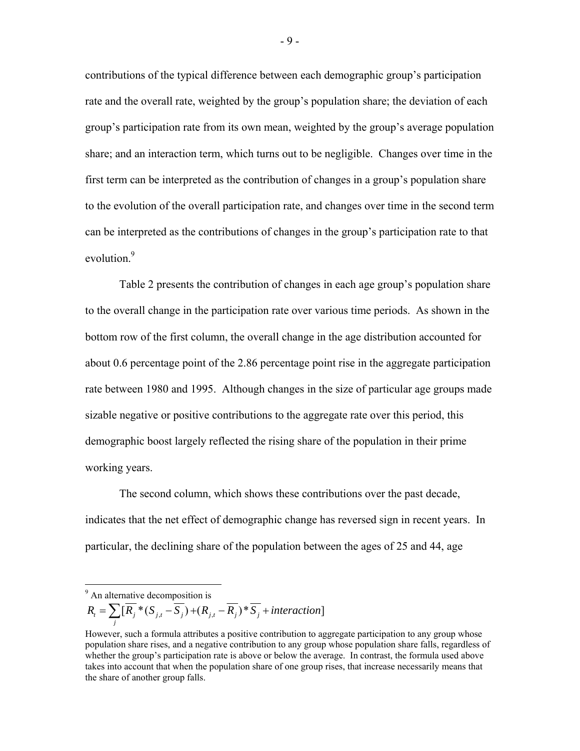contributions of the typical difference between each demographic group's participation rate and the overall rate, weighted by the group's population share; the deviation of each group's participation rate from its own mean, weighted by the group's average population share; and an interaction term, which turns out to be negligible. Changes over time in the first term can be interpreted as the contribution of changes in a group's population share to the evolution of the overall participation rate, and changes over time in the second term can be interpreted as the contributions of changes in the group's participation rate to that evolution.[9]

Table 2 presents the contribution of changes in each age group's population share to the overall change in the participation rate over various time periods. As shown in the bottom row of the first column, the overall change in the age distribution accounted for about 0.6 percentage point of the 2.86 percentage point rise in the aggregate participation rate between 1980 and 1995. Although changes in the size of particular age groups made sizable negative or positive contributions to the aggregate rate over this period, this demographic boost largely reflected the rising share of the population in their prime working years.

The second column, which shows these contributions over the past decade, indicates that the net effect of demographic change has reversed sign in recent years. In particular, the declining share of the population between the ages of 25 and 44, age

---

[9] An alternative decomposition is

$$R_t = \sum_j [\overline{R_j} * (S_{j,t} - \overline{S_j}) + (R_{j,t} - \overline{R_j}) * \overline{S_j} + interaction]$$

However, such a formula attributes a positive contribution to aggregate participation to any group whose population share rises, and a negative contribution to any group whose population share falls, regardless of whether the group's participation rate is above or below the average. In contrast, the formula used above takes into account that when the population share of one group rises, that increase necessarily means that the share of another group falls.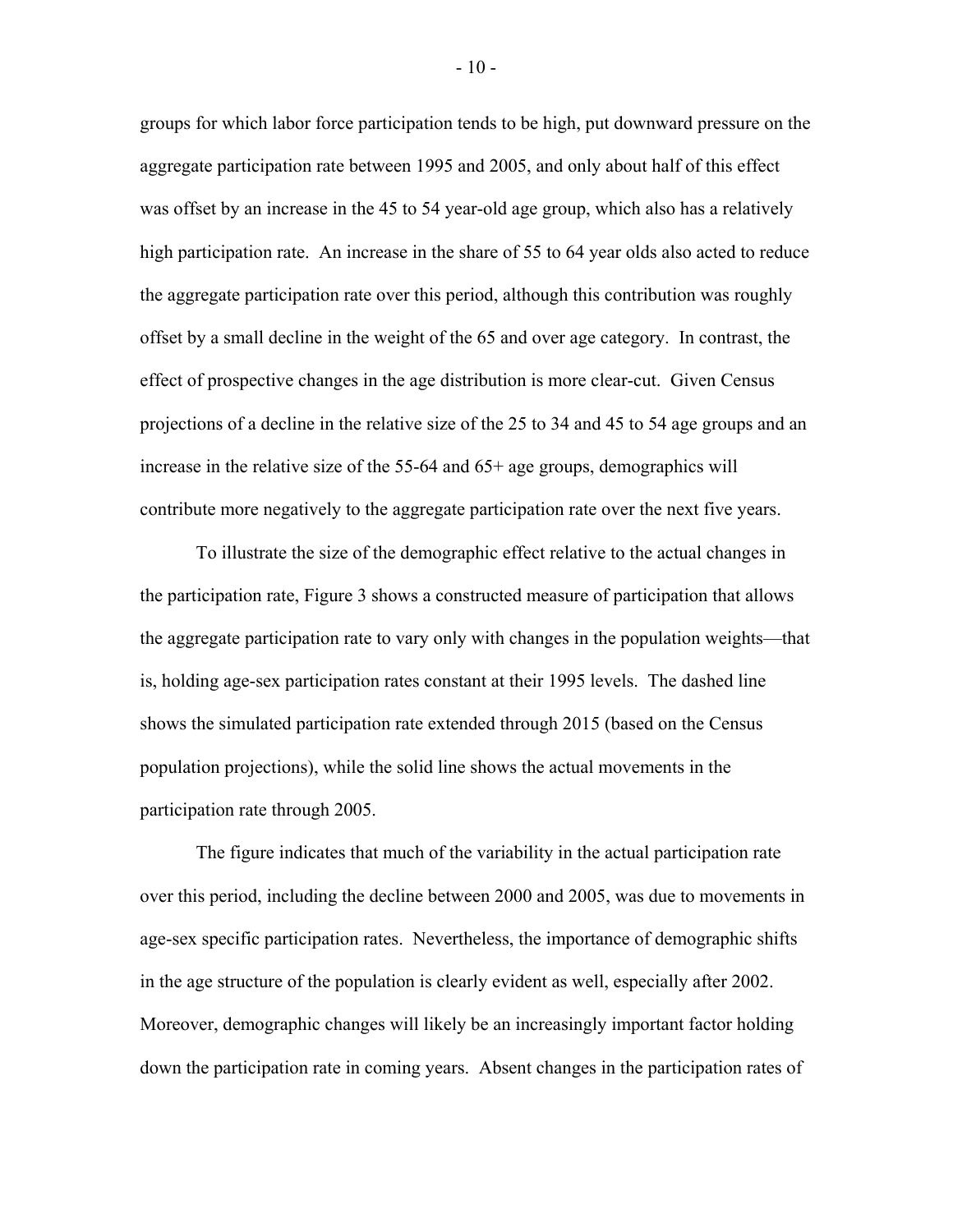groups for which labor force participation tends to be high, put downward pressure on the aggregate participation rate between 1995 and 2005, and only about half of this effect was offset by an increase in the 45 to 54 year-old age group, which also has a relatively high participation rate. An increase in the share of 55 to 64 year olds also acted to reduce the aggregate participation rate over this period, although this contribution was roughly offset by a small decline in the weight of the 65 and over age category. In contrast, the effect of prospective changes in the age distribution is more clear-cut. Given Census projections of a decline in the relative size of the 25 to 34 and 45 to 54 age groups and an increase in the relative size of the 55-64 and 65+ age groups, demographics will contribute more negatively to the aggregate participation rate over the next five years.

To illustrate the size of the demographic effect relative to the actual changes in the participation rate, Figure 3 shows a constructed measure of participation that allows the aggregate participation rate to vary only with changes in the population weights—that is, holding age-sex participation rates constant at their 1995 levels. The dashed line shows the simulated participation rate extended through 2015 (based on the Census population projections), while the solid line shows the actual movements in the participation rate through 2005.

The figure indicates that much of the variability in the actual participation rate over this period, including the decline between 2000 and 2005, was due to movements in age-sex specific participation rates. Nevertheless, the importance of demographic shifts in the age structure of the population is clearly evident as well, especially after 2002. Moreover, demographic changes will likely be an increasingly important factor holding down the participation rate in coming years. Absent changes in the participation rates of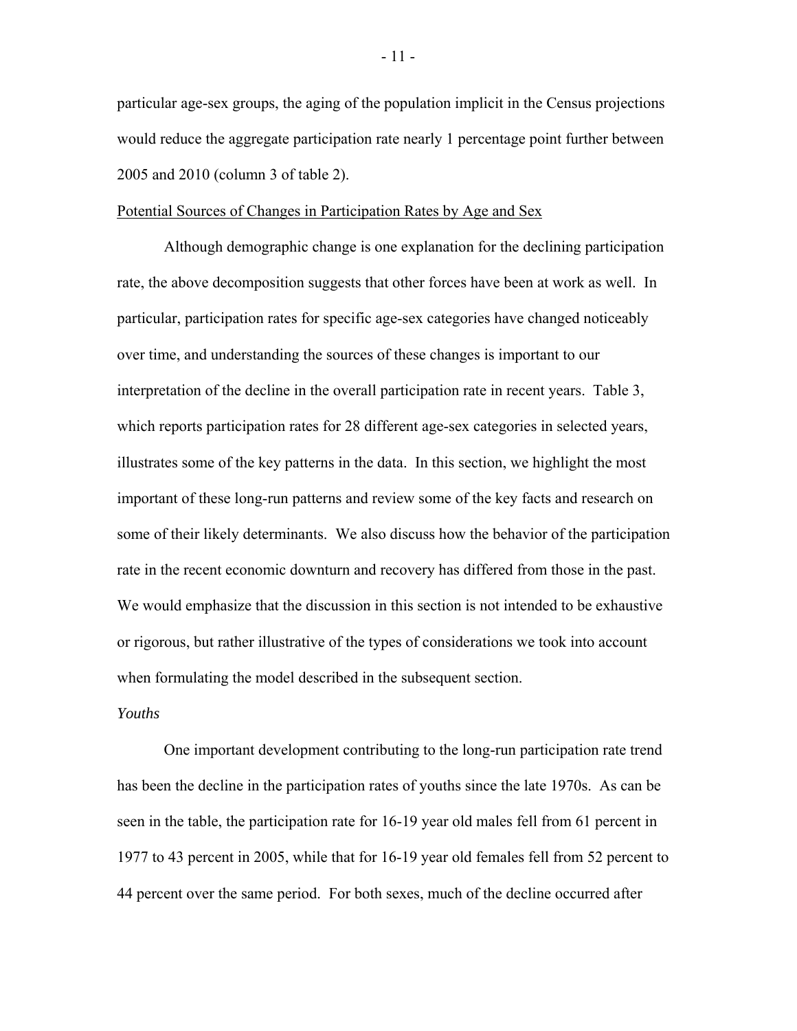particular age-sex groups, the aging of the population implicit in the Census projections would reduce the aggregate participation rate nearly 1 percentage point further between 2005 and 2010 (column 3 of table 2).

## Potential Sources of Changes in Participation Rates by Age and Sex

Although demographic change is one explanation for the declining participation rate, the above decomposition suggests that other forces have been at work as well. In particular, participation rates for specific age-sex categories have changed noticeably over time, and understanding the sources of these changes is important to our interpretation of the decline in the overall participation rate in recent years. Table 3, which reports participation rates for 28 different age-sex categories in selected years, illustrates some of the key patterns in the data. In this section, we highlight the most important of these long-run patterns and review some of the key facts and research on some of their likely determinants. We also discuss how the behavior of the participation rate in the recent economic downturn and recovery has differed from those in the past. We would emphasize that the discussion in this section is not intended to be exhaustive or rigorous, but rather illustrative of the types of considerations we took into account when formulating the model described in the subsequent section.

### *Youths*

One important development contributing to the long-run participation rate trend has been the decline in the participation rates of youths since the late 1970s. As can be seen in the table, the participation rate for 16-19 year old males fell from 61 percent in 1977 to 43 percent in 2005, while that for 16-19 year old females fell from 52 percent to 44 percent over the same period. For both sexes, much of the decline occurred after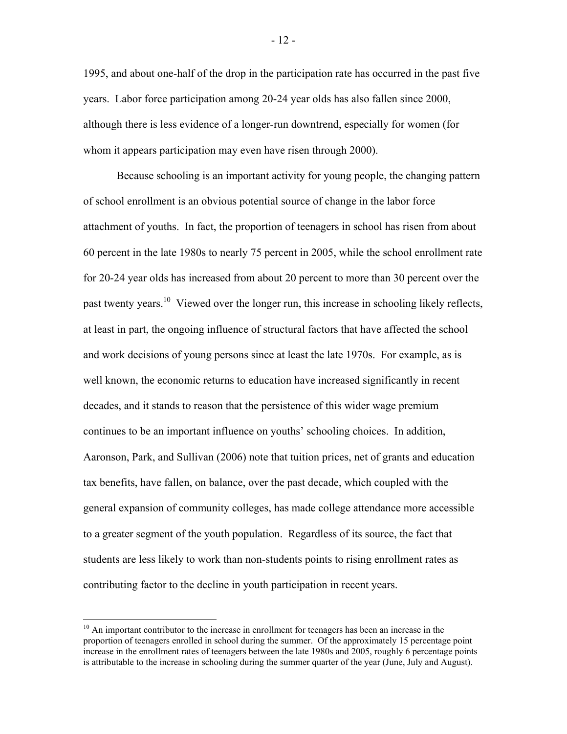1995, and about one-half of the drop in the participation rate has occurred in the past five years. Labor force participation among 20-24 year olds has also fallen since 2000, although there is less evidence of a longer-run downtrend, especially for women (for whom it appears participation may even have risen through 2000).

Because schooling is an important activity for young people, the changing pattern of school enrollment is an obvious potential source of change in the labor force attachment of youths. In fact, the proportion of teenagers in school has risen from about 60 percent in the late 1980s to nearly 75 percent in 2005, while the school enrollment rate for 20-24 year olds has increased from about 20 percent to more than 30 percent over the past twenty years.[10] Viewed over the longer run, this increase in schooling likely reflects, at least in part, the ongoing influence of structural factors that have affected the school and work decisions of young persons since at least the late 1970s. For example, as is well known, the economic returns to education have increased significantly in recent decades, and it stands to reason that the persistence of this wider wage premium continues to be an important influence on youths' schooling choices. In addition, Aaronson, Park, and Sullivan (2006) note that tuition prices, net of grants and education tax benefits, have fallen, on balance, over the past decade, which coupled with the general expansion of community colleges, has made college attendance more accessible to a greater segment of the youth population. Regardless of its source, the fact that students are less likely to work than non-students points to rising enrollment rates as contributing factor to the decline in youth participation in recent years.

[10] An important contributor to the increase in enrollment for teenagers has been an increase in the proportion of teenagers enrolled in school during the summer. Of the approximately 15 percentage point increase in the enrollment rates of teenagers between the late 1980s and 2005, roughly 6 percentage points is attributable to the increase in schooling during the summer quarter of the year (June, July and August).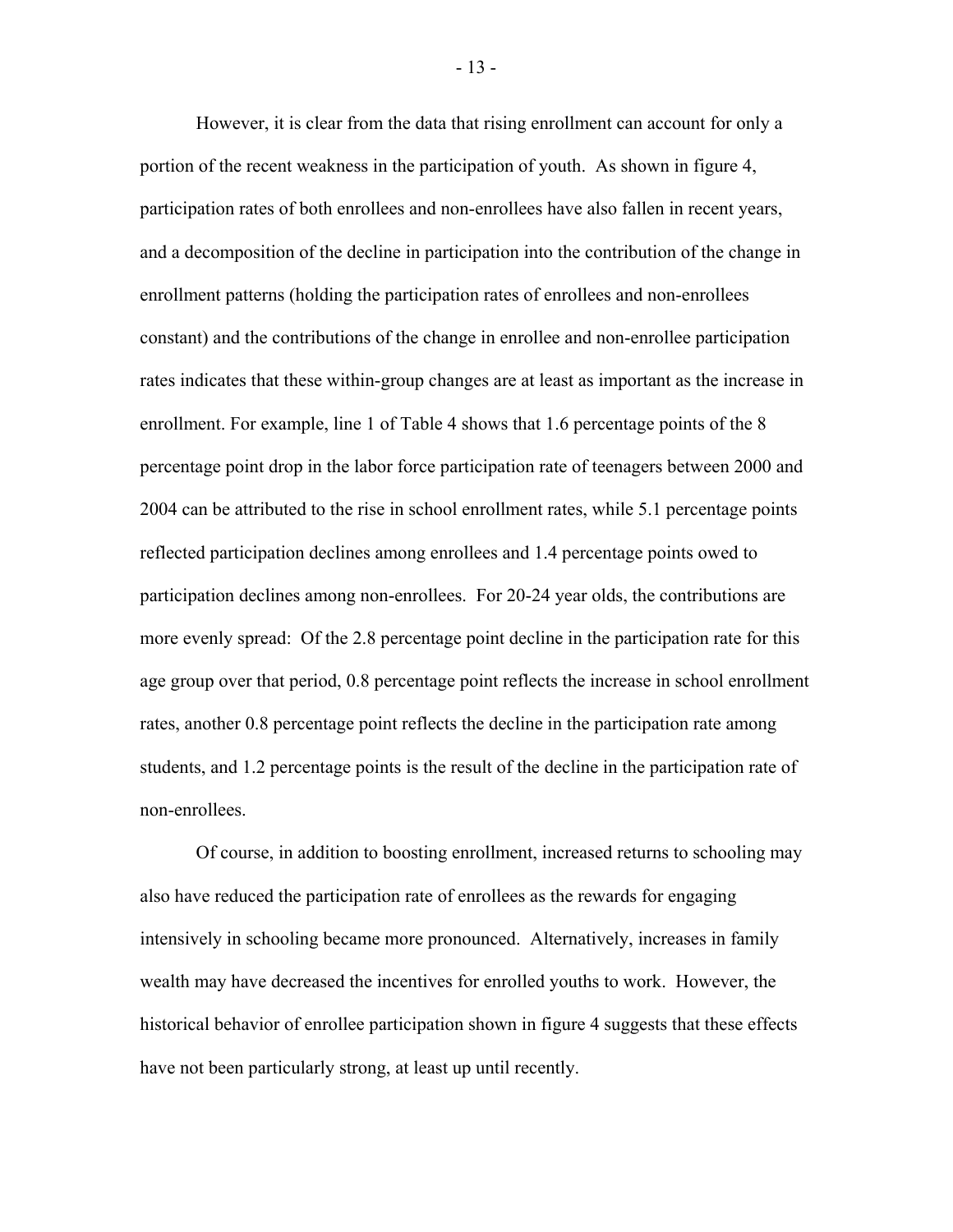However, it is clear from the data that rising enrollment can account for only a portion of the recent weakness in the participation of youth. As shown in figure 4, participation rates of both enrollees and non-enrollees have also fallen in recent years, and a decomposition of the decline in participation into the contribution of the change in enrollment patterns (holding the participation rates of enrollees and non-enrollees constant) and the contributions of the change in enrollee and non-enrollee participation rates indicates that these within-group changes are at least as important as the increase in enrollment. For example, line 1 of Table 4 shows that 1.6 percentage points of the 8 percentage point drop in the labor force participation rate of teenagers between 2000 and 2004 can be attributed to the rise in school enrollment rates, while 5.1 percentage points reflected participation declines among enrollees and 1.4 percentage points owed to participation declines among non-enrollees. For 20-24 year olds, the contributions are more evenly spread: Of the 2.8 percentage point decline in the participation rate for this age group over that period, 0.8 percentage point reflects the increase in school enrollment rates, another 0.8 percentage point reflects the decline in the participation rate among students, and 1.2 percentage points is the result of the decline in the participation rate of non-enrollees.

Of course, in addition to boosting enrollment, increased returns to schooling may also have reduced the participation rate of enrollees as the rewards for engaging intensively in schooling became more pronounced. Alternatively, increases in family wealth may have decreased the incentives for enrolled youths to work. However, the historical behavior of enrollee participation shown in figure 4 suggests that these effects have not been particularly strong, at least up until recently.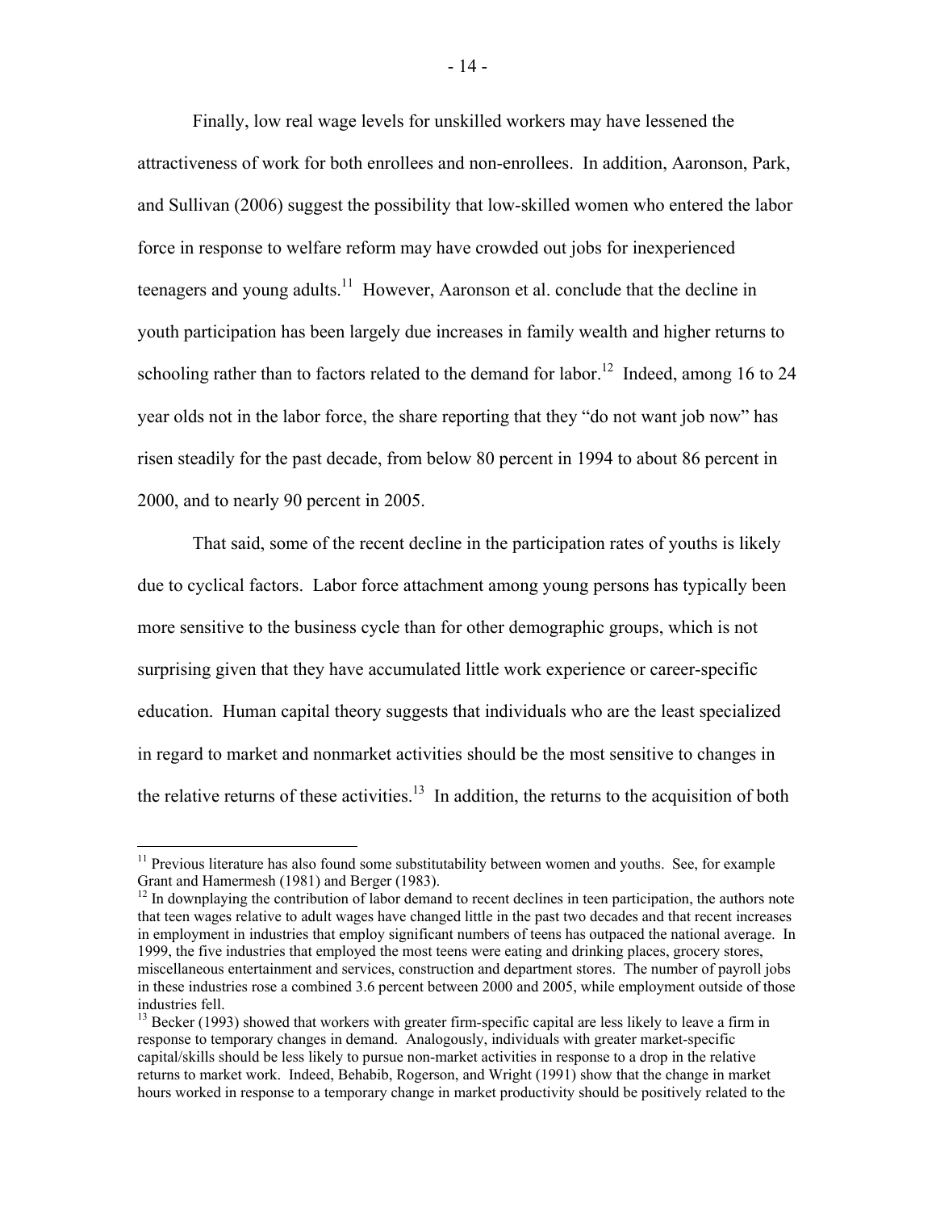Finally, low real wage levels for unskilled workers may have lessened the attractiveness of work for both enrollees and non-enrollees. In addition, Aaronson, Park, and Sullivan (2006) suggest the possibility that low-skilled women who entered the labor force in response to welfare reform may have crowded out jobs for inexperienced teenagers and young adults.[11] However, Aaronson et al. conclude that the decline in youth participation has been largely due increases in family wealth and higher returns to schooling rather than to factors related to the demand for labor.[12] Indeed, among 16 to 24 year olds not in the labor force, the share reporting that they "do not want job now" has risen steadily for the past decade, from below 80 percent in 1994 to about 86 percent in 2000, and to nearly 90 percent in 2005.

That said, some of the recent decline in the participation rates of youths is likely due to cyclical factors. Labor force attachment among young persons has typically been more sensitive to the business cycle than for other demographic groups, which is not surprising given that they have accumulated little work experience or career-specific education. Human capital theory suggests that individuals who are the least specialized in regard to market and nonmarket activities should be the most sensitive to changes in the relative returns of these activities.[13] In addition, the returns to the acquisition of both

---

[11] Previous literature has also found some substitutability between women and youths. See, for example Grant and Hamermesh (1981) and Berger (1983).

[12] In downplaying the contribution of labor demand to recent declines in teen participation, the authors note that teen wages relative to adult wages have changed little in the past two decades and that recent increases in employment in industries that employ significant numbers of teens has outpaced the national average. In 1999, the five industries that employed the most teens were eating and drinking places, grocery stores, miscellaneous entertainment and services, construction and department stores. The number of payroll jobs in these industries rose a combined 3.6 percent between 2000 and 2005, while employment outside of those industries fell.

[13] Becker (1993) showed that workers with greater firm-specific capital are less likely to leave a firm in response to temporary changes in demand. Analogously, individuals with greater market-specific capital/skills should be less likely to pursue non-market activities in response to a drop in the relative returns to market work. Indeed, Behabib, Rogerson, and Wright (1991) show that the change in market hours worked in response to a temporary change in market productivity should be positively related to the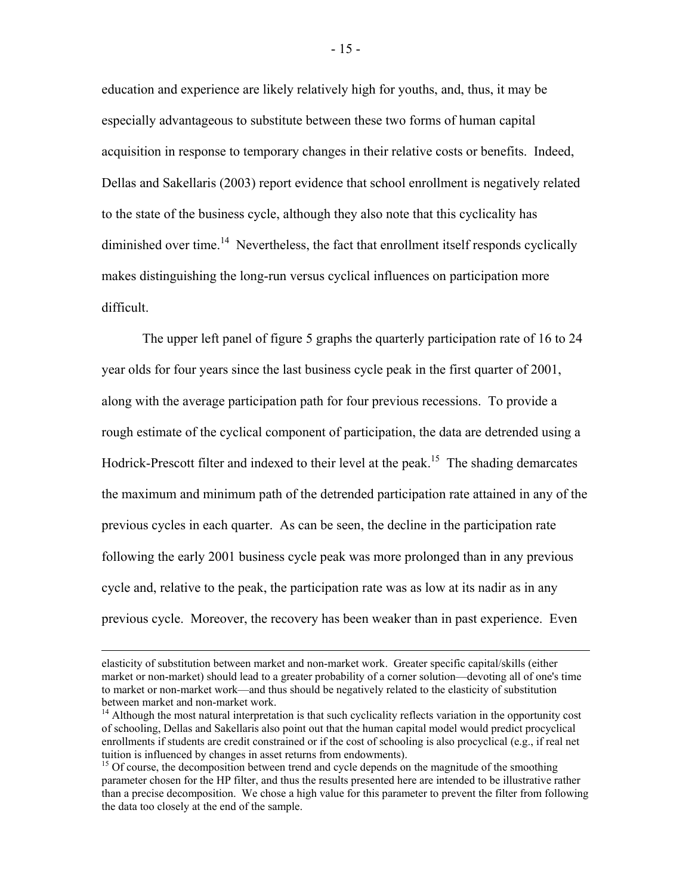education and experience are likely relatively high for youths, and, thus, it may be especially advantageous to substitute between these two forms of human capital acquisition in response to temporary changes in their relative costs or benefits. Indeed, Dellas and Sakellaris (2003) report evidence that school enrollment is negatively related to the state of the business cycle, although they also note that this cyclicality has diminished over time.[14] Nevertheless, the fact that enrollment itself responds cyclically makes distinguishing the long-run versus cyclical influences on participation more difficult.

The upper left panel of figure 5 graphs the quarterly participation rate of 16 to 24 year olds for four years since the last business cycle peak in the first quarter of 2001, along with the average participation path for four previous recessions. To provide a rough estimate of the cyclical component of participation, the data are detrended using a Hodrick-Prescott filter and indexed to their level at the peak.[15] The shading demarcates the maximum and minimum path of the detrended participation rate attained in any of the previous cycles in each quarter. As can be seen, the decline in the participation rate following the early 2001 business cycle peak was more prolonged than in any previous cycle and, relative to the peak, the participation rate was as low at its nadir as in any previous cycle. Moreover, the recovery has been weaker than in past experience. Even

---

elasticity of substitution between market and non-market work. Greater specific capital/skills (either market or non-market) should lead to a greater probability of a corner solution—devoting all of one's time to market or non-market work—and thus should be negatively related to the elasticity of substitution between market and non-market work.

[14] Although the most natural interpretation is that such cyclicality reflects variation in the opportunity cost of schooling, Dellas and Sakellaris also point out that the human capital model would predict procyclical enrollments if students are credit constrained or if the cost of schooling is also procyclical (e.g., if real net tuition is influenced by changes in asset returns from endowments).

[15] Of course, the decomposition between trend and cycle depends on the magnitude of the smoothing parameter chosen for the HP filter, and thus the results presented here are intended to be illustrative rather than a precise decomposition. We chose a high value for this parameter to prevent the filter from following the data too closely at the end of the sample.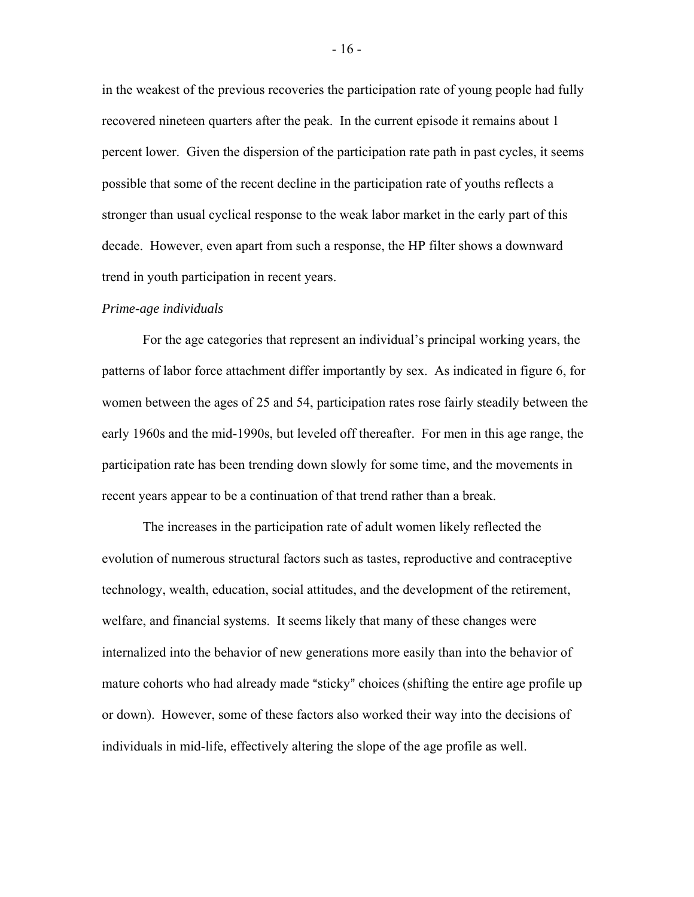in the weakest of the previous recoveries the participation rate of young people had fully recovered nineteen quarters after the peak. In the current episode it remains about 1 percent lower. Given the dispersion of the participation rate path in past cycles, it seems possible that some of the recent decline in the participation rate of youths reflects a stronger than usual cyclical response to the weak labor market in the early part of this decade. However, even apart from such a response, the HP filter shows a downward trend in youth participation in recent years.

*Prime-age individuals*

For the age categories that represent an individual's principal working years, the patterns of labor force attachment differ importantly by sex. As indicated in figure 6, for women between the ages of 25 and 54, participation rates rose fairly steadily between the early 1960s and the mid-1990s, but leveled off thereafter. For men in this age range, the participation rate has been trending down slowly for some time, and the movements in recent years appear to be a continuation of that trend rather than a break.

The increases in the participation rate of adult women likely reflected the evolution of numerous structural factors such as tastes, reproductive and contraceptive technology, wealth, education, social attitudes, and the development of the retirement, welfare, and financial systems. It seems likely that many of these changes were internalized into the behavior of new generations more easily than into the behavior of mature cohorts who had already made "sticky" choices (shifting the entire age profile up or down). However, some of these factors also worked their way into the decisions of individuals in mid-life, effectively altering the slope of the age profile as well.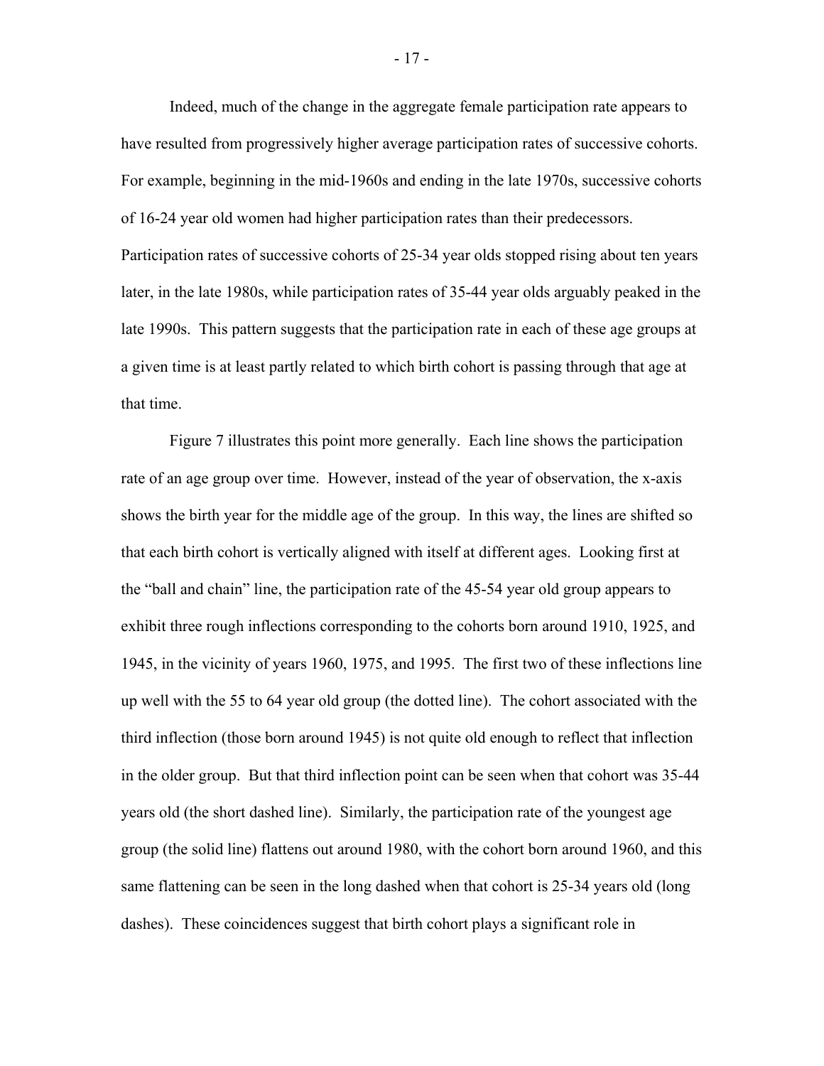Indeed, much of the change in the aggregate female participation rate appears to have resulted from progressively higher average participation rates of successive cohorts. For example, beginning in the mid-1960s and ending in the late 1970s, successive cohorts of 16-24 year old women had higher participation rates than their predecessors. Participation rates of successive cohorts of 25-34 year olds stopped rising about ten years later, in the late 1980s, while participation rates of 35-44 year olds arguably peaked in the late 1990s. This pattern suggests that the participation rate in each of these age groups at a given time is at least partly related to which birth cohort is passing through that age at that time.

Figure 7 illustrates this point more generally. Each line shows the participation rate of an age group over time. However, instead of the year of observation, the x-axis shows the birth year for the middle age of the group. In this way, the lines are shifted so that each birth cohort is vertically aligned with itself at different ages. Looking first at the "ball and chain" line, the participation rate of the 45-54 year old group appears to exhibit three rough inflections corresponding to the cohorts born around 1910, 1925, and 1945, in the vicinity of years 1960, 1975, and 1995. The first two of these inflections line up well with the 55 to 64 year old group (the dotted line). The cohort associated with the third inflection (those born around 1945) is not quite old enough to reflect that inflection in the older group. But that third inflection point can be seen when that cohort was 35-44 years old (the short dashed line). Similarly, the participation rate of the youngest age group (the solid line) flattens out around 1980, with the cohort born around 1960, and this same flattening can be seen in the long dashed when that cohort is 25-34 years old (long dashes). These coincidences suggest that birth cohort plays a significant role in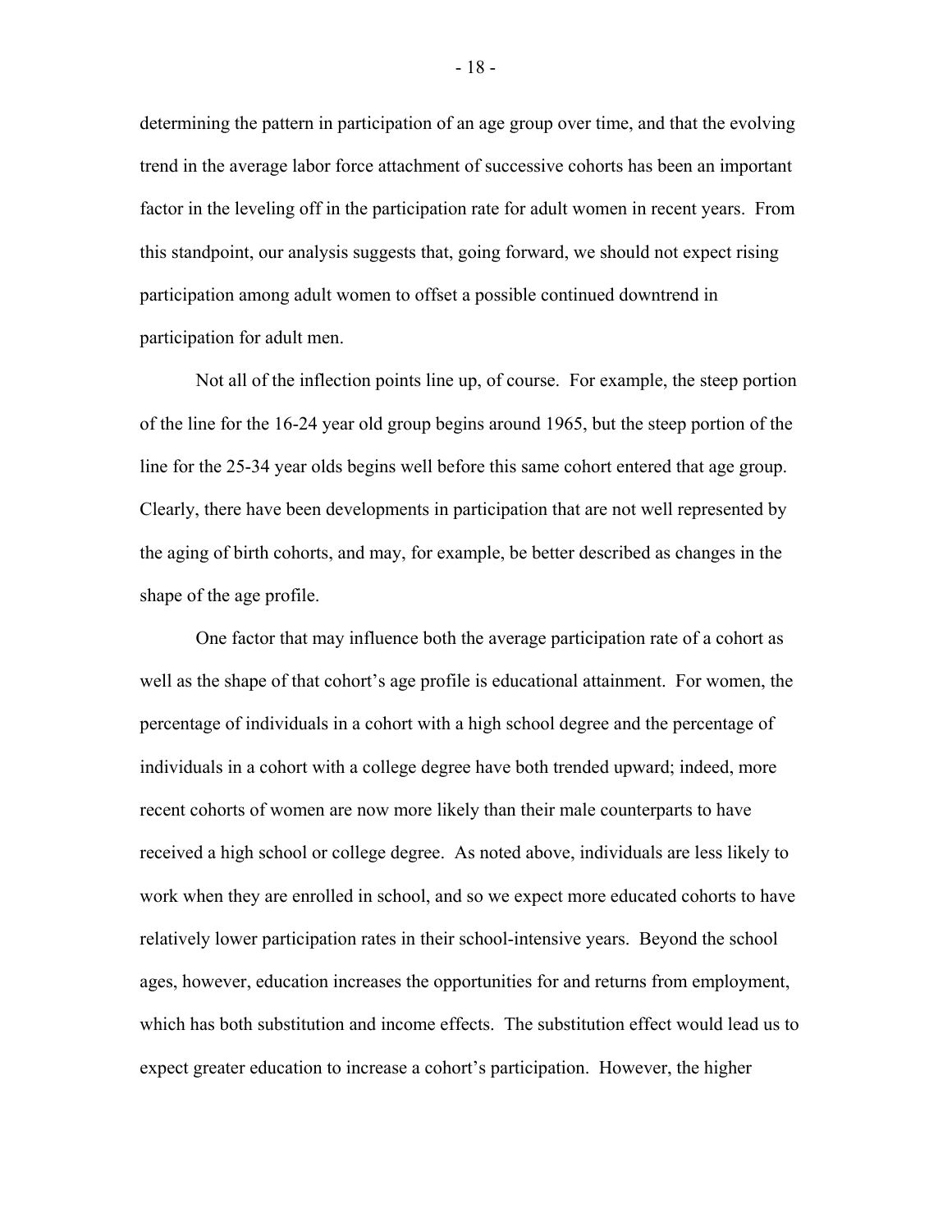determining the pattern in participation of an age group over time, and that the evolving trend in the average labor force attachment of successive cohorts has been an important factor in the leveling off in the participation rate for adult women in recent years. From this standpoint, our analysis suggests that, going forward, we should not expect rising participation among adult women to offset a possible continued downtrend in participation for adult men.

Not all of the inflection points line up, of course. For example, the steep portion of the line for the 16-24 year old group begins around 1965, but the steep portion of the line for the 25-34 year olds begins well before this same cohort entered that age group. Clearly, there have been developments in participation that are not well represented by the aging of birth cohorts, and may, for example, be better described as changes in the shape of the age profile.

One factor that may influence both the average participation rate of a cohort as well as the shape of that cohort's age profile is educational attainment. For women, the percentage of individuals in a cohort with a high school degree and the percentage of individuals in a cohort with a college degree have both trended upward; indeed, more recent cohorts of women are now more likely than their male counterparts to have received a high school or college degree. As noted above, individuals are less likely to work when they are enrolled in school, and so we expect more educated cohorts to have relatively lower participation rates in their school-intensive years. Beyond the school ages, however, education increases the opportunities for and returns from employment, which has both substitution and income effects. The substitution effect would lead us to expect greater education to increase a cohort's participation. However, the higher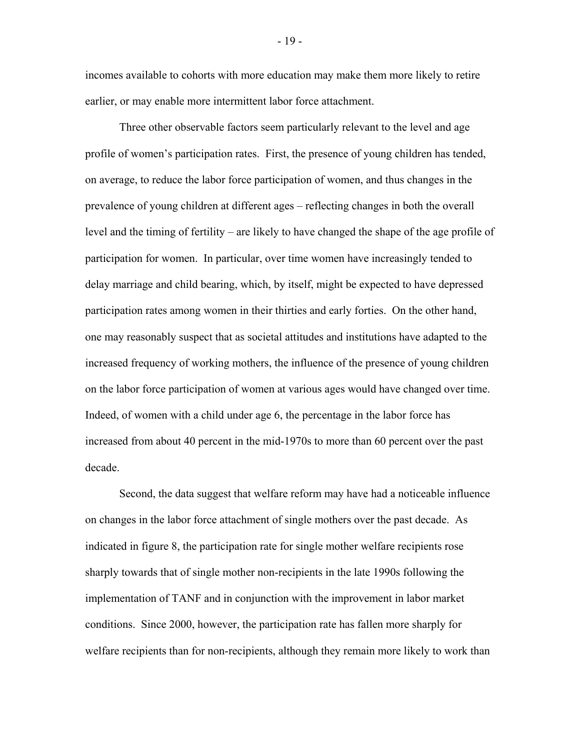incomes available to cohorts with more education may make them more likely to retire earlier, or may enable more intermittent labor force attachment.

Three other observable factors seem particularly relevant to the level and age profile of women's participation rates. First, the presence of young children has tended, on average, to reduce the labor force participation of women, and thus changes in the prevalence of young children at different ages – reflecting changes in both the overall level and the timing of fertility – are likely to have changed the shape of the age profile of participation for women. In particular, over time women have increasingly tended to delay marriage and child bearing, which, by itself, might be expected to have depressed participation rates among women in their thirties and early forties. On the other hand, one may reasonably suspect that as societal attitudes and institutions have adapted to the increased frequency of working mothers, the influence of the presence of young children on the labor force participation of women at various ages would have changed over time. Indeed, of women with a child under age 6, the percentage in the labor force has increased from about 40 percent in the mid-1970s to more than 60 percent over the past decade.

Second, the data suggest that welfare reform may have had a noticeable influence on changes in the labor force attachment of single mothers over the past decade. As indicated in figure 8, the participation rate for single mother welfare recipients rose sharply towards that of single mother non-recipients in the late 1990s following the implementation of TANF and in conjunction with the improvement in labor market conditions. Since 2000, however, the participation rate has fallen more sharply for welfare recipients than for non-recipients, although they remain more likely to work than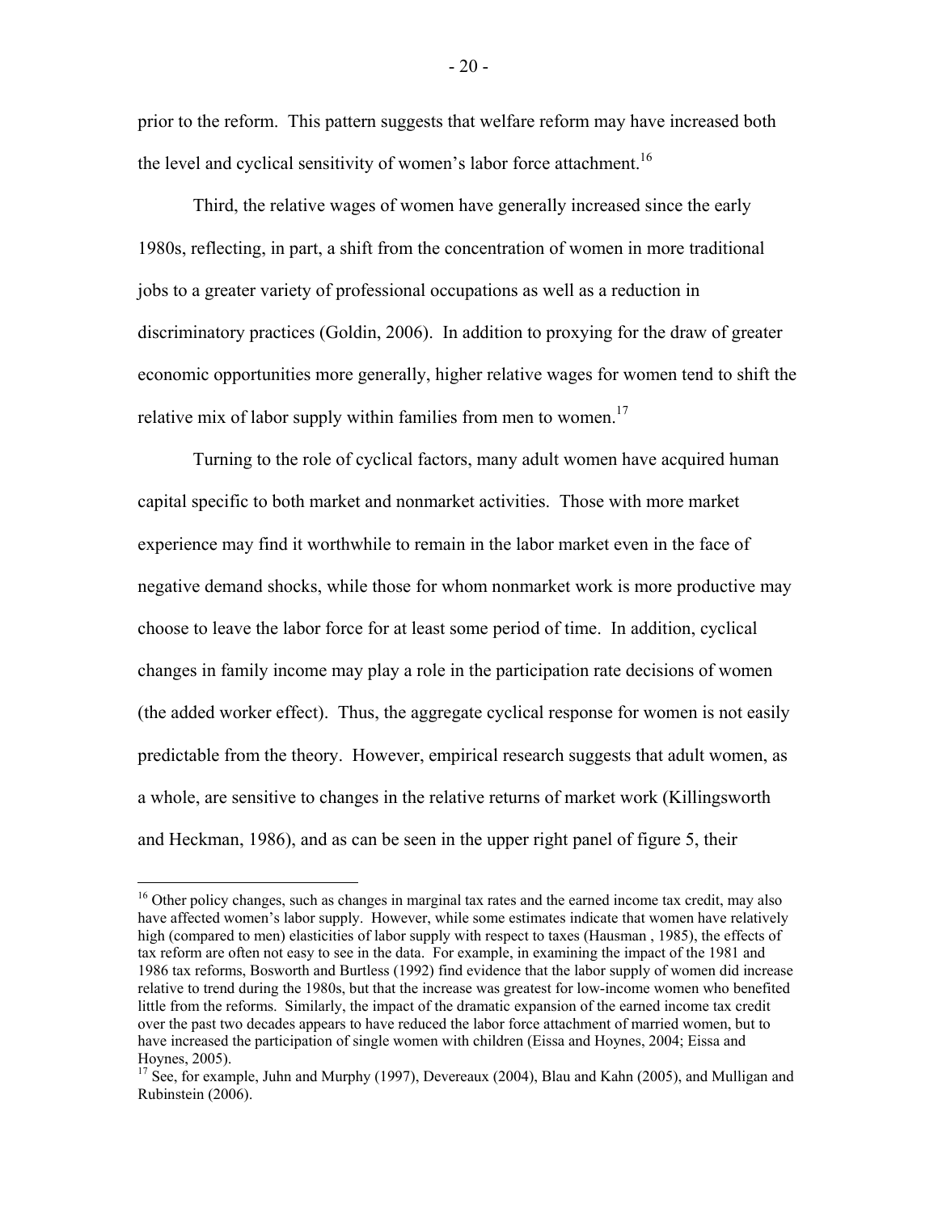prior to the reform. This pattern suggests that welfare reform may have increased both the level and cyclical sensitivity of women's labor force attachment.[16]

Third, the relative wages of women have generally increased since the early 1980s, reflecting, in part, a shift from the concentration of women in more traditional jobs to a greater variety of professional occupations as well as a reduction in discriminatory practices (Goldin, 2006). In addition to proxying for the draw of greater economic opportunities more generally, higher relative wages for women tend to shift the relative mix of labor supply within families from men to women.[17]

Turning to the role of cyclical factors, many adult women have acquired human capital specific to both market and nonmarket activities. Those with more market experience may find it worthwhile to remain in the labor market even in the face of negative demand shocks, while those for whom nonmarket work is more productive may choose to leave the labor force for at least some period of time. In addition, cyclical changes in family income may play a role in the participation rate decisions of women (the added worker effect). Thus, the aggregate cyclical response for women is not easily predictable from the theory. However, empirical research suggests that adult women, as a whole, are sensitive to changes in the relative returns of market work (Killingsworth and Heckman, 1986), and as can be seen in the upper right panel of figure 5, their

---

[16] Other policy changes, such as changes in marginal tax rates and the earned income tax credit, may also have affected women's labor supply. However, while some estimates indicate that women have relatively high (compared to men) elasticities of labor supply with respect to taxes (Hausman , 1985), the effects of tax reform are often not easy to see in the data. For example, in examining the impact of the 1981 and 1986 tax reforms, Bosworth and Burtless (1992) find evidence that the labor supply of women did increase relative to trend during the 1980s, but that the increase was greatest for low-income women who benefited little from the reforms. Similarly, the impact of the dramatic expansion of the earned income tax credit over the past two decades appears to have reduced the labor force attachment of married women, but to have increased the participation of single women with children (Eissa and Hoynes, 2004; Eissa and Hoynes, 2005).

[17] See, for example, Juhn and Murphy (1997), Devereaux (2004), Blau and Kahn (2005), and Mulligan and Rubinstein (2006).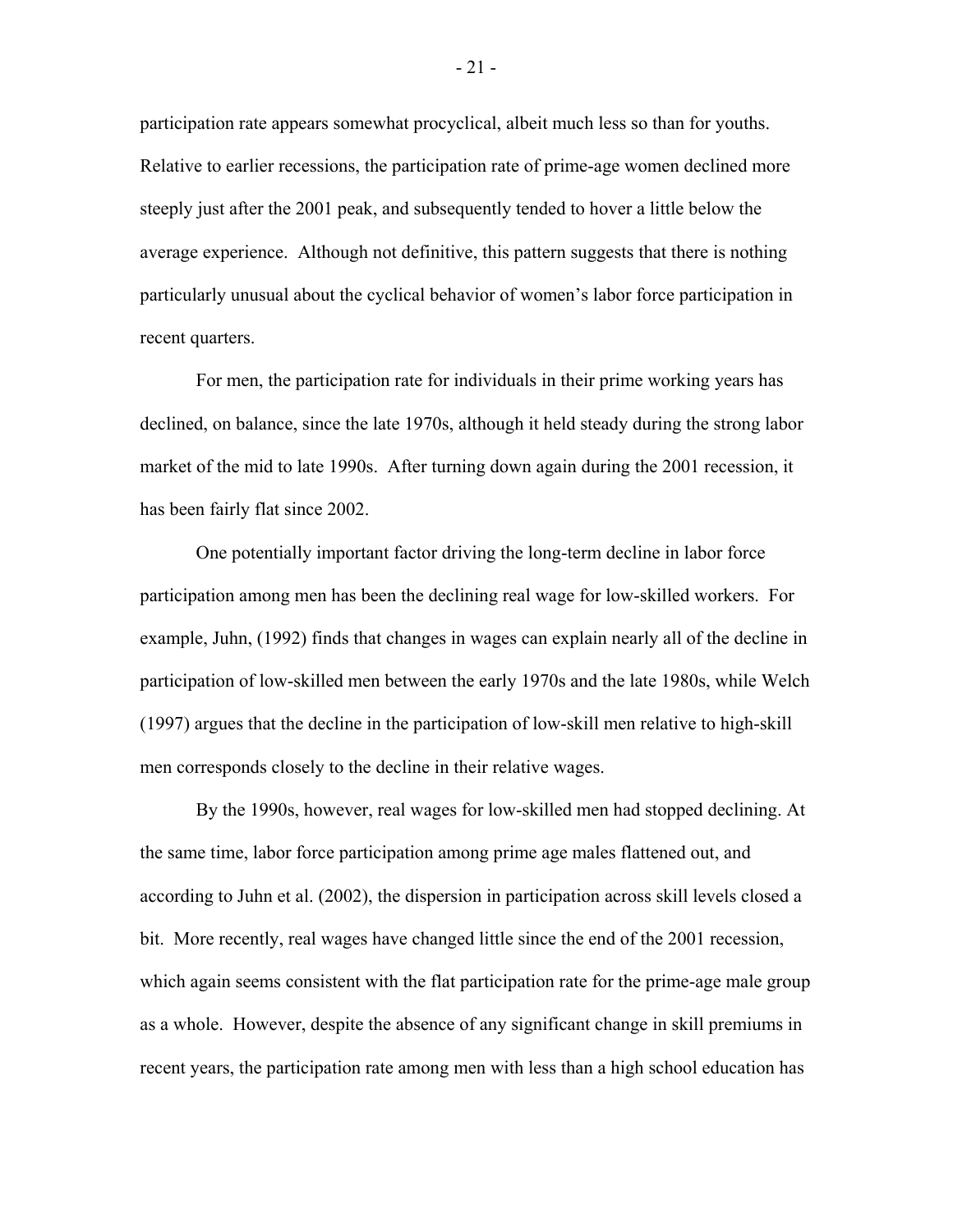participation rate appears somewhat procyclical, albeit much less so than for youths. Relative to earlier recessions, the participation rate of prime-age women declined more steeply just after the 2001 peak, and subsequently tended to hover a little below the average experience. Although not definitive, this pattern suggests that there is nothing particularly unusual about the cyclical behavior of women's labor force participation in recent quarters.

For men, the participation rate for individuals in their prime working years has declined, on balance, since the late 1970s, although it held steady during the strong labor market of the mid to late 1990s. After turning down again during the 2001 recession, it has been fairly flat since 2002.

One potentially important factor driving the long-term decline in labor force participation among men has been the declining real wage for low-skilled workers. For example, Juhn, (1992) finds that changes in wages can explain nearly all of the decline in participation of low-skilled men between the early 1970s and the late 1980s, while Welch (1997) argues that the decline in the participation of low-skill men relative to high-skill men corresponds closely to the decline in their relative wages.

By the 1990s, however, real wages for low-skilled men had stopped declining. At the same time, labor force participation among prime age males flattened out, and according to Juhn et al. (2002), the dispersion in participation across skill levels closed a bit. More recently, real wages have changed little since the end of the 2001 recession, which again seems consistent with the flat participation rate for the prime-age male group as a whole. However, despite the absence of any significant change in skill premiums in recent years, the participation rate among men with less than a high school education has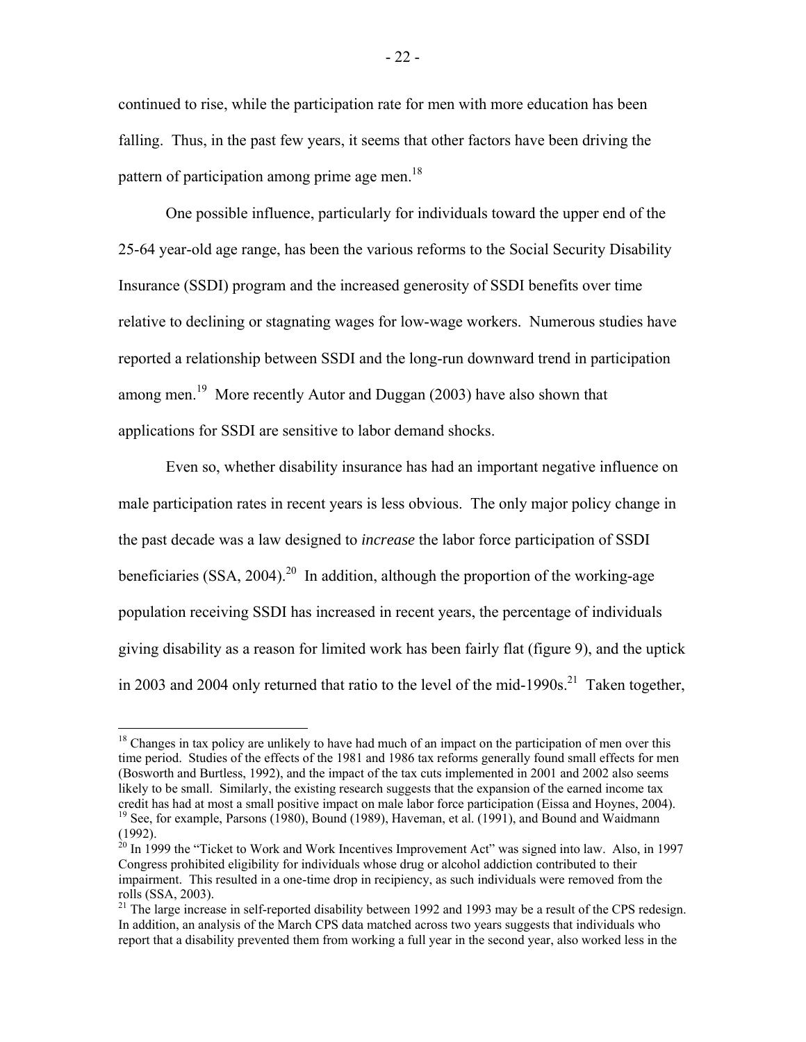continued to rise, while the participation rate for men with more education has been falling. Thus, in the past few years, it seems that other factors have been driving the pattern of participation among prime age men.[18]

One possible influence, particularly for individuals toward the upper end of the 25-64 year-old age range, has been the various reforms to the Social Security Disability Insurance (SSDI) program and the increased generosity of SSDI benefits over time relative to declining or stagnating wages for low-wage workers. Numerous studies have reported a relationship between SSDI and the long-run downward trend in participation among men.[19] More recently Autor and Duggan (2003) have also shown that applications for SSDI are sensitive to labor demand shocks.

Even so, whether disability insurance has had an important negative influence on male participation rates in recent years is less obvious. The only major policy change in the past decade was a law designed to *increase* the labor force participation of SSDI beneficiaries (SSA, 2004).[20] In addition, although the proportion of the working-age population receiving SSDI has increased in recent years, the percentage of individuals giving disability as a reason for limited work has been fairly flat (figure 9), and the uptick in 2003 and 2004 only returned that ratio to the level of the mid-1990s.[21] Taken together,

---

[18] Changes in tax policy are unlikely to have had much of an impact on the participation of men over this time period. Studies of the effects of the 1981 and 1986 tax reforms generally found small effects for men (Bosworth and Burtless, 1992), and the impact of the tax cuts implemented in 2001 and 2002 also seems likely to be small. Similarly, the existing research suggests that the expansion of the earned income tax credit has had at most a small positive impact on male labor force participation (Eissa and Hoynes, 2004).

[19] See, for example, Parsons (1980), Bound (1989), Haveman, et al. (1991), and Bound and Waidmann (1992).

[20] In 1999 the "Ticket to Work and Work Incentives Improvement Act" was signed into law. Also, in 1997 Congress prohibited eligibility for individuals whose drug or alcohol addiction contributed to their impairment. This resulted in a one-time drop in recipiency, as such individuals were removed from the rolls (SSA, 2003).

[21] The large increase in self-reported disability between 1992 and 1993 may be a result of the CPS redesign. In addition, an analysis of the March CPS data matched across two years suggests that individuals who report that a disability prevented them from working a full year in the second year, also worked less in the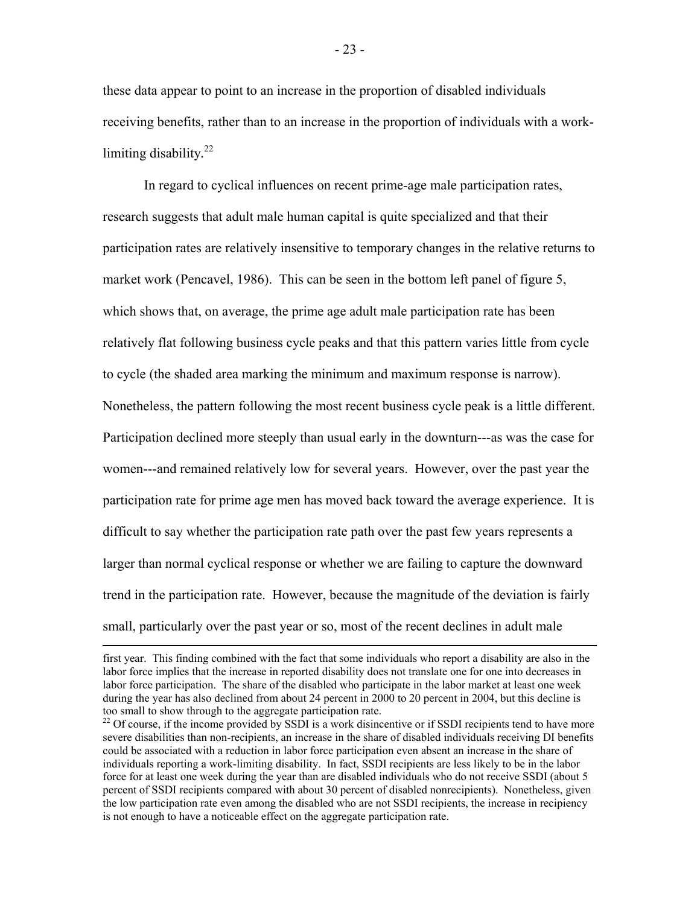these data appear to point to an increase in the proportion of disabled individuals receiving benefits, rather than to an increase in the proportion of individuals with a work-limiting disability.[22]

In regard to cyclical influences on recent prime-age male participation rates, research suggests that adult male human capital is quite specialized and that their participation rates are relatively insensitive to temporary changes in the relative returns to market work (Pencavel, 1986). This can be seen in the bottom left panel of figure 5, which shows that, on average, the prime age adult male participation rate has been relatively flat following business cycle peaks and that this pattern varies little from cycle to cycle (the shaded area marking the minimum and maximum response is narrow). Nonetheless, the pattern following the most recent business cycle peak is a little different. Participation declined more steeply than usual early in the downturn---as was the case for women---and remained relatively low for several years. However, over the past year the participation rate for prime age men has moved back toward the average experience. It is difficult to say whether the participation rate path over the past few years represents a larger than normal cyclical response or whether we are failing to capture the downward trend in the participation rate. However, because the magnitude of the deviation is fairly small, particularly over the past year or so, most of the recent declines in adult male

---

first year. This finding combined with the fact that some individuals who report a disability are also in the labor force implies that the increase in reported disability does not translate one for one into decreases in labor force participation. The share of the disabled who participate in the labor market at least one week during the year has also declined from about 24 percent in 2000 to 20 percent in 2004, but this decline is too small to show through to the aggregate participation rate.

[22] Of course, if the income provided by SSDI is a work disincentive or if SSDI recipients tend to have more severe disabilities than non-recipients, an increase in the share of disabled individuals receiving DI benefits could be associated with a reduction in labor force participation even absent an increase in the share of individuals reporting a work-limiting disability. In fact, SSDI recipients are less likely to be in the labor force for at least one week during the year than are disabled individuals who do not receive SSDI (about 5 percent of SSDI recipients compared with about 30 percent of disabled nonrecipients). Nonetheless, given the low participation rate even among the disabled who are not SSDI recipients, the increase in recipiency is not enough to have a noticeable effect on the aggregate participation rate.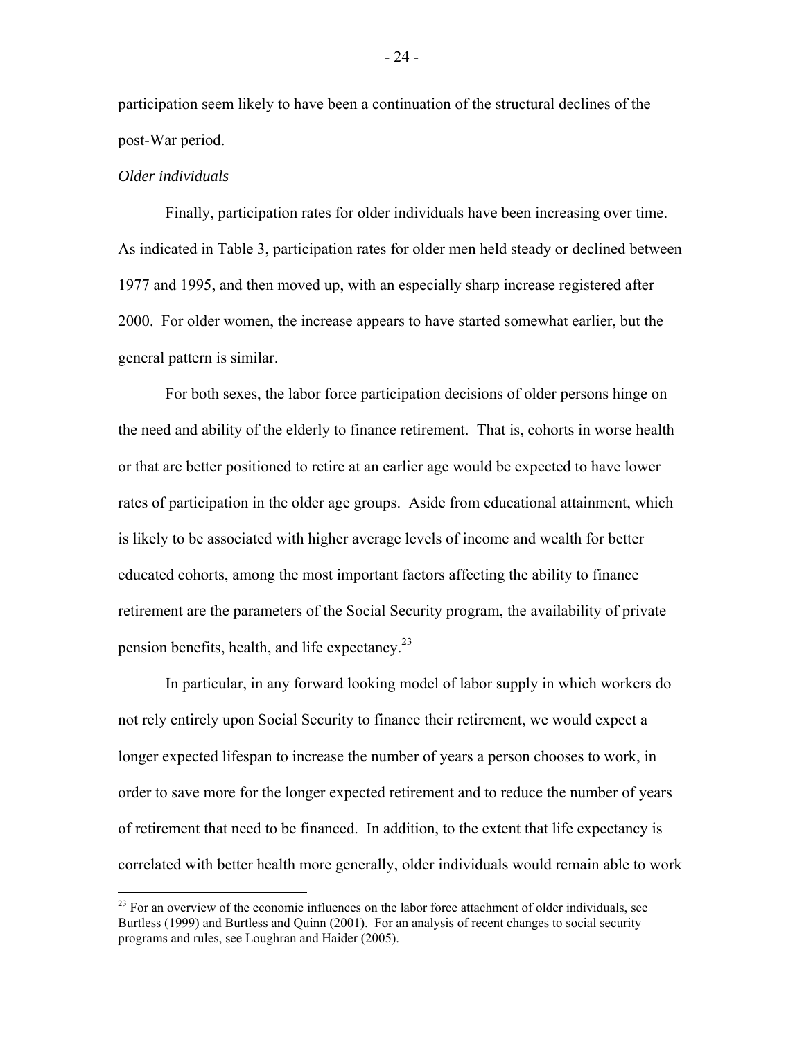participation seem likely to have been a continuation of the structural declines of the post-War period.

*Older individuals*

Finally, participation rates for older individuals have been increasing over time. As indicated in Table 3, participation rates for older men held steady or declined between 1977 and 1995, and then moved up, with an especially sharp increase registered after 2000. For older women, the increase appears to have started somewhat earlier, but the general pattern is similar.

For both sexes, the labor force participation decisions of older persons hinge on the need and ability of the elderly to finance retirement. That is, cohorts in worse health or that are better positioned to retire at an earlier age would be expected to have lower rates of participation in the older age groups. Aside from educational attainment, which is likely to be associated with higher average levels of income and wealth for better educated cohorts, among the most important factors affecting the ability to finance retirement are the parameters of the Social Security program, the availability of private pension benefits, health, and life expectancy.[23]

In particular, in any forward looking model of labor supply in which workers do not rely entirely upon Social Security to finance their retirement, we would expect a longer expected lifespan to increase the number of years a person chooses to work, in order to save more for the longer expected retirement and to reduce the number of years of retirement that need to be financed. In addition, to the extent that life expectancy is correlated with better health more generally, older individuals would remain able to work

[23] For an overview of the economic influences on the labor force attachment of older individuals, see Burtless (1999) and Burtless and Quinn (2001). For an analysis of recent changes to social security programs and rules, see Loughran and Haider (2005).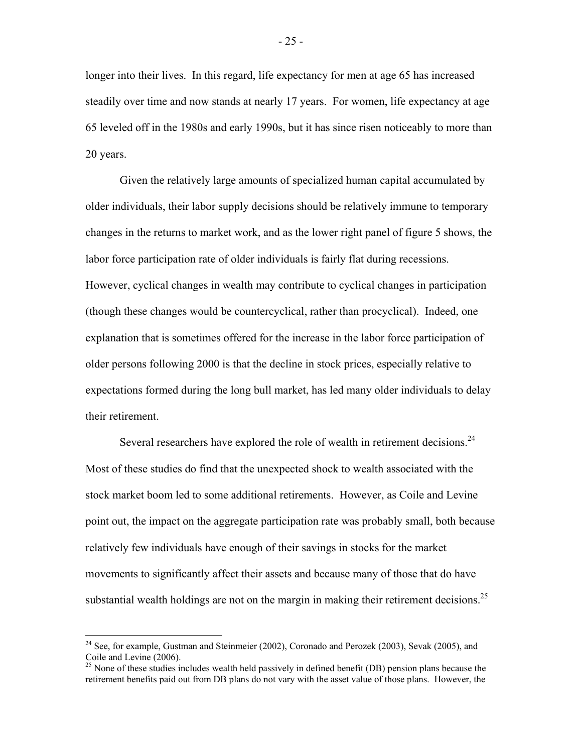longer into their lives. In this regard, life expectancy for men at age 65 has increased steadily over time and now stands at nearly 17 years. For women, life expectancy at age 65 leveled off in the 1980s and early 1990s, but it has since risen noticeably to more than 20 years.

Given the relatively large amounts of specialized human capital accumulated by older individuals, their labor supply decisions should be relatively immune to temporary changes in the returns to market work, and as the lower right panel of figure 5 shows, the labor force participation rate of older individuals is fairly flat during recessions. However, cyclical changes in wealth may contribute to cyclical changes in participation (though these changes would be countercyclical, rather than procyclical). Indeed, one explanation that is sometimes offered for the increase in the labor force participation of older persons following 2000 is that the decline in stock prices, especially relative to expectations formed during the long bull market, has led many older individuals to delay their retirement.

Several researchers have explored the role of wealth in retirement decisions.[24] Most of these studies do find that the unexpected shock to wealth associated with the stock market boom led to some additional retirements. However, as Coile and Levine point out, the impact on the aggregate participation rate was probably small, both because relatively few individuals have enough of their savings in stocks for the market movements to significantly affect their assets and because many of those that do have substantial wealth holdings are not on the margin in making their retirement decisions.[25]

---

[24] See, for example, Gustman and Steinmeier (2002), Coronado and Perozek (2003), Sevak (2005), and Coile and Levine (2006).

[25] None of these studies includes wealth held passively in defined benefit (DB) pension plans because the retirement benefits paid out from DB plans do not vary with the asset value of those plans. However, the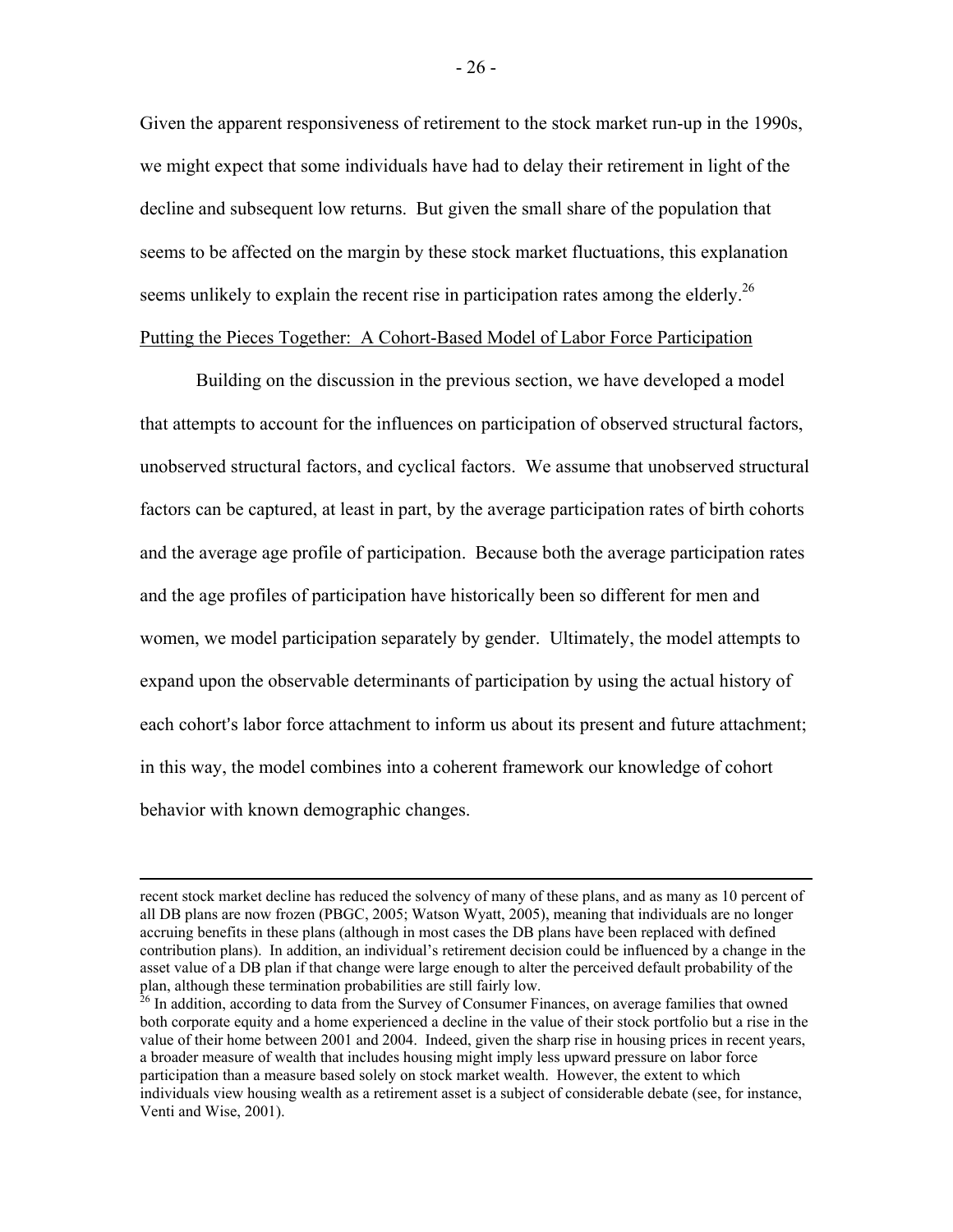Given the apparent responsiveness of retirement to the stock market run-up in the 1990s, we might expect that some individuals have had to delay their retirement in light of the decline and subsequent low returns. But given the small share of the population that seems to be affected on the margin by these stock market fluctuations, this explanation seems unlikely to explain the recent rise in participation rates among the elderly.[26]

## Putting the Pieces Together: A Cohort-Based Model of Labor Force Participation

Building on the discussion in the previous section, we have developed a model that attempts to account for the influences on participation of observed structural factors, unobserved structural factors, and cyclical factors. We assume that unobserved structural factors can be captured, at least in part, by the average participation rates of birth cohorts and the average age profile of participation. Because both the average participation rates and the age profiles of participation have historically been so different for men and women, we model participation separately by gender. Ultimately, the model attempts to expand upon the observable determinants of participation by using the actual history of each cohort's labor force attachment to inform us about its present and future attachment; in this way, the model combines into a coherent framework our knowledge of cohort behavior with known demographic changes.

---

recent stock market decline has reduced the solvency of many of these plans, and as many as 10 percent of all DB plans are now frozen (PBGC, 2005; Watson Wyatt, 2005), meaning that individuals are no longer accruing benefits in these plans (although in most cases the DB plans have been replaced with defined contribution plans). In addition, an individual's retirement decision could be influenced by a change in the asset value of a DB plan if that change were large enough to alter the perceived default probability of the plan, although these termination probabilities are still fairly low.

[26] In addition, according to data from the Survey of Consumer Finances, on average families that owned both corporate equity and a home experienced a decline in the value of their stock portfolio but a rise in the value of their home between 2001 and 2004. Indeed, given the sharp rise in housing prices in recent years, a broader measure of wealth that includes housing might imply less upward pressure on labor force participation than a measure based solely on stock market wealth. However, the extent to which individuals view housing wealth as a retirement asset is a subject of considerable debate (see, for instance, Venti and Wise, 2001).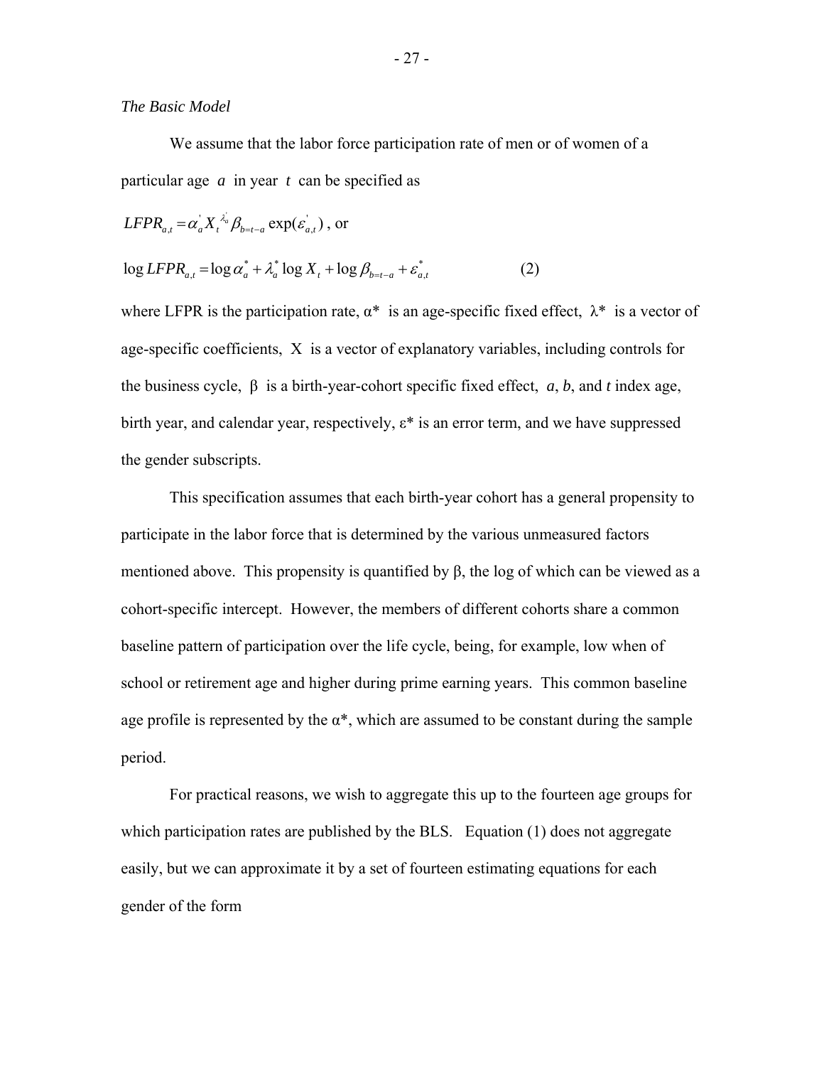*The Basic Model*

We assume that the labor force participation rate of men or of women of a particular age $a$ in year $t$ can be specified as

$$LFPR_{a,t} = \alpha_a^{'} X_t^{\lambda_a^{'}} \beta_{b=t-a} \exp(\varepsilon_{a,t}^{'}) \text{, or}$$

$$\log LFPR_{a,t} = \log \alpha_a^{*} + \lambda_a^{*} \log X_t + \log \beta_{b=t-a} + \varepsilon_{a,t}^{*} \qquad (2)$$

where LFPR is the participation rate, $\alpha^*$ is an age-specific fixed effect, $\lambda^*$ is a vector of age-specific coefficients, X is a vector of explanatory variables, including controls for the business cycle, $\beta$ is a birth-year-cohort specific fixed effect, $a$, $b$, and $t$ index age, birth year, and calendar year, respectively, $\varepsilon^*$ is an error term, and we have suppressed the gender subscripts.

This specification assumes that each birth-year cohort has a general propensity to participate in the labor force that is determined by the various unmeasured factors mentioned above. This propensity is quantified by $\beta$, the log of which can be viewed as a cohort-specific intercept. However, the members of different cohorts share a common baseline pattern of participation over the life cycle, being, for example, low when of school or retirement age and higher during prime earning years. This common baseline age profile is represented by the $\alpha^*$, which are assumed to be constant during the sample period.

For practical reasons, we wish to aggregate this up to the fourteen age groups for which participation rates are published by the BLS. Equation (1) does not aggregate easily, but we can approximate it by a set of fourteen estimating equations for each gender of the form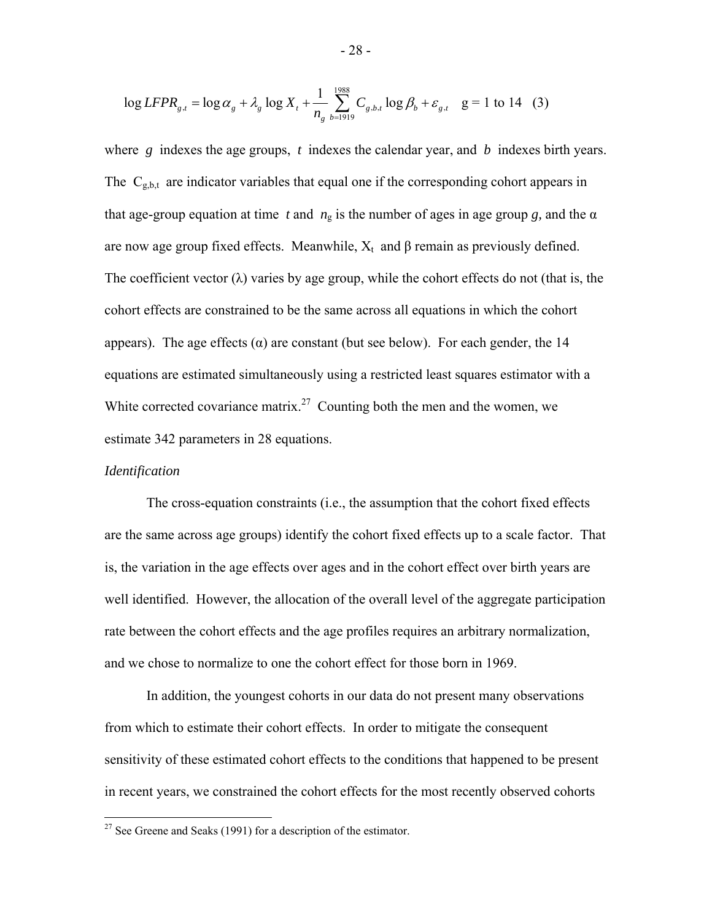$$\log LFPR_{g,t} = \log \alpha_g + \lambda_g \log X_t + \frac{1}{n_g} \sum_{b=1919}^{1988} C_{g,b,t} \log \beta_b + \varepsilon_{g,t} \quad \text{g = 1 to 14} \quad (3)$$

where $g$ indexes the age groups, $t$ indexes the calendar year, and $b$ indexes birth years. The $C_{g,b,t}$ are indicator variables that equal one if the corresponding cohort appears in that age-group equation at time $t$ and $n_g$ is the number of ages in age group $g$, and the $\alpha$ are now age group fixed effects. Meanwhile, $X_t$ and $\beta$ remain as previously defined. The coefficient vector ($\lambda$) varies by age group, while the cohort effects do not (that is, the cohort effects are constrained to be the same across all equations in which the cohort appears). The age effects ($\alpha$) are constant (but see below). For each gender, the 14 equations are estimated simultaneously using a restricted least squares estimator with a White corrected covariance matrix.[27] Counting both the men and the women, we estimate 342 parameters in 28 equations.

*Identification*

The cross-equation constraints (i.e., the assumption that the cohort fixed effects are the same across age groups) identify the cohort fixed effects up to a scale factor. That is, the variation in the age effects over ages and in the cohort effect over birth years are well identified. However, the allocation of the overall level of the aggregate participation rate between the cohort effects and the age profiles requires an arbitrary normalization, and we chose to normalize to one the cohort effect for those born in 1969.

In addition, the youngest cohorts in our data do not present many observations from which to estimate their cohort effects. In order to mitigate the consequent sensitivity of these estimated cohort effects to the conditions that happened to be present in recent years, we constrained the cohort effects for the most recently observed cohorts

[27] See Greene and Seaks (1991) for a description of the estimator.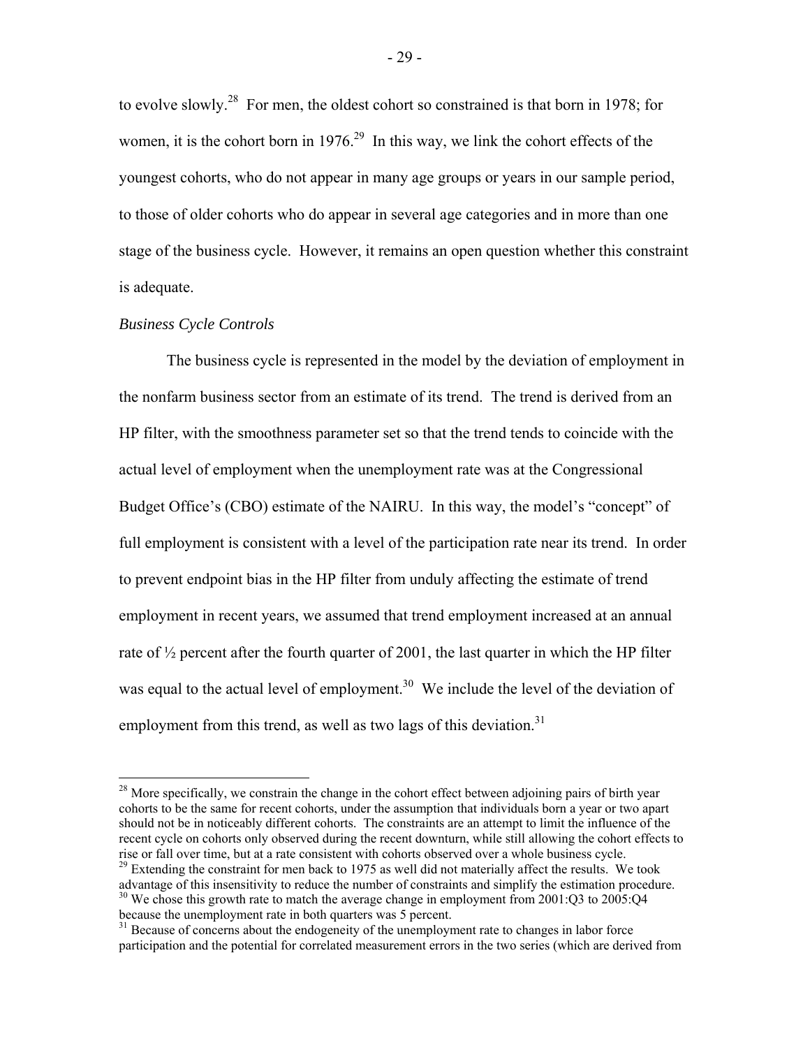to evolve slowly.[28] For men, the oldest cohort so constrained is that born in 1978; for women, it is the cohort born in 1976.[29] In this way, we link the cohort effects of the youngest cohorts, who do not appear in many age groups or years in our sample period, to those of older cohorts who do appear in several age categories and in more than one stage of the business cycle. However, it remains an open question whether this constraint is adequate.

*Business Cycle Controls*

The business cycle is represented in the model by the deviation of employment in the nonfarm business sector from an estimate of its trend. The trend is derived from an HP filter, with the smoothness parameter set so that the trend tends to coincide with the actual level of employment when the unemployment rate was at the Congressional Budget Office's (CBO) estimate of the NAIRU. In this way, the model's "concept" of full employment is consistent with a level of the participation rate near its trend. In order to prevent endpoint bias in the HP filter from unduly affecting the estimate of trend employment in recent years, we assumed that trend employment increased at an annual rate of ½ percent after the fourth quarter of 2001, the last quarter in which the HP filter was equal to the actual level of employment.[30] We include the level of the deviation of employment from this trend, as well as two lags of this deviation.[31]

---

[28] More specifically, we constrain the change in the cohort effect between adjoining pairs of birth year cohorts to be the same for recent cohorts, under the assumption that individuals born a year or two apart should not be in noticeably different cohorts. The constraints are an attempt to limit the influence of the recent cycle on cohorts only observed during the recent downturn, while still allowing the cohort effects to rise or fall over time, but at a rate consistent with cohorts observed over a whole business cycle.

[29] Extending the constraint for men back to 1975 as well did not materially affect the results. We took advantage of this insensitivity to reduce the number of constraints and simplify the estimation procedure.

[30] We chose this growth rate to match the average change in employment from 2001:Q3 to 2005:Q4 because the unemployment rate in both quarters was 5 percent.

[31] Because of concerns about the endogeneity of the unemployment rate to changes in labor force participation and the potential for correlated measurement errors in the two series (which are derived from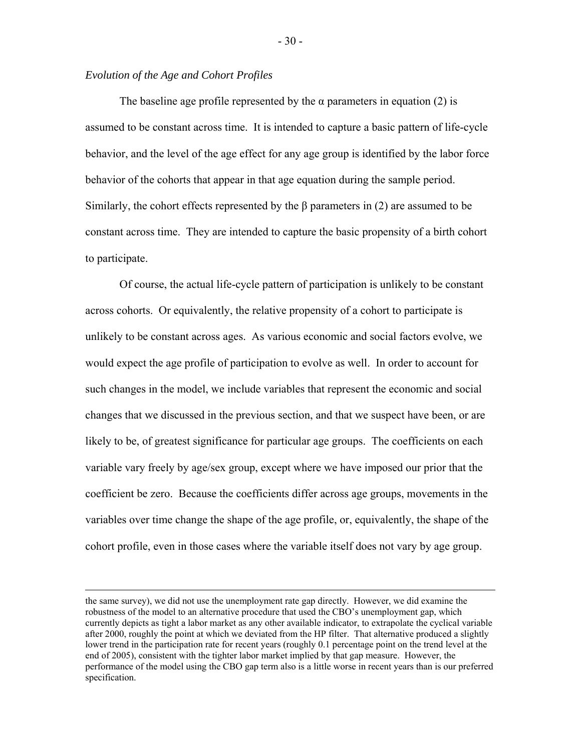*Evolution of the Age and Cohort Profiles*

The baseline age profile represented by the $\alpha$ parameters in equation (2) is assumed to be constant across time. It is intended to capture a basic pattern of life-cycle behavior, and the level of the age effect for any age group is identified by the labor force behavior of the cohorts that appear in that age equation during the sample period. Similarly, the cohort effects represented by the $\beta$ parameters in (2) are assumed to be constant across time. They are intended to capture the basic propensity of a birth cohort to participate.

Of course, the actual life-cycle pattern of participation is unlikely to be constant across cohorts. Or equivalently, the relative propensity of a cohort to participate is unlikely to be constant across ages. As various economic and social factors evolve, we would expect the age profile of participation to evolve as well. In order to account for such changes in the model, we include variables that represent the economic and social changes that we discussed in the previous section, and that we suspect have been, or are likely to be, of greatest significance for particular age groups. The coefficients on each variable vary freely by age/sex group, except where we have imposed our prior that the coefficient be zero. Because the coefficients differ across age groups, movements in the variables over time change the shape of the age profile, or, equivalently, the shape of the cohort profile, even in those cases where the variable itself does not vary by age group.

---

the same survey), we did not use the unemployment rate gap directly. However, we did examine the robustness of the model to an alternative procedure that used the CBO's unemployment gap, which currently depicts as tight a labor market as any other available indicator, to extrapolate the cyclical variable after 2000, roughly the point at which we deviated from the HP filter. That alternative produced a slightly lower trend in the participation rate for recent years (roughly 0.1 percentage point on the trend level at the end of 2005), consistent with the tighter labor market implied by that gap measure. However, the performance of the model using the CBO gap term also is a little worse in recent years than is our preferred specification.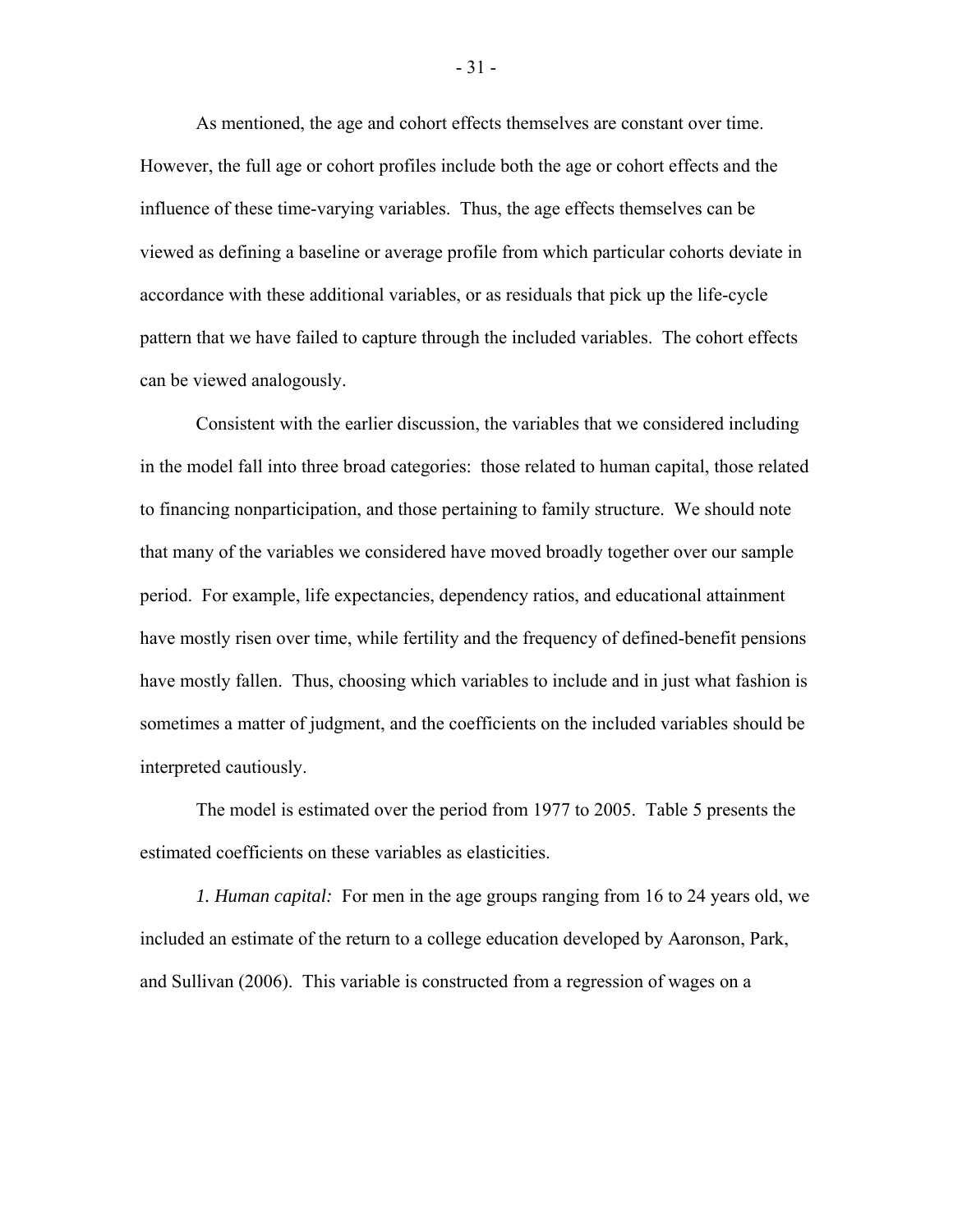As mentioned, the age and cohort effects themselves are constant over time. However, the full age or cohort profiles include both the age or cohort effects and the influence of these time-varying variables. Thus, the age effects themselves can be viewed as defining a baseline or average profile from which particular cohorts deviate in accordance with these additional variables, or as residuals that pick up the life-cycle pattern that we have failed to capture through the included variables. The cohort effects can be viewed analogously.

Consistent with the earlier discussion, the variables that we considered including in the model fall into three broad categories: those related to human capital, those related to financing nonparticipation, and those pertaining to family structure. We should note that many of the variables we considered have moved broadly together over our sample period. For example, life expectancies, dependency ratios, and educational attainment have mostly risen over time, while fertility and the frequency of defined-benefit pensions have mostly fallen. Thus, choosing which variables to include and in just what fashion is sometimes a matter of judgment, and the coefficients on the included variables should be interpreted cautiously.

The model is estimated over the period from 1977 to 2005. Table 5 presents the estimated coefficients on these variables as elasticities.

*1. Human capital:* For men in the age groups ranging from 16 to 24 years old, we included an estimate of the return to a college education developed by Aaronson, Park, and Sullivan (2006). This variable is constructed from a regression of wages on a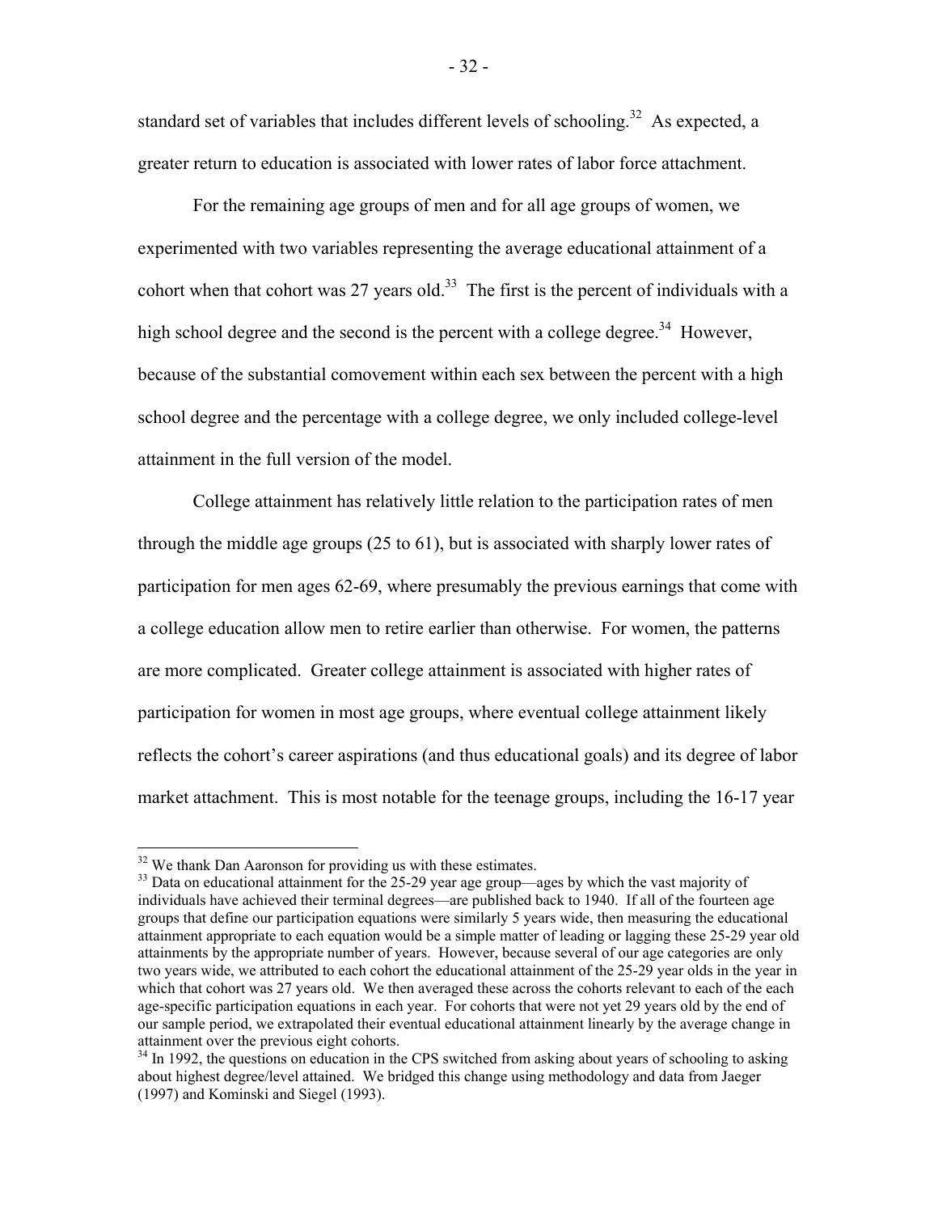standard set of variables that includes different levels of schooling.[32] As expected, a greater return to education is associated with lower rates of labor force attachment.

For the remaining age groups of men and for all age groups of women, we experimented with two variables representing the average educational attainment of a cohort when that cohort was 27 years old.[33] The first is the percent of individuals with a high school degree and the second is the percent with a college degree.[34] However, because of the substantial comovement within each sex between the percent with a high school degree and the percentage with a college degree, we only included college-level attainment in the full version of the model.

College attainment has relatively little relation to the participation rates of men through the middle age groups (25 to 61), but is associated with sharply lower rates of participation for men ages 62-69, where presumably the previous earnings that come with a college education allow men to retire earlier than otherwise. For women, the patterns are more complicated. Greater college attainment is associated with higher rates of participation for women in most age groups, where eventual college attainment likely reflects the cohort's career aspirations (and thus educational goals) and its degree of labor market attachment. This is most notable for the teenage groups, including the 16-17 year

---

[32] We thank Dan Aaronson for providing us with these estimates.

[33] Data on educational attainment for the 25-29 year age group—ages by which the vast majority of individuals have achieved their terminal degrees—are published back to 1940. If all of the fourteen age groups that define our participation equations were similarly 5 years wide, then measuring the educational attainment appropriate to each equation would be a simple matter of leading or lagging these 25-29 year old attainments by the appropriate number of years. However, because several of our age categories are only two years wide, we attributed to each cohort the educational attainment of the 25-29 year olds in the year in which that cohort was 27 years old. We then averaged these across the cohorts relevant to each of the each age-specific participation equations in each year. For cohorts that were not yet 29 years old by the end of our sample period, we extrapolated their eventual educational attainment linearly by the average change in attainment over the previous eight cohorts.

[34] In 1992, the questions on education in the CPS switched from asking about years of schooling to asking about highest degree/level attained. We bridged this change using methodology and data from Jaeger (1997) and Kominski and Siegel (1993).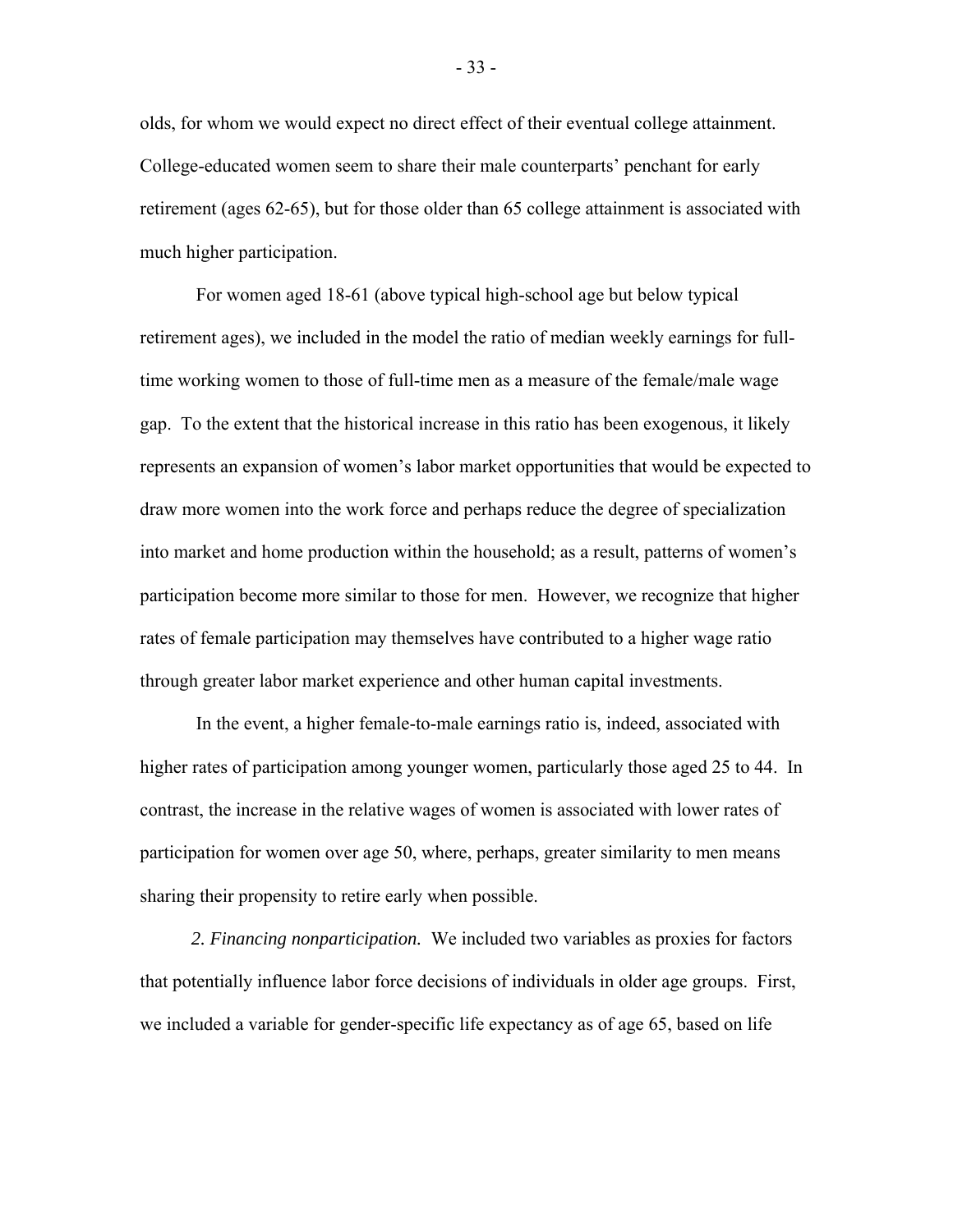olds, for whom we would expect no direct effect of their eventual college attainment. College-educated women seem to share their male counterparts' penchant for early retirement (ages 62-65), but for those older than 65 college attainment is associated with much higher participation.

For women aged 18-61 (above typical high-school age but below typical retirement ages), we included in the model the ratio of median weekly earnings for full-time working women to those of full-time men as a measure of the female/male wage gap. To the extent that the historical increase in this ratio has been exogenous, it likely represents an expansion of women's labor market opportunities that would be expected to draw more women into the work force and perhaps reduce the degree of specialization into market and home production within the household; as a result, patterns of women's participation become more similar to those for men. However, we recognize that higher rates of female participation may themselves have contributed to a higher wage ratio through greater labor market experience and other human capital investments.

In the event, a higher female-to-male earnings ratio is, indeed, associated with higher rates of participation among younger women, particularly those aged 25 to 44. In contrast, the increase in the relative wages of women is associated with lower rates of participation for women over age 50, where, perhaps, greater similarity to men means sharing their propensity to retire early when possible.

*2. Financing nonparticipation.* We included two variables as proxies for factors that potentially influence labor force decisions of individuals in older age groups. First, we included a variable for gender-specific life expectancy as of age 65, based on life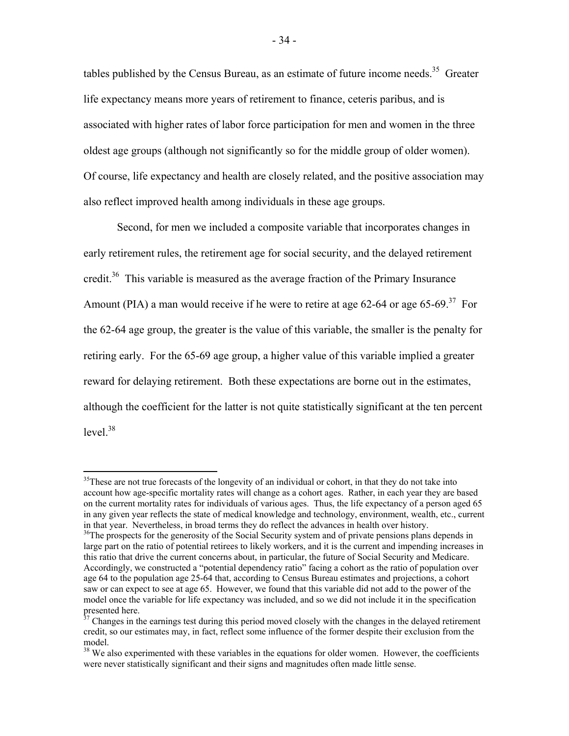tables published by the Census Bureau, as an estimate of future income needs.[35] Greater life expectancy means more years of retirement to finance, ceteris paribus, and is associated with higher rates of labor force participation for men and women in the three oldest age groups (although not significantly so for the middle group of older women). Of course, life expectancy and health are closely related, and the positive association may also reflect improved health among individuals in these age groups.

Second, for men we included a composite variable that incorporates changes in early retirement rules, the retirement age for social security, and the delayed retirement credit.[36] This variable is measured as the average fraction of the Primary Insurance Amount (PIA) a man would receive if he were to retire at age 62-64 or age 65-69.[37] For the 62-64 age group, the greater is the value of this variable, the smaller is the penalty for retiring early. For the 65-69 age group, a higher value of this variable implied a greater reward for delaying retirement. Both these expectations are borne out in the estimates, although the coefficient for the latter is not quite statistically significant at the ten percent level.[38]

---

[35] These are not true forecasts of the longevity of an individual or cohort, in that they do not take into account how age-specific mortality rates will change as a cohort ages. Rather, in each year they are based on the current mortality rates for individuals of various ages. Thus, the life expectancy of a person aged 65 in any given year reflects the state of medical knowledge and technology, environment, wealth, etc., current in that year. Nevertheless, in broad terms they do reflect the advances in health over history.

[36] The prospects for the generosity of the Social Security system and of private pensions plans depends in large part on the ratio of potential retirees to likely workers, and it is the current and impending increases in this ratio that drive the current concerns about, in particular, the future of Social Security and Medicare. Accordingly, we constructed a "potential dependency ratio" facing a cohort as the ratio of population over age 64 to the population age 25-64 that, according to Census Bureau estimates and projections, a cohort saw or can expect to see at age 65. However, we found that this variable did not add to the power of the model once the variable for life expectancy was included, and so we did not include it in the specification presented here.

[37] Changes in the earnings test during this period moved closely with the changes in the delayed retirement credit, so our estimates may, in fact, reflect some influence of the former despite their exclusion from the model.

[38] We also experimented with these variables in the equations for older women. However, the coefficients were never statistically significant and their signs and magnitudes often made little sense.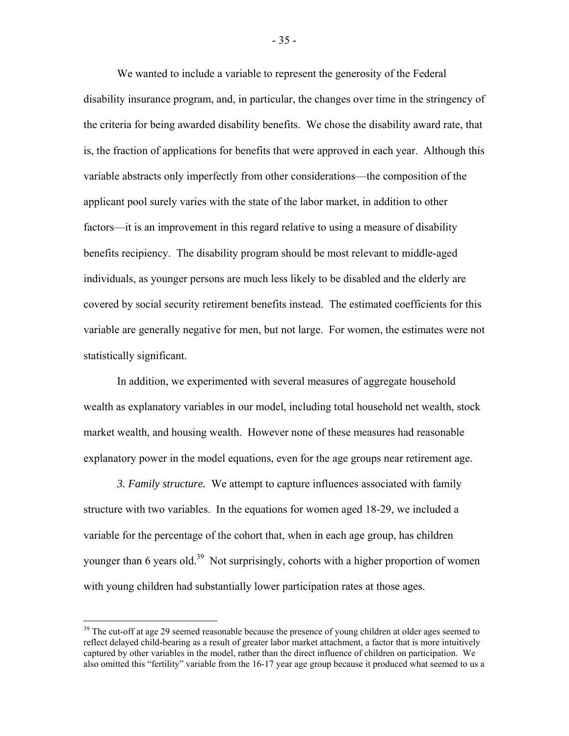We wanted to include a variable to represent the generosity of the Federal disability insurance program, and, in particular, the changes over time in the stringency of the criteria for being awarded disability benefits. We chose the disability award rate, that is, the fraction of applications for benefits that were approved in each year. Although this variable abstracts only imperfectly from other considerations—the composition of the applicant pool surely varies with the state of the labor market, in addition to other factors—it is an improvement in this regard relative to using a measure of disability benefits recipiency. The disability program should be most relevant to middle-aged individuals, as younger persons are much less likely to be disabled and the elderly are covered by social security retirement benefits instead. The estimated coefficients for this variable are generally negative for men, but not large. For women, the estimates were not statistically significant.

In addition, we experimented with several measures of aggregate household wealth as explanatory variables in our model, including total household net wealth, stock market wealth, and housing wealth. However none of these measures had reasonable explanatory power in the model equations, even for the age groups near retirement age.

*3. Family structure.* We attempt to capture influences associated with family structure with two variables. In the equations for women aged 18-29, we included a variable for the percentage of the cohort that, when in each age group, has children younger than 6 years old.[39] Not surprisingly, cohorts with a higher proportion of women with young children had substantially lower participation rates at those ages.

[39] The cut-off at age 29 seemed reasonable because the presence of young children at older ages seemed to reflect delayed child-bearing as a result of greater labor market attachment, a factor that is more intuitively captured by other variables in the model, rather than the direct influence of children on participation. We also omitted this "fertility" variable from the 16-17 year age group because it produced what seemed to us a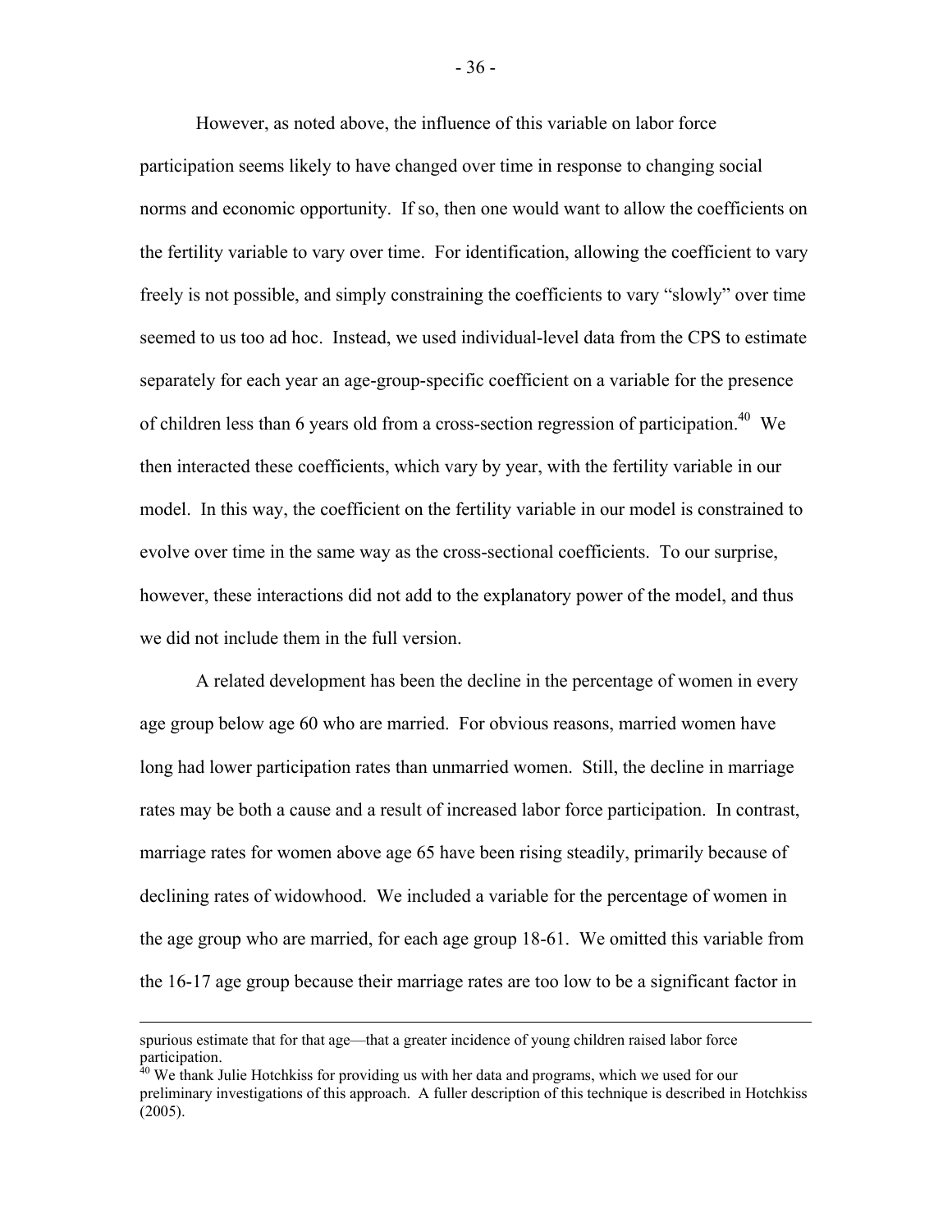However, as noted above, the influence of this variable on labor force participation seems likely to have changed over time in response to changing social norms and economic opportunity. If so, then one would want to allow the coefficients on the fertility variable to vary over time. For identification, allowing the coefficient to vary freely is not possible, and simply constraining the coefficients to vary "slowly" over time seemed to us too ad hoc. Instead, we used individual-level data from the CPS to estimate separately for each year an age-group-specific coefficient on a variable for the presence of children less than 6 years old from a cross-section regression of participation.[40] We then interacted these coefficients, which vary by year, with the fertility variable in our model. In this way, the coefficient on the fertility variable in our model is constrained to evolve over time in the same way as the cross-sectional coefficients. To our surprise, however, these interactions did not add to the explanatory power of the model, and thus we did not include them in the full version.

A related development has been the decline in the percentage of women in every age group below age 60 who are married. For obvious reasons, married women have long had lower participation rates than unmarried women. Still, the decline in marriage rates may be both a cause and a result of increased labor force participation. In contrast, marriage rates for women above age 65 have been rising steadily, primarily because of declining rates of widowhood. We included a variable for the percentage of women in the age group who are married, for each age group 18-61. We omitted this variable from the 16-17 age group because their marriage rates are too low to be a significant factor in

---

spurious estimate that for that age—that a greater incidence of young children raised labor force participation.

[40] We thank Julie Hotchkiss for providing us with her data and programs, which we used for our preliminary investigations of this approach. A fuller description of this technique is described in Hotchkiss (2005).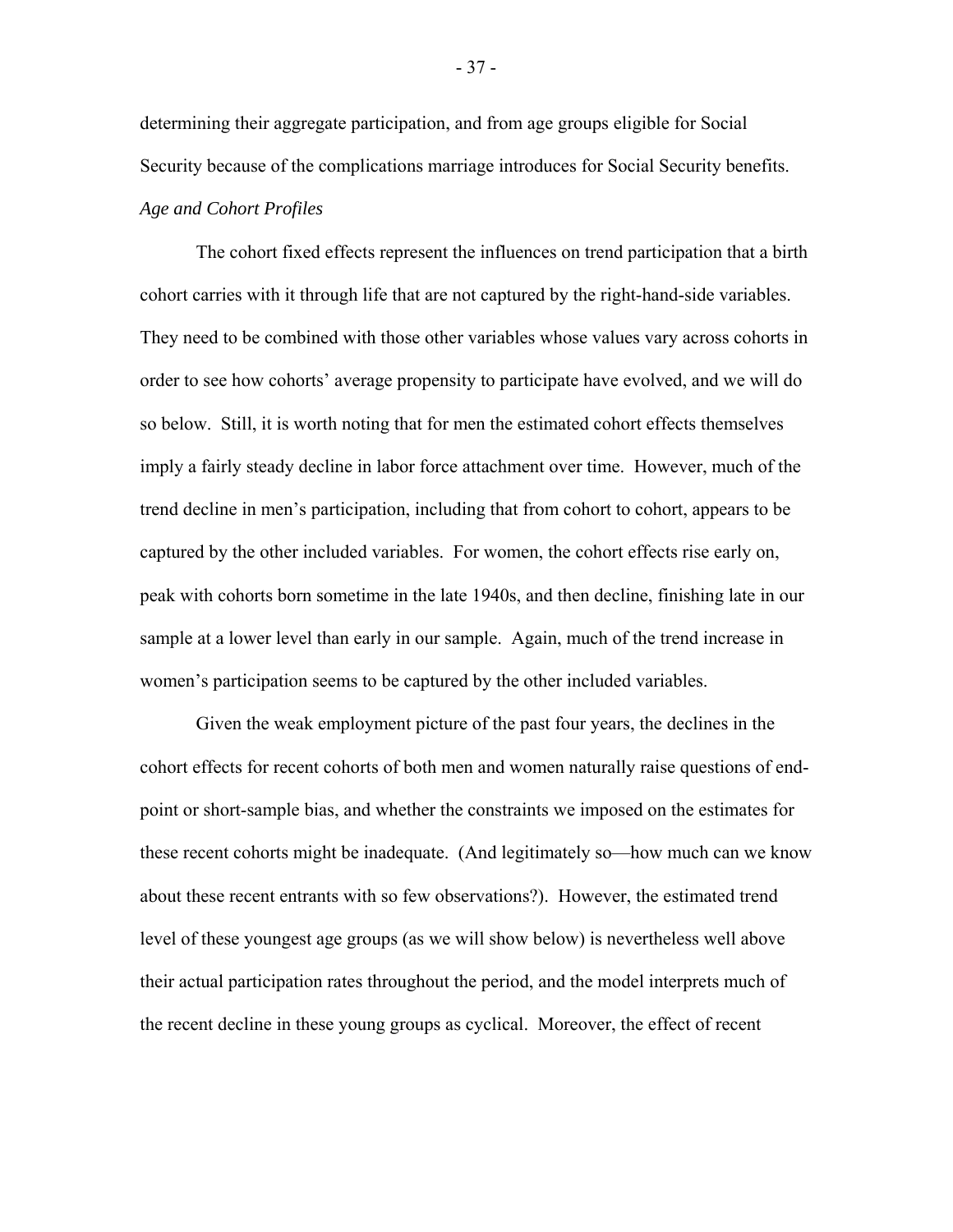determining their aggregate participation, and from age groups eligible for Social Security because of the complications marriage introduces for Social Security benefits.

*Age and Cohort Profiles*

The cohort fixed effects represent the influences on trend participation that a birth cohort carries with it through life that are not captured by the right-hand-side variables. They need to be combined with those other variables whose values vary across cohorts in order to see how cohorts' average propensity to participate have evolved, and we will do so below. Still, it is worth noting that for men the estimated cohort effects themselves imply a fairly steady decline in labor force attachment over time. However, much of the trend decline in men's participation, including that from cohort to cohort, appears to be captured by the other included variables. For women, the cohort effects rise early on, peak with cohorts born sometime in the late 1940s, and then decline, finishing late in our sample at a lower level than early in our sample. Again, much of the trend increase in women's participation seems to be captured by the other included variables.

Given the weak employment picture of the past four years, the declines in the cohort effects for recent cohorts of both men and women naturally raise questions of end-point or short-sample bias, and whether the constraints we imposed on the estimates for these recent cohorts might be inadequate. (And legitimately so—how much can we know about these recent entrants with so few observations?). However, the estimated trend level of these youngest age groups (as we will show below) is nevertheless well above their actual participation rates throughout the period, and the model interprets much of the recent decline in these young groups as cyclical. Moreover, the effect of recent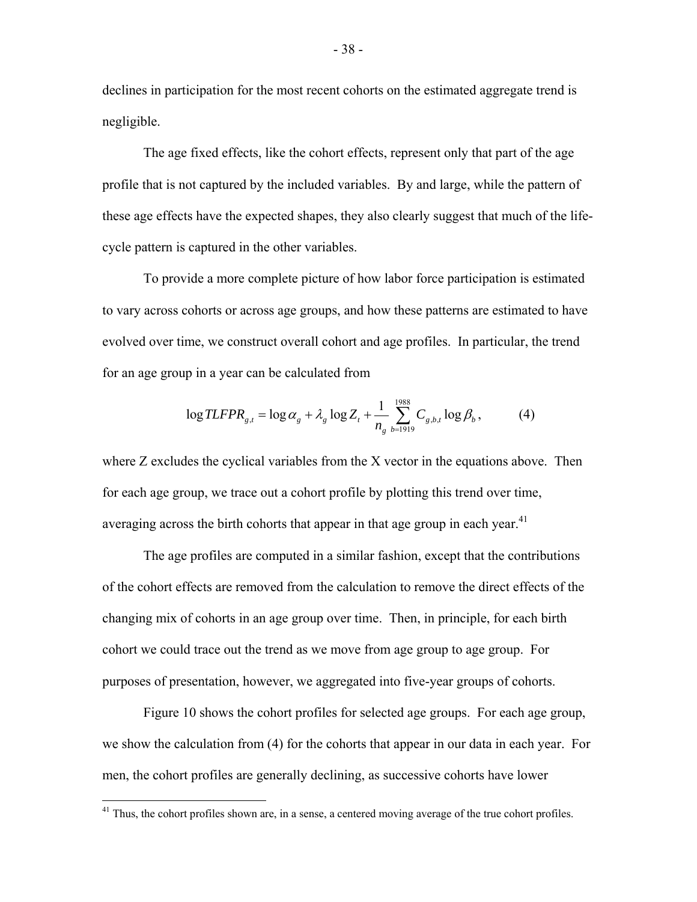declines in participation for the most recent cohorts on the estimated aggregate trend is negligible.

The age fixed effects, like the cohort effects, represent only that part of the age profile that is not captured by the included variables. By and large, while the pattern of these age effects have the expected shapes, they also clearly suggest that much of the life-cycle pattern is captured in the other variables.

To provide a more complete picture of how labor force participation is estimated to vary across cohorts or across age groups, and how these patterns are estimated to have evolved over time, we construct overall cohort and age profiles. In particular, the trend for an age group in a year can be calculated from

$$\log TLFPR_{g,t} = \log \alpha_g + \lambda_g \log Z_t + \frac{1}{n_g} \sum_{b=1919}^{1988} C_{g,b,t} \log \beta_b , \qquad (4)$$

where Z excludes the cyclical variables from the X vector in the equations above. Then for each age group, we trace out a cohort profile by plotting this trend over time, averaging across the birth cohorts that appear in that age group in each year.[41]

The age profiles are computed in a similar fashion, except that the contributions of the cohort effects are removed from the calculation to remove the direct effects of the changing mix of cohorts in an age group over time. Then, in principle, for each birth cohort we could trace out the trend as we move from age group to age group. For purposes of presentation, however, we aggregated into five-year groups of cohorts.

Figure 10 shows the cohort profiles for selected age groups. For each age group, we show the calculation from (4) for the cohorts that appear in our data in each year. For men, the cohort profiles are generally declining, as successive cohorts have lower

[41] Thus, the cohort profiles shown are, in a sense, a centered moving average of the true cohort profiles.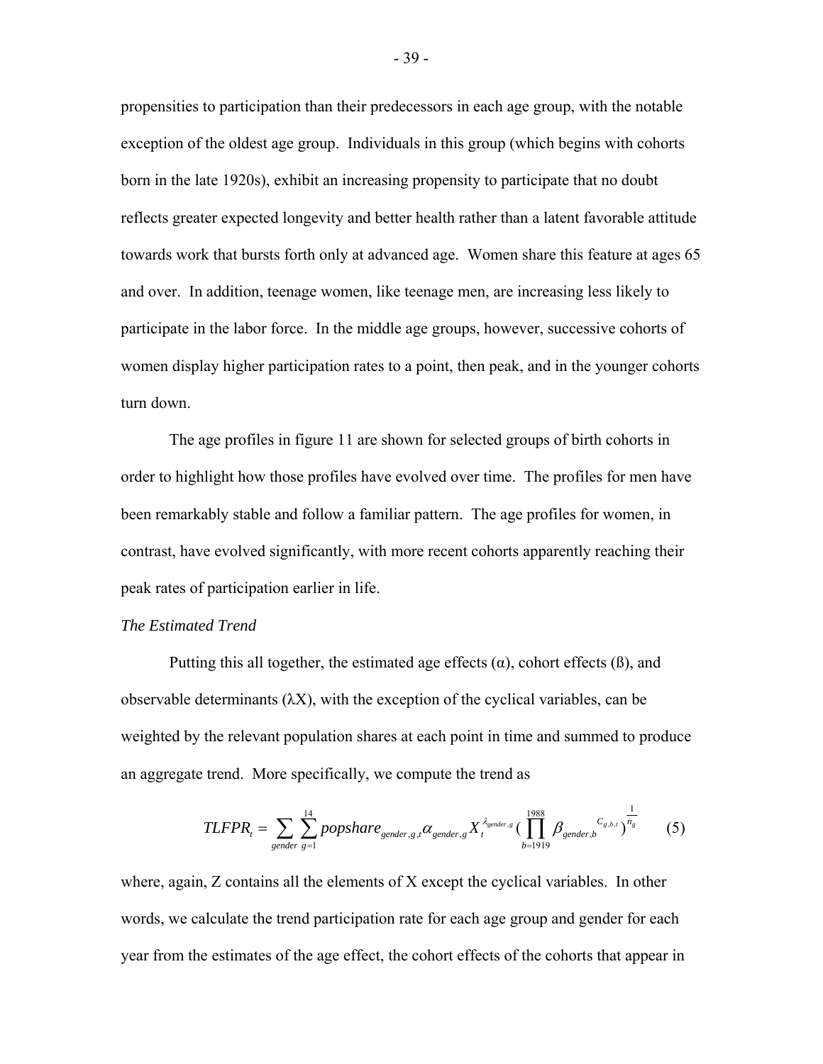propensities to participation than their predecessors in each age group, with the notable exception of the oldest age group. Individuals in this group (which begins with cohorts born in the late 1920s), exhibit an increasing propensity to participate that no doubt reflects greater expected longevity and better health rather than a latent favorable attitude towards work that bursts forth only at advanced age. Women share this feature at ages 65 and over. In addition, teenage women, like teenage men, are increasing less likely to participate in the labor force. In the middle age groups, however, successive cohorts of women display higher participation rates to a point, then peak, and in the younger cohorts turn down.

The age profiles in figure 11 are shown for selected groups of birth cohorts in order to highlight how those profiles have evolved over time. The profiles for men have been remarkably stable and follow a familiar pattern. The age profiles for women, in contrast, have evolved significantly, with more recent cohorts apparently reaching their peak rates of participation earlier in life.

*The Estimated Trend*

Putting this all together, the estimated age effects (α), cohort effects (ß), and observable determinants (λX), with the exception of the cyclical variables, can be weighted by the relevant population shares at each point in time and summed to produce an aggregate trend. More specifically, we compute the trend as

$$TLFPR_t = \sum_{gender} \sum_{g=1}^{14} popshare_{gender,g,t} \alpha_{gender,g} X_t^{\lambda_{gender,g}} \left( \prod_{b=1919}^{1988} \beta_{gender,b}^{\;C_{g,b,t}} \right)^{\frac{1}{n_g}} \qquad (5)$$

where, again, Z contains all the elements of X except the cyclical variables. In other words, we calculate the trend participation rate for each age group and gender for each year from the estimates of the age effect, the cohort effects of the cohorts that appear in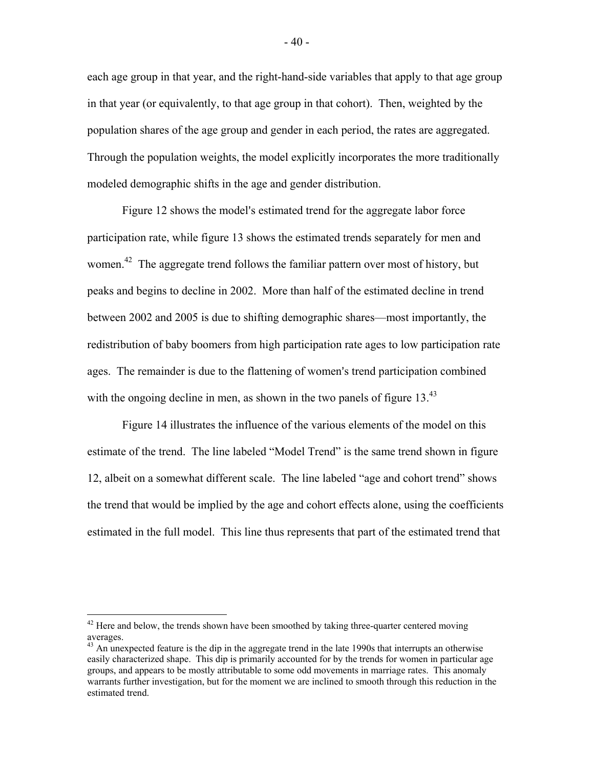each age group in that year, and the right-hand-side variables that apply to that age group in that year (or equivalently, to that age group in that cohort). Then, weighted by the population shares of the age group and gender in each period, the rates are aggregated. Through the population weights, the model explicitly incorporates the more traditionally modeled demographic shifts in the age and gender distribution.

Figure 12 shows the model's estimated trend for the aggregate labor force participation rate, while figure 13 shows the estimated trends separately for men and women.[42] The aggregate trend follows the familiar pattern over most of history, but peaks and begins to decline in 2002. More than half of the estimated decline in trend between 2002 and 2005 is due to shifting demographic shares—most importantly, the redistribution of baby boomers from high participation rate ages to low participation rate ages. The remainder is due to the flattening of women's trend participation combined with the ongoing decline in men, as shown in the two panels of figure 13.[43]

Figure 14 illustrates the influence of the various elements of the model on this estimate of the trend. The line labeled "Model Trend" is the same trend shown in figure 12, albeit on a somewhat different scale. The line labeled "age and cohort trend" shows the trend that would be implied by the age and cohort effects alone, using the coefficients estimated in the full model. This line thus represents that part of the estimated trend that

---

[42] Here and below, the trends shown have been smoothed by taking three-quarter centered moving averages.

[43] An unexpected feature is the dip in the aggregate trend in the late 1990s that interrupts an otherwise easily characterized shape. This dip is primarily accounted for by the trends for women in particular age groups, and appears to be mostly attributable to some odd movements in marriage rates. This anomaly warrants further investigation, but for the moment we are inclined to smooth through this reduction in the estimated trend.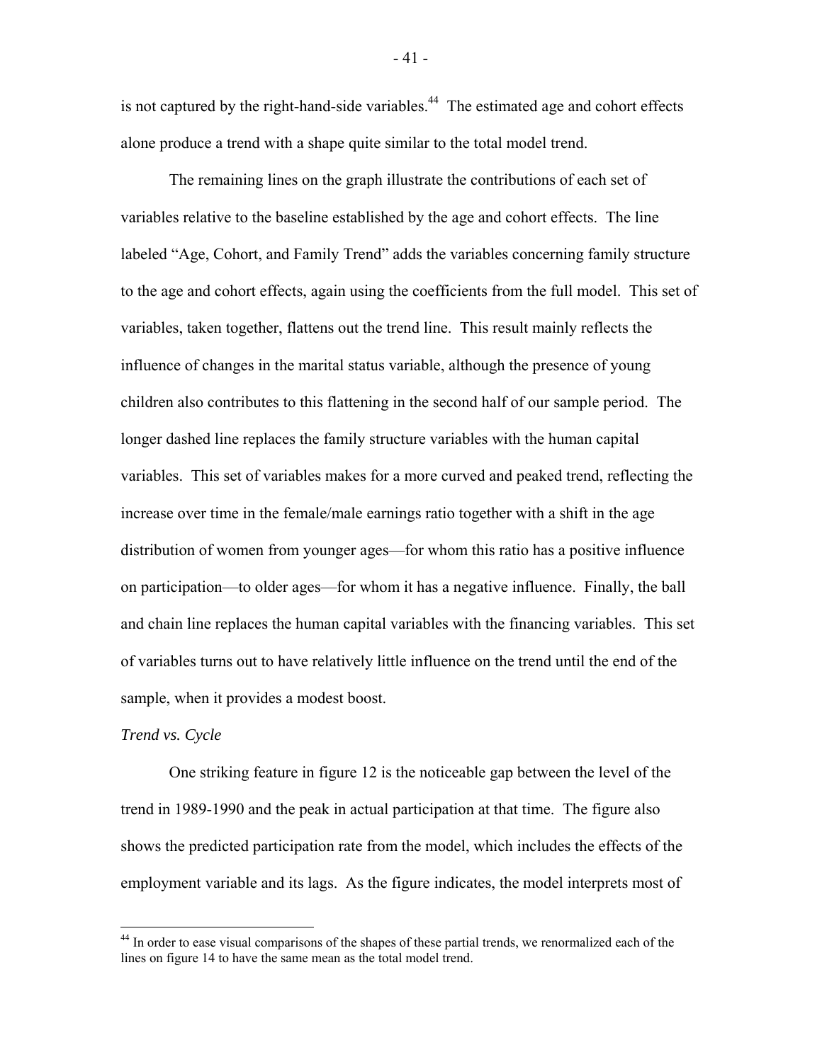is not captured by the right-hand-side variables.[44] The estimated age and cohort effects alone produce a trend with a shape quite similar to the total model trend.

The remaining lines on the graph illustrate the contributions of each set of variables relative to the baseline established by the age and cohort effects. The line labeled “Age, Cohort, and Family Trend” adds the variables concerning family structure to the age and cohort effects, again using the coefficients from the full model. This set of variables, taken together, flattens out the trend line. This result mainly reflects the influence of changes in the marital status variable, although the presence of young children also contributes to this flattening in the second half of our sample period. The longer dashed line replaces the family structure variables with the human capital variables. This set of variables makes for a more curved and peaked trend, reflecting the increase over time in the female/male earnings ratio together with a shift in the age distribution of women from younger ages—for whom this ratio has a positive influence on participation—to older ages—for whom it has a negative influence. Finally, the ball and chain line replaces the human capital variables with the financing variables. This set of variables turns out to have relatively little influence on the trend until the end of the sample, when it provides a modest boost.

*Trend vs. Cycle*

One striking feature in figure 12 is the noticeable gap between the level of the trend in 1989-1990 and the peak in actual participation at that time. The figure also shows the predicted participation rate from the model, which includes the effects of the employment variable and its lags. As the figure indicates, the model interprets most of

[44] In order to ease visual comparisons of the shapes of these partial trends, we renormalized each of the lines on figure 14 to have the same mean as the total model trend.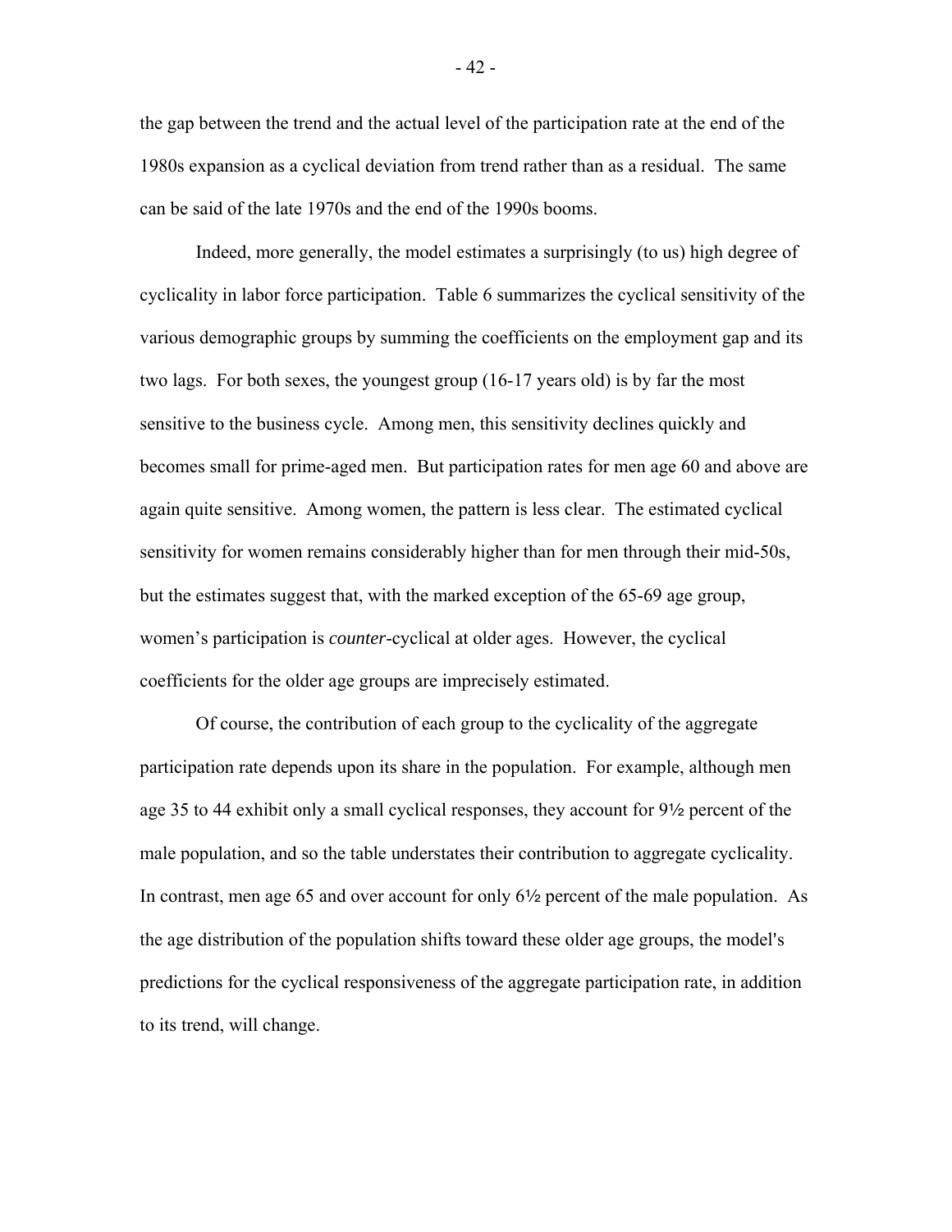the gap between the trend and the actual level of the participation rate at the end of the 1980s expansion as a cyclical deviation from trend rather than as a residual. The same can be said of the late 1970s and the end of the 1990s booms.

Indeed, more generally, the model estimates a surprisingly (to us) high degree of cyclicality in labor force participation. Table 6 summarizes the cyclical sensitivity of the various demographic groups by summing the coefficients on the employment gap and its two lags. For both sexes, the youngest group (16-17 years old) is by far the most sensitive to the business cycle. Among men, this sensitivity declines quickly and becomes small for prime-aged men. But participation rates for men age 60 and above are again quite sensitive. Among women, the pattern is less clear. The estimated cyclical sensitivity for women remains considerably higher than for men through their mid-50s, but the estimates suggest that, with the marked exception of the 65-69 age group, women's participation is *counter*-cyclical at older ages. However, the cyclical coefficients for the older age groups are imprecisely estimated.

Of course, the contribution of each group to the cyclicality of the aggregate participation rate depends upon its share in the population. For example, although men age 35 to 44 exhibit only a small cyclical responses, they account for 9½ percent of the male population, and so the table understates their contribution to aggregate cyclicality. In contrast, men age 65 and over account for only 6½ percent of the male population. As the age distribution of the population shifts toward these older age groups, the model's predictions for the cyclical responsiveness of the aggregate participation rate, in addition to its trend, will change.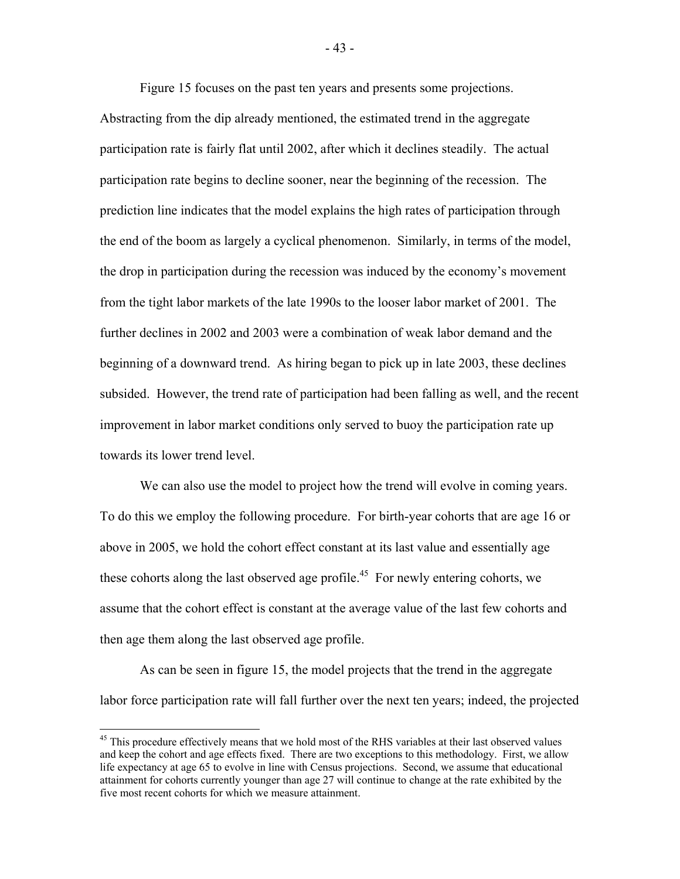Figure 15 focuses on the past ten years and presents some projections. Abstracting from the dip already mentioned, the estimated trend in the aggregate participation rate is fairly flat until 2002, after which it declines steadily. The actual participation rate begins to decline sooner, near the beginning of the recession. The prediction line indicates that the model explains the high rates of participation through the end of the boom as largely a cyclical phenomenon. Similarly, in terms of the model, the drop in participation during the recession was induced by the economy's movement from the tight labor markets of the late 1990s to the looser labor market of 2001. The further declines in 2002 and 2003 were a combination of weak labor demand and the beginning of a downward trend. As hiring began to pick up in late 2003, these declines subsided. However, the trend rate of participation had been falling as well, and the recent improvement in labor market conditions only served to buoy the participation rate up towards its lower trend level.

We can also use the model to project how the trend will evolve in coming years. To do this we employ the following procedure. For birth-year cohorts that are age 16 or above in 2005, we hold the cohort effect constant at its last value and essentially age these cohorts along the last observed age profile.[45] For newly entering cohorts, we assume that the cohort effect is constant at the average value of the last few cohorts and then age them along the last observed age profile.

As can be seen in figure 15, the model projects that the trend in the aggregate labor force participation rate will fall further over the next ten years; indeed, the projected

[45] This procedure effectively means that we hold most of the RHS variables at their last observed values and keep the cohort and age effects fixed. There are two exceptions to this methodology. First, we allow life expectancy at age 65 to evolve in line with Census projections. Second, we assume that educational attainment for cohorts currently younger than age 27 will continue to change at the rate exhibited by the five most recent cohorts for which we measure attainment.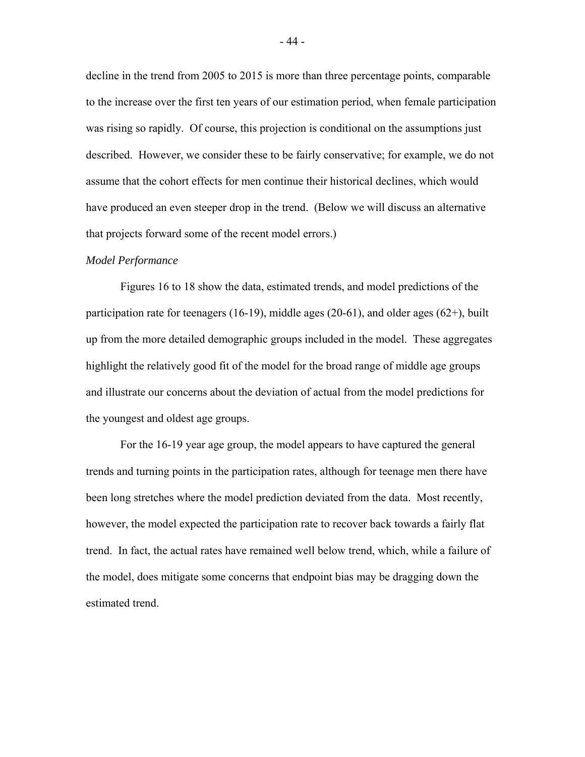decline in the trend from 2005 to 2015 is more than three percentage points, comparable to the increase over the first ten years of our estimation period, when female participation was rising so rapidly. Of course, this projection is conditional on the assumptions just described. However, we consider these to be fairly conservative; for example, we do not assume that the cohort effects for men continue their historical declines, which would have produced an even steeper drop in the trend. (Below we will discuss an alternative that projects forward some of the recent model errors.)

*Model Performance*

Figures 16 to 18 show the data, estimated trends, and model predictions of the participation rate for teenagers (16-19), middle ages (20-61), and older ages (62+), built up from the more detailed demographic groups included in the model. These aggregates highlight the relatively good fit of the model for the broad range of middle age groups and illustrate our concerns about the deviation of actual from the model predictions for the youngest and oldest age groups.

For the 16-19 year age group, the model appears to have captured the general trends and turning points in the participation rates, although for teenage men there have been long stretches where the model prediction deviated from the data. Most recently, however, the model expected the participation rate to recover back towards a fairly flat trend. In fact, the actual rates have remained well below trend, which, while a failure of the model, does mitigate some concerns that endpoint bias may be dragging down the estimated trend.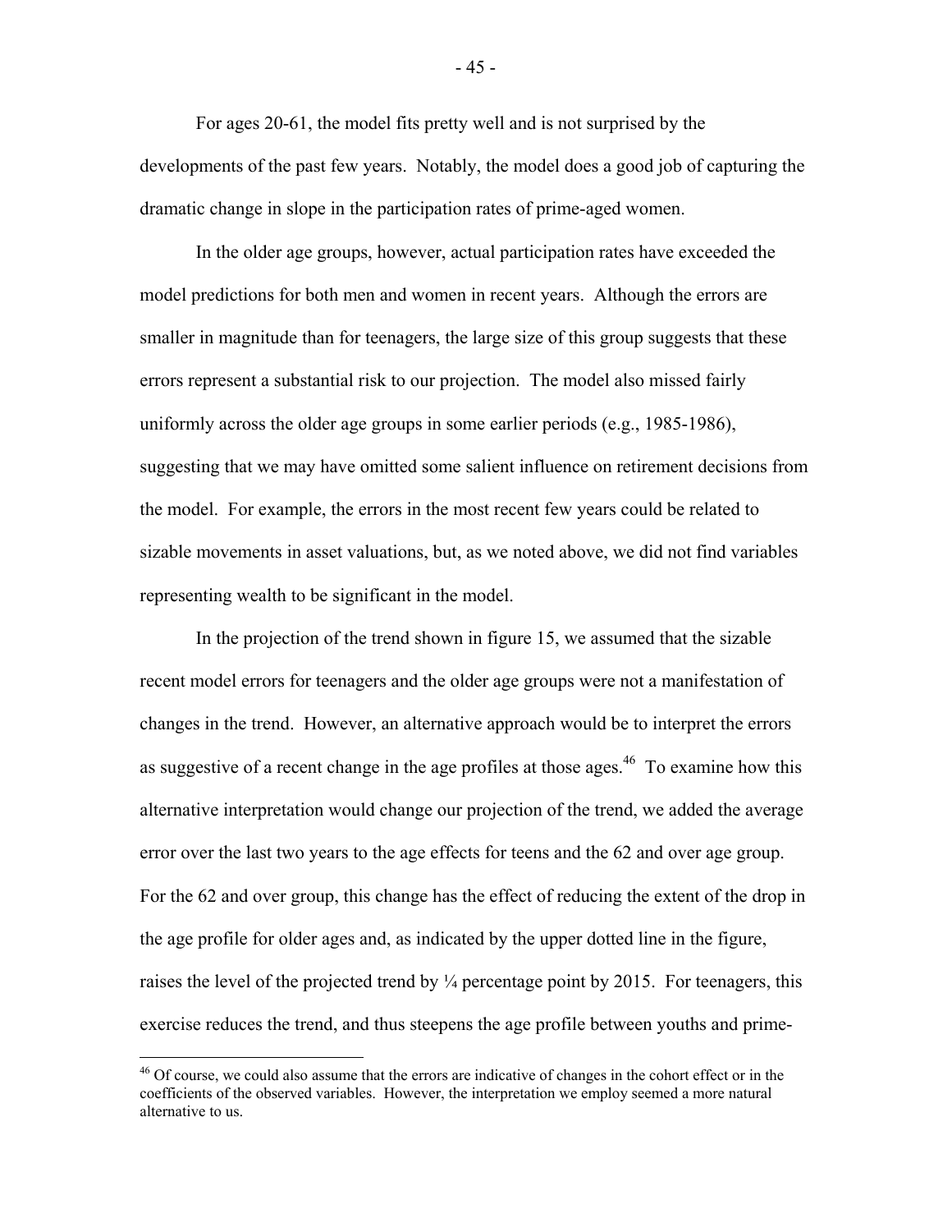For ages 20-61, the model fits pretty well and is not surprised by the developments of the past few years. Notably, the model does a good job of capturing the dramatic change in slope in the participation rates of prime-aged women.

In the older age groups, however, actual participation rates have exceeded the model predictions for both men and women in recent years. Although the errors are smaller in magnitude than for teenagers, the large size of this group suggests that these errors represent a substantial risk to our projection. The model also missed fairly uniformly across the older age groups in some earlier periods (e.g., 1985-1986), suggesting that we may have omitted some salient influence on retirement decisions from the model. For example, the errors in the most recent few years could be related to sizable movements in asset valuations, but, as we noted above, we did not find variables representing wealth to be significant in the model.

In the projection of the trend shown in figure 15, we assumed that the sizable recent model errors for teenagers and the older age groups were not a manifestation of changes in the trend. However, an alternative approach would be to interpret the errors as suggestive of a recent change in the age profiles at those ages.[46] To examine how this alternative interpretation would change our projection of the trend, we added the average error over the last two years to the age effects for teens and the 62 and over age group. For the 62 and over group, this change has the effect of reducing the extent of the drop in the age profile for older ages and, as indicated by the upper dotted line in the figure, raises the level of the projected trend by ¼ percentage point by 2015. For teenagers, this exercise reduces the trend, and thus steepens the age profile between youths and prime-

[46] Of course, we could also assume that the errors are indicative of changes in the cohort effect or in the coefficients of the observed variables. However, the interpretation we employ seemed a more natural alternative to us.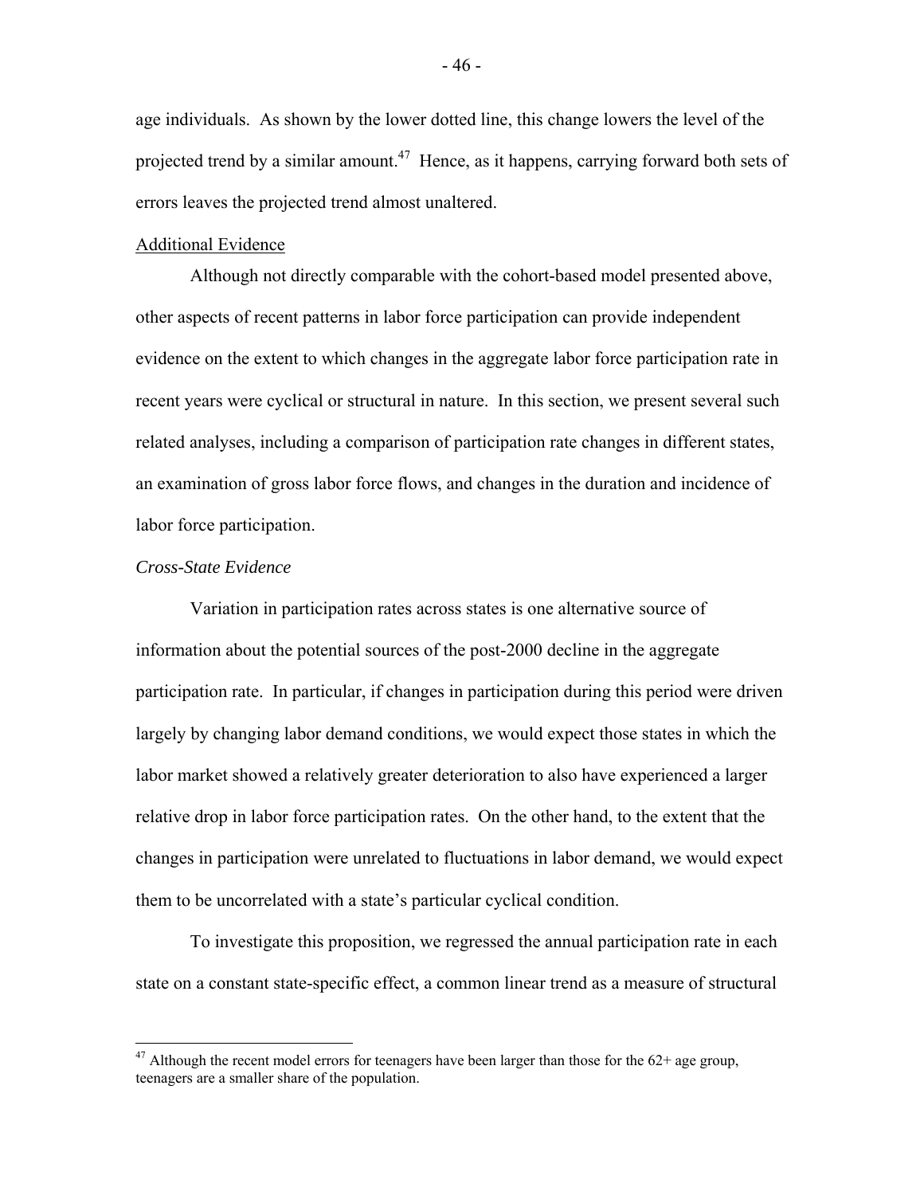age individuals. As shown by the lower dotted line, this change lowers the level of the projected trend by a similar amount.[47] Hence, as it happens, carrying forward both sets of errors leaves the projected trend almost unaltered.

## Additional Evidence

Although not directly comparable with the cohort-based model presented above, other aspects of recent patterns in labor force participation can provide independent evidence on the extent to which changes in the aggregate labor force participation rate in recent years were cyclical or structural in nature. In this section, we present several such related analyses, including a comparison of participation rate changes in different states, an examination of gross labor force flows, and changes in the duration and incidence of labor force participation.

### *Cross-State Evidence*

Variation in participation rates across states is one alternative source of information about the potential sources of the post-2000 decline in the aggregate participation rate. In particular, if changes in participation during this period were driven largely by changing labor demand conditions, we would expect those states in which the labor market showed a relatively greater deterioration to also have experienced a larger relative drop in labor force participation rates. On the other hand, to the extent that the changes in participation were unrelated to fluctuations in labor demand, we would expect them to be uncorrelated with a state's particular cyclical condition.

To investigate this proposition, we regressed the annual participation rate in each state on a constant state-specific effect, a common linear trend as a measure of structural

[47] Although the recent model errors for teenagers have been larger than those for the 62+ age group, teenagers are a smaller share of the population.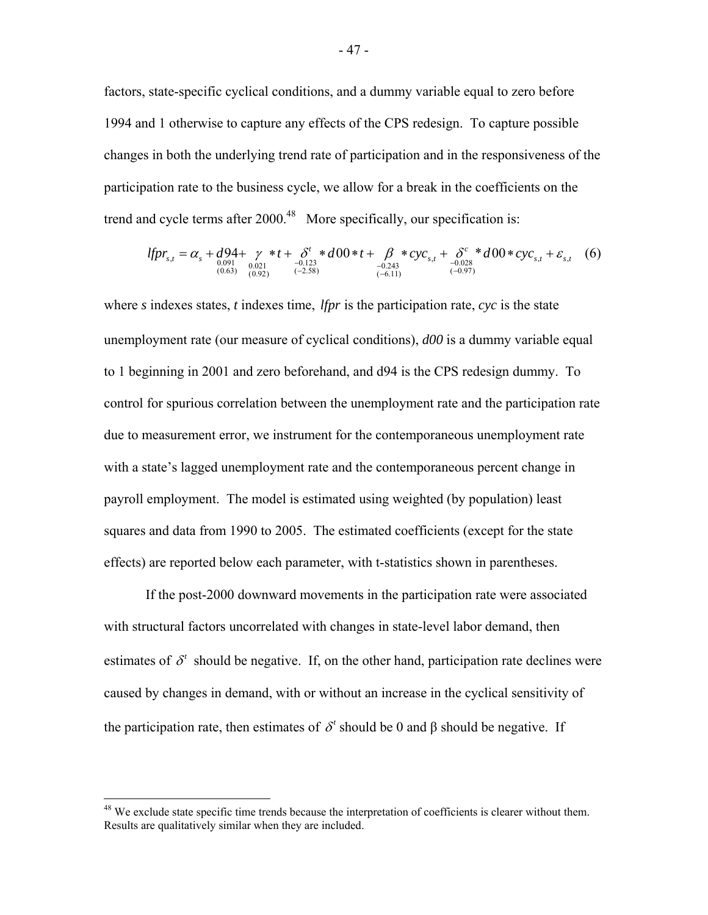factors, state-specific cyclical conditions, and a dummy variable equal to zero before 1994 and 1 otherwise to capture any effects of the CPS redesign. To capture possible changes in both the underlying trend rate of participation and in the responsiveness of the participation rate to the business cycle, we allow for a break in the coefficients on the trend and cycle terms after 2000.[48] More specifically, our specification is:

$$lfpr_{s,t} = \alpha_s + \underset{\substack{0.091 \\ (0.63)}}{d94} + \underset{\substack{0.021 \\ (0.92)}}{\gamma} * t + \underset{\substack{-0.123 \\ (-2.58)}}{\delta^t} * d00 * t + \underset{\substack{-0.243 \\ (-6.11)}}{\beta} * cyc_{s,t} + \underset{\substack{-0.028 \\ (-0.97)}}{\delta^c} * d00 * cyc_{s,t} + \varepsilon_{s,t} \quad (6)$$

where *s* indexes states, *t* indexes time, *lfpr* is the participation rate, *cyc* is the state unemployment rate (our measure of cyclical conditions), *d00* is a dummy variable equal to 1 beginning in 2001 and zero beforehand, and d94 is the CPS redesign dummy. To control for spurious correlation between the unemployment rate and the participation rate due to measurement error, we instrument for the contemporaneous unemployment rate with a state's lagged unemployment rate and the contemporaneous percent change in payroll employment. The model is estimated using weighted (by population) least squares and data from 1990 to 2005. The estimated coefficients (except for the state effects) are reported below each parameter, with t-statistics shown in parentheses.

If the post-2000 downward movements in the participation rate were associated with structural factors uncorrelated with changes in state-level labor demand, then estimates of $\delta^t$ should be negative. If, on the other hand, participation rate declines were caused by changes in demand, with or without an increase in the cyclical sensitivity of the participation rate, then estimates of $\delta^t$ should be 0 and β should be negative. If

[48] We exclude state specific time trends because the interpretation of coefficients is clearer without them. Results are qualitatively similar when they are included.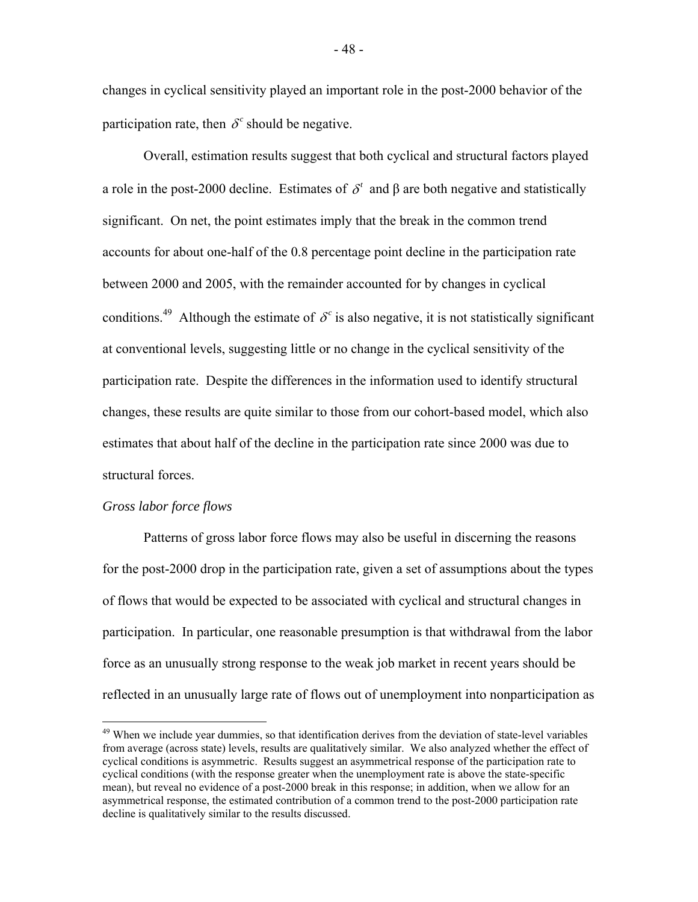changes in cyclical sensitivity played an important role in the post-2000 behavior of the participation rate, then $\delta^c$ should be negative.

Overall, estimation results suggest that both cyclical and structural factors played a role in the post-2000 decline. Estimates of $\delta^t$ and β are both negative and statistically significant. On net, the point estimates imply that the break in the common trend accounts for about one-half of the 0.8 percentage point decline in the participation rate between 2000 and 2005, with the remainder accounted for by changes in cyclical conditions.[49] Although the estimate of $\delta^c$ is also negative, it is not statistically significant at conventional levels, suggesting little or no change in the cyclical sensitivity of the participation rate. Despite the differences in the information used to identify structural changes, these results are quite similar to those from our cohort-based model, which also estimates that about half of the decline in the participation rate since 2000 was due to structural forces.

*Gross labor force flows*

Patterns of gross labor force flows may also be useful in discerning the reasons for the post-2000 drop in the participation rate, given a set of assumptions about the types of flows that would be expected to be associated with cyclical and structural changes in participation. In particular, one reasonable presumption is that withdrawal from the labor force as an unusually strong response to the weak job market in recent years should be reflected in an unusually large rate of flows out of unemployment into nonparticipation as

---

[49] When we include year dummies, so that identification derives from the deviation of state-level variables from average (across state) levels, results are qualitatively similar. We also analyzed whether the effect of cyclical conditions is asymmetric. Results suggest an asymmetrical response of the participation rate to cyclical conditions (with the response greater when the unemployment rate is above the state-specific mean), but reveal no evidence of a post-2000 break in this response; in addition, when we allow for an asymmetrical response, the estimated contribution of a common trend to the post-2000 participation rate decline is qualitatively similar to the results discussed.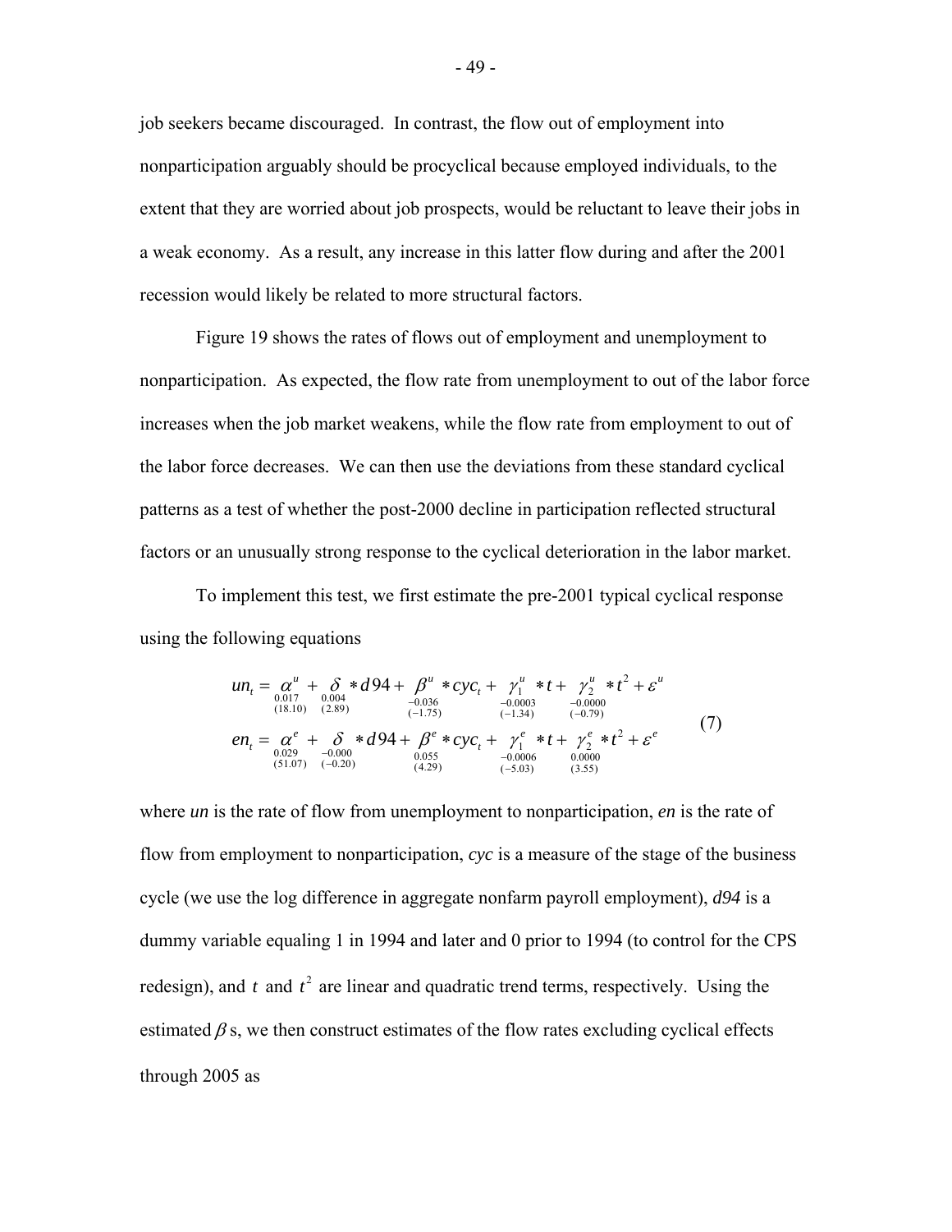job seekers became discouraged. In contrast, the flow out of employment into nonparticipation arguably should be procyclical because employed individuals, to the extent that they are worried about job prospects, would be reluctant to leave their jobs in a weak economy. As a result, any increase in this latter flow during and after the 2001 recession would likely be related to more structural factors.

Figure 19 shows the rates of flows out of employment and unemployment to nonparticipation. As expected, the flow rate from unemployment to out of the labor force increases when the job market weakens, while the flow rate from employment to out of the labor force decreases. We can then use the deviations from these standard cyclical patterns as a test of whether the post-2000 decline in participation reflected structural factors or an unusually strong response to the cyclical deterioration in the labor market.

To implement this test, we first estimate the pre-2001 typical cyclical response using the following equations

$$
\begin{aligned}
un_t &= \underset{\substack{0.017 \\ (18.10)}}{\alpha^u} + \underset{\substack{0.004 \\ (2.89)}}{\delta} * d94 + \underset{\substack{-0.036 \\ (-1.75)}}{\beta^u} * cyc_t + \underset{\substack{-0.0003 \\ (-1.34)}}{\gamma_1^u} * t + \underset{\substack{-0.0000 \\ (-0.79)}}{\gamma_2^u} * t^2 + \varepsilon^u \\
en_t &= \underset{\substack{0.029 \\ (51.07)}}{\alpha^e} + \underset{\substack{-0.000 \\ (-0.20)}}{\delta} * d94 + \underset{\substack{0.055 \\ (4.29)}}{\beta^e} * cyc_t + \underset{\substack{-0.0006 \\ (-5.03)}}{\gamma_1^e} * t + \underset{\substack{0.0000 \\ (3.55)}}{\gamma_2^e} * t^2 + \varepsilon^e
\end{aligned}
\tag{7}
$$

where *un* is the rate of flow from unemployment to nonparticipation, *en* is the rate of flow from employment to nonparticipation, *cyc* is a measure of the stage of the business cycle (we use the log difference in aggregate nonfarm payroll employment), *d94* is a dummy variable equaling 1 in 1994 and later and 0 prior to 1994 (to control for the CPS redesign), and $t$ and $t^2$ are linear and quadratic trend terms, respectively. Using the estimated $\beta$ s, we then construct estimates of the flow rates excluding cyclical effects through 2005 as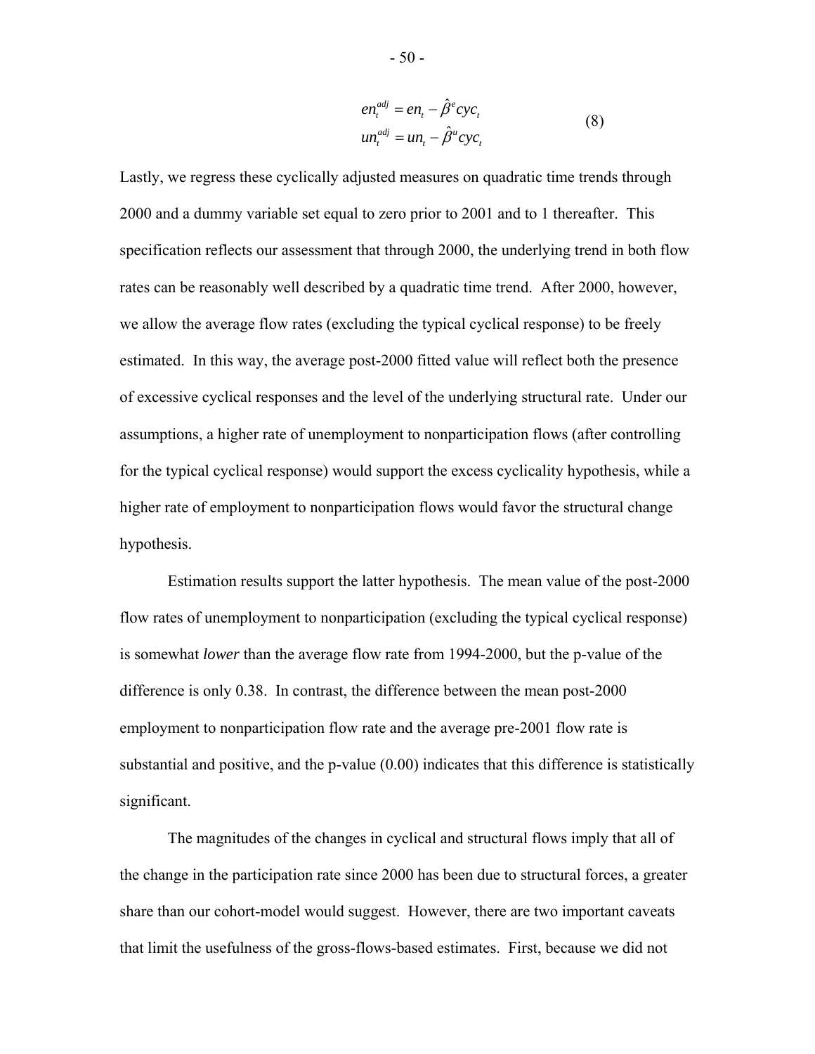$$en_t^{adj} = en_t - \hat{\beta}^e cyc_t$$
$$un_t^{adj} = un_t - \hat{\beta}^u cyc_t \qquad (8)$$

Lastly, we regress these cyclically adjusted measures on quadratic time trends through 2000 and a dummy variable set equal to zero prior to 2001 and to 1 thereafter. This specification reflects our assessment that through 2000, the underlying trend in both flow rates can be reasonably well described by a quadratic time trend. After 2000, however, we allow the average flow rates (excluding the typical cyclical response) to be freely estimated. In this way, the average post-2000 fitted value will reflect both the presence of excessive cyclical responses and the level of the underlying structural rate. Under our assumptions, a higher rate of unemployment to nonparticipation flows (after controlling for the typical cyclical response) would support the excess cyclicality hypothesis, while a higher rate of employment to nonparticipation flows would favor the structural change hypothesis.

Estimation results support the latter hypothesis. The mean value of the post-2000 flow rates of unemployment to nonparticipation (excluding the typical cyclical response) is somewhat *lower* than the average flow rate from 1994-2000, but the p-value of the difference is only 0.38. In contrast, the difference between the mean post-2000 employment to nonparticipation flow rate and the average pre-2001 flow rate is substantial and positive, and the p-value (0.00) indicates that this difference is statistically significant.

The magnitudes of the changes in cyclical and structural flows imply that all of the change in the participation rate since 2000 has been due to structural forces, a greater share than our cohort-model would suggest. However, there are two important caveats that limit the usefulness of the gross-flows-based estimates. First, because we did not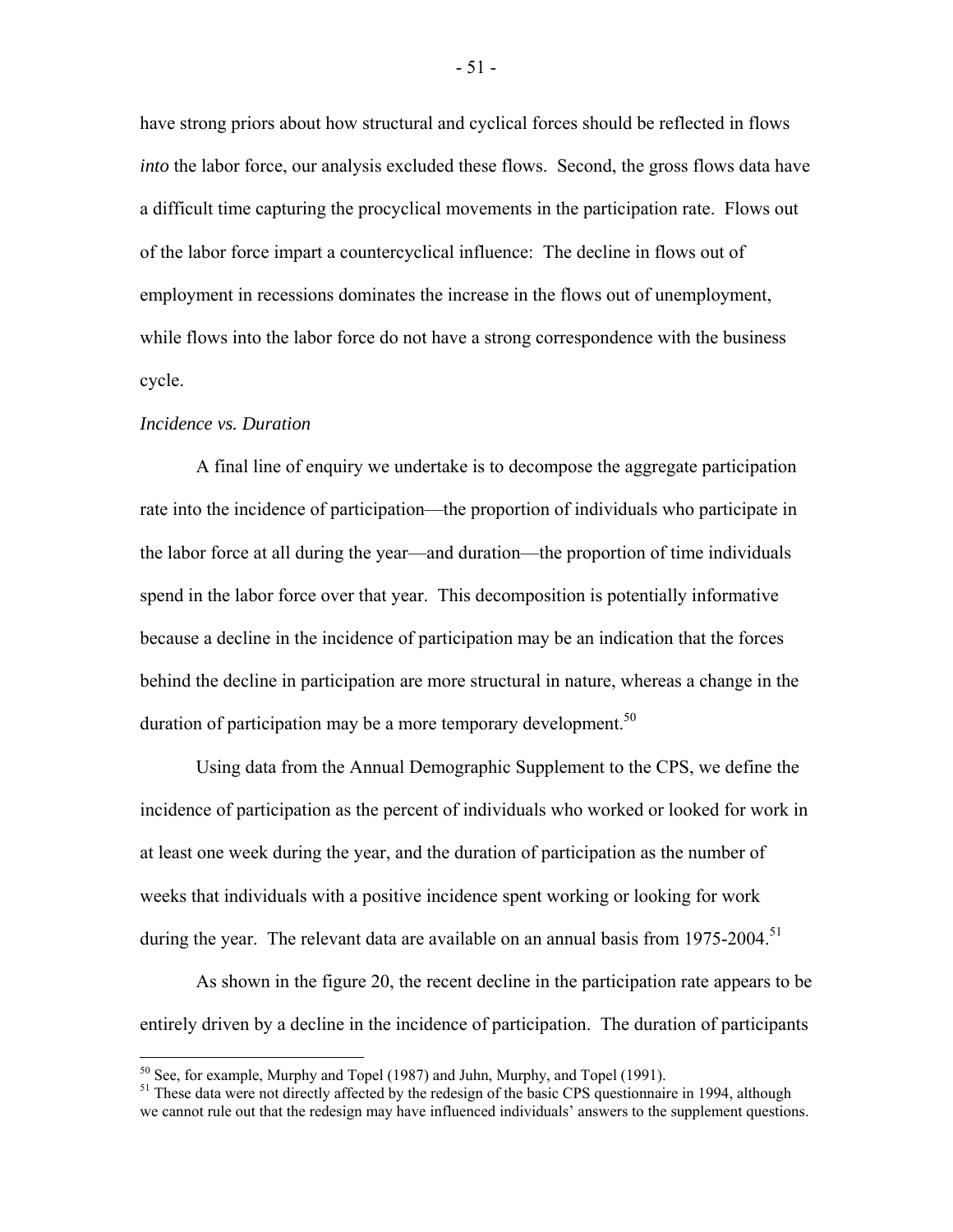have strong priors about how structural and cyclical forces should be reflected in flows *into* the labor force, our analysis excluded these flows. Second, the gross flows data have a difficult time capturing the procyclical movements in the participation rate. Flows out of the labor force impart a countercyclical influence: The decline in flows out of employment in recessions dominates the increase in the flows out of unemployment, while flows into the labor force do not have a strong correspondence with the business cycle.

*Incidence vs. Duration*

A final line of enquiry we undertake is to decompose the aggregate participation rate into the incidence of participation—the proportion of individuals who participate in the labor force at all during the year—and duration—the proportion of time individuals spend in the labor force over that year. This decomposition is potentially informative because a decline in the incidence of participation may be an indication that the forces behind the decline in participation are more structural in nature, whereas a change in the duration of participation may be a more temporary development.[50]

Using data from the Annual Demographic Supplement to the CPS, we define the incidence of participation as the percent of individuals who worked or looked for work in at least one week during the year, and the duration of participation as the number of weeks that individuals with a positive incidence spent working or looking for work during the year. The relevant data are available on an annual basis from 1975-2004.[51]

As shown in the figure 20, the recent decline in the participation rate appears to be entirely driven by a decline in the incidence of participation. The duration of participants

---

[50] See, for example, Murphy and Topel (1987) and Juhn, Murphy, and Topel (1991).

[51] These data were not directly affected by the redesign of the basic CPS questionnaire in 1994, although we cannot rule out that the redesign may have influenced individuals' answers to the supplement questions.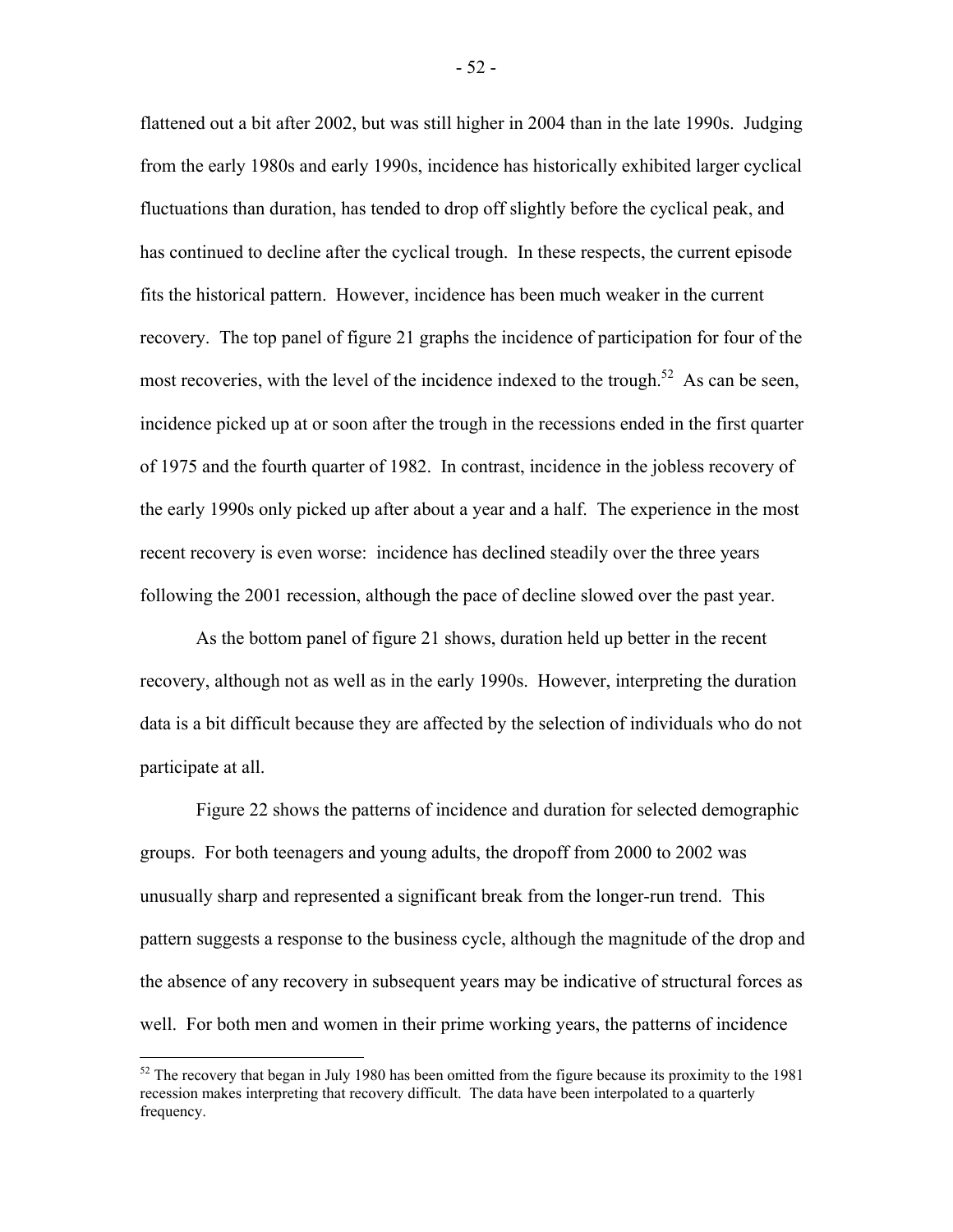flattened out a bit after 2002, but was still higher in 2004 than in the late 1990s. Judging from the early 1980s and early 1990s, incidence has historically exhibited larger cyclical fluctuations than duration, has tended to drop off slightly before the cyclical peak, and has continued to decline after the cyclical trough. In these respects, the current episode fits the historical pattern. However, incidence has been much weaker in the current recovery. The top panel of figure 21 graphs the incidence of participation for four of the most recoveries, with the level of the incidence indexed to the trough.[52] As can be seen, incidence picked up at or soon after the trough in the recessions ended in the first quarter of 1975 and the fourth quarter of 1982. In contrast, incidence in the jobless recovery of the early 1990s only picked up after about a year and a half. The experience in the most recent recovery is even worse: incidence has declined steadily over the three years following the 2001 recession, although the pace of decline slowed over the past year.

As the bottom panel of figure 21 shows, duration held up better in the recent recovery, although not as well as in the early 1990s. However, interpreting the duration data is a bit difficult because they are affected by the selection of individuals who do not participate at all.

Figure 22 shows the patterns of incidence and duration for selected demographic groups. For both teenagers and young adults, the dropoff from 2000 to 2002 was unusually sharp and represented a significant break from the longer-run trend. This pattern suggests a response to the business cycle, although the magnitude of the drop and the absence of any recovery in subsequent years may be indicative of structural forces as well. For both men and women in their prime working years, the patterns of incidence

[52] The recovery that began in July 1980 has been omitted from the figure because its proximity to the 1981 recession makes interpreting that recovery difficult. The data have been interpolated to a quarterly frequency.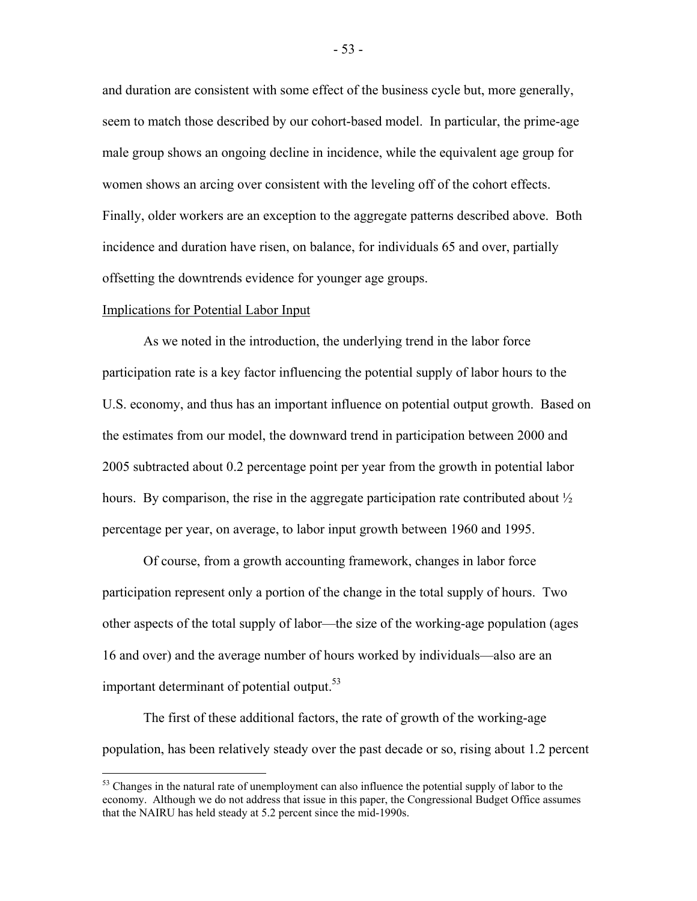and duration are consistent with some effect of the business cycle but, more generally, seem to match those described by our cohort-based model. In particular, the prime-age male group shows an ongoing decline in incidence, while the equivalent age group for women shows an arcing over consistent with the leveling off of the cohort effects. Finally, older workers are an exception to the aggregate patterns described above. Both incidence and duration have risen, on balance, for individuals 65 and over, partially offsetting the downtrends evidence for younger age groups.

Implications for Potential Labor Input

As we noted in the introduction, the underlying trend in the labor force participation rate is a key factor influencing the potential supply of labor hours to the U.S. economy, and thus has an important influence on potential output growth. Based on the estimates from our model, the downward trend in participation between 2000 and 2005 subtracted about 0.2 percentage point per year from the growth in potential labor hours. By comparison, the rise in the aggregate participation rate contributed about ½ percentage per year, on average, to labor input growth between 1960 and 1995.

Of course, from a growth accounting framework, changes in labor force participation represent only a portion of the change in the total supply of hours. Two other aspects of the total supply of labor—the size of the working-age population (ages 16 and over) and the average number of hours worked by individuals—also are an important determinant of potential output.[53]

The first of these additional factors, the rate of growth of the working-age population, has been relatively steady over the past decade or so, rising about 1.2 percent

[53] Changes in the natural rate of unemployment can also influence the potential supply of labor to the economy. Although we do not address that issue in this paper, the Congressional Budget Office assumes that the NAIRU has held steady at 5.2 percent since the mid-1990s.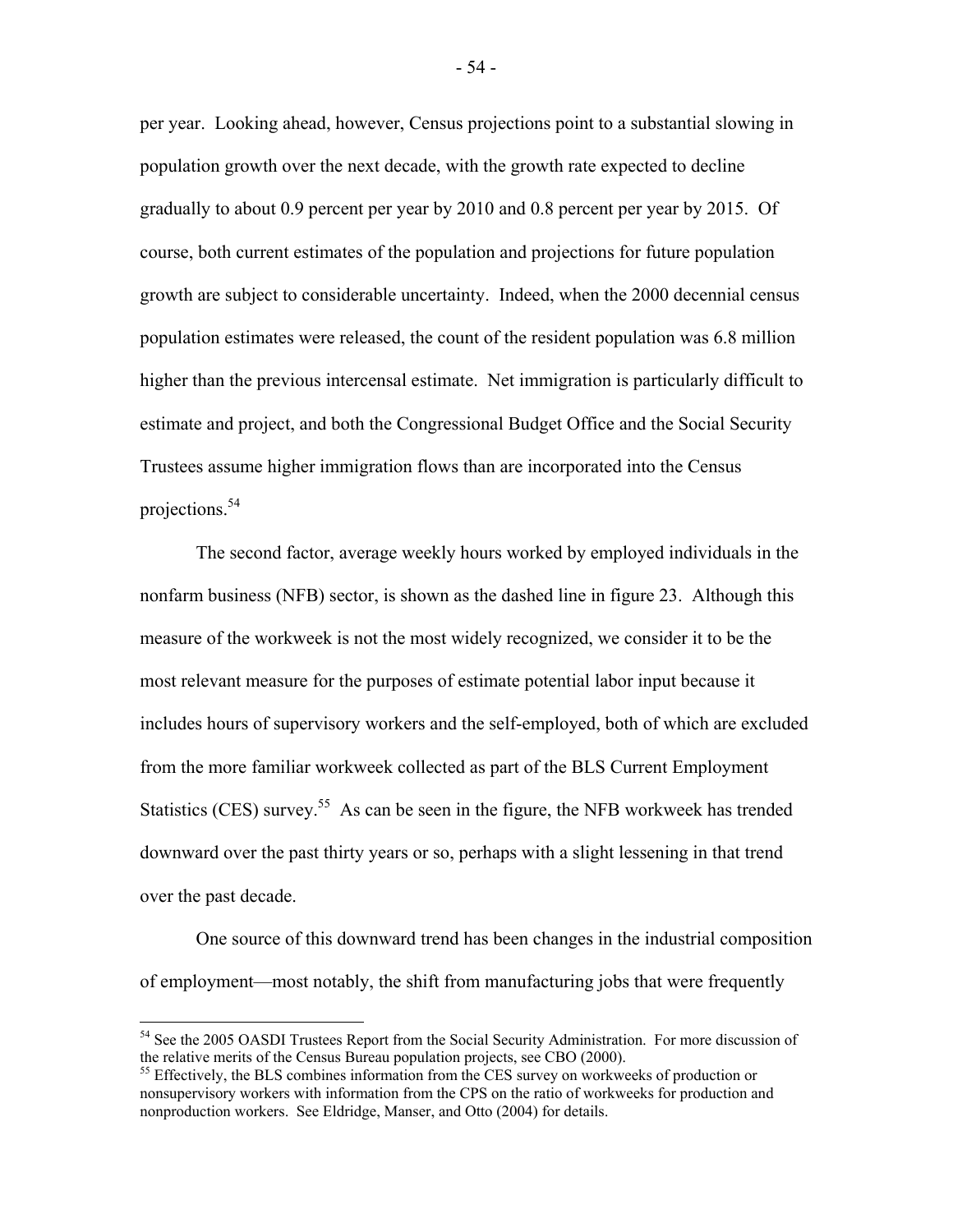per year. Looking ahead, however, Census projections point to a substantial slowing in population growth over the next decade, with the growth rate expected to decline gradually to about 0.9 percent per year by 2010 and 0.8 percent per year by 2015. Of course, both current estimates of the population and projections for future population growth are subject to considerable uncertainty. Indeed, when the 2000 decennial census population estimates were released, the count of the resident population was 6.8 million higher than the previous intercensal estimate. Net immigration is particularly difficult to estimate and project, and both the Congressional Budget Office and the Social Security Trustees assume higher immigration flows than are incorporated into the Census projections.[54]

The second factor, average weekly hours worked by employed individuals in the nonfarm business (NFB) sector, is shown as the dashed line in figure 23. Although this measure of the workweek is not the most widely recognized, we consider it to be the most relevant measure for the purposes of estimate potential labor input because it includes hours of supervisory workers and the self-employed, both of which are excluded from the more familiar workweek collected as part of the BLS Current Employment Statistics (CES) survey.[55] As can be seen in the figure, the NFB workweek has trended downward over the past thirty years or so, perhaps with a slight lessening in that trend over the past decade.

One source of this downward trend has been changes in the industrial composition of employment—most notably, the shift from manufacturing jobs that were frequently

[54] See the 2005 OASDI Trustees Report from the Social Security Administration. For more discussion of the relative merits of the Census Bureau population projects, see CBO (2000).

[55] Effectively, the BLS combines information from the CES survey on workweeks of production or nonsupervisory workers with information from the CPS on the ratio of workweeks for production and nonproduction workers. See Eldridge, Manser, and Otto (2004) for details.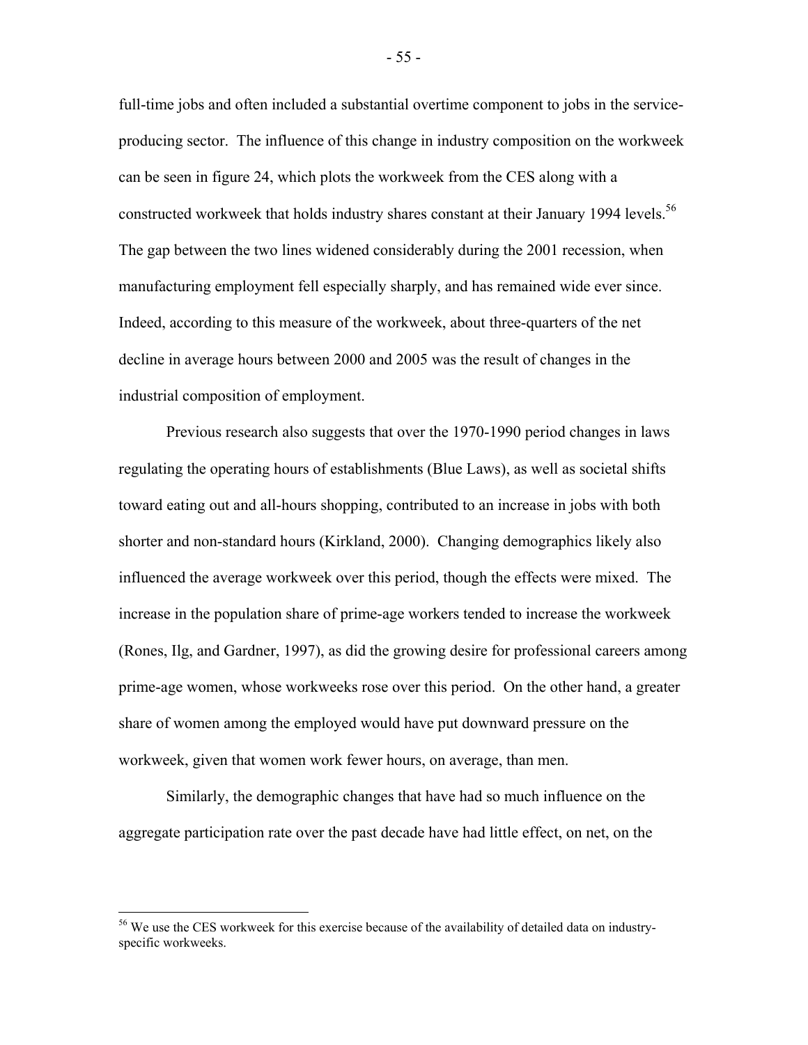full-time jobs and often included a substantial overtime component to jobs in the service-producing sector. The influence of this change in industry composition on the workweek can be seen in figure 24, which plots the workweek from the CES along with a constructed workweek that holds industry shares constant at their January 1994 levels.[56] The gap between the two lines widened considerably during the 2001 recession, when manufacturing employment fell especially sharply, and has remained wide ever since. Indeed, according to this measure of the workweek, about three-quarters of the net decline in average hours between 2000 and 2005 was the result of changes in the industrial composition of employment.

Previous research also suggests that over the 1970-1990 period changes in laws regulating the operating hours of establishments (Blue Laws), as well as societal shifts toward eating out and all-hours shopping, contributed to an increase in jobs with both shorter and non-standard hours (Kirkland, 2000). Changing demographics likely also influenced the average workweek over this period, though the effects were mixed. The increase in the population share of prime-age workers tended to increase the workweek (Rones, Ilg, and Gardner, 1997), as did the growing desire for professional careers among prime-age women, whose workweeks rose over this period. On the other hand, a greater share of women among the employed would have put downward pressure on the workweek, given that women work fewer hours, on average, than men.

Similarly, the demographic changes that have had so much influence on the aggregate participation rate over the past decade have had little effect, on net, on the

---

[56] We use the CES workweek for this exercise because of the availability of detailed data on industry-specific workweeks.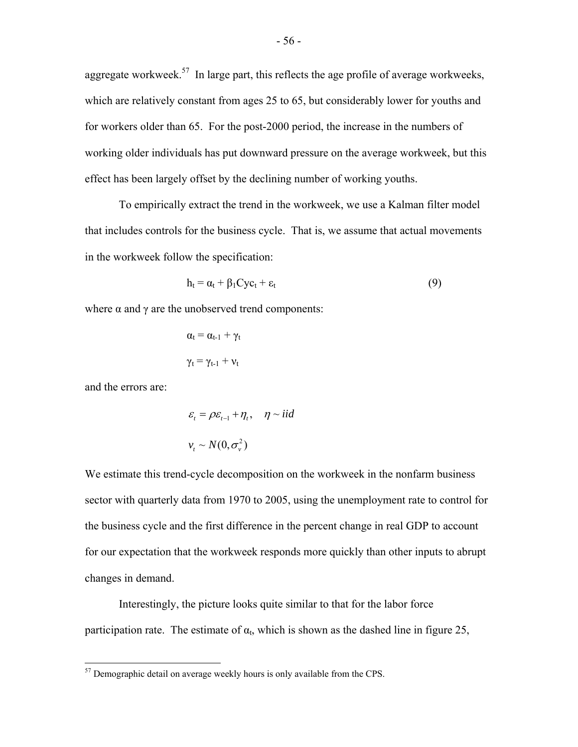aggregate workweek.[57] In large part, this reflects the age profile of average workweeks, which are relatively constant from ages 25 to 65, but considerably lower for youths and for workers older than 65. For the post-2000 period, the increase in the numbers of working older individuals has put downward pressure on the average workweek, but this effect has been largely offset by the declining number of working youths.

To empirically extract the trend in the workweek, we use a Kalman filter model that includes controls for the business cycle. That is, we assume that actual movements in the workweek follow the specification:

$$h_t = \alpha_t + \beta_1 Cyc_t + \varepsilon_t \tag{9}$$

where $\alpha$ and $\gamma$ are the unobserved trend components:

$$\alpha_t = \alpha_{t-1} + \gamma_t$$

$$\gamma_t = \gamma_{t-1} + \nu_t$$

and the errors are:

$$\varepsilon_t = \rho\varepsilon_{t-1} + \eta_t, \quad \eta \sim iid$$

$$\nu_t \sim N(0, \sigma_\nu^2)$$

We estimate this trend-cycle decomposition on the workweek in the nonfarm business sector with quarterly data from 1970 to 2005, using the unemployment rate to control for the business cycle and the first difference in the percent change in real GDP to account for our expectation that the workweek responds more quickly than other inputs to abrupt changes in demand.

Interestingly, the picture looks quite similar to that for the labor force participation rate. The estimate of $\alpha_t$, which is shown as the dashed line in figure 25,

[57] Demographic detail on average weekly hours is only available from the CPS.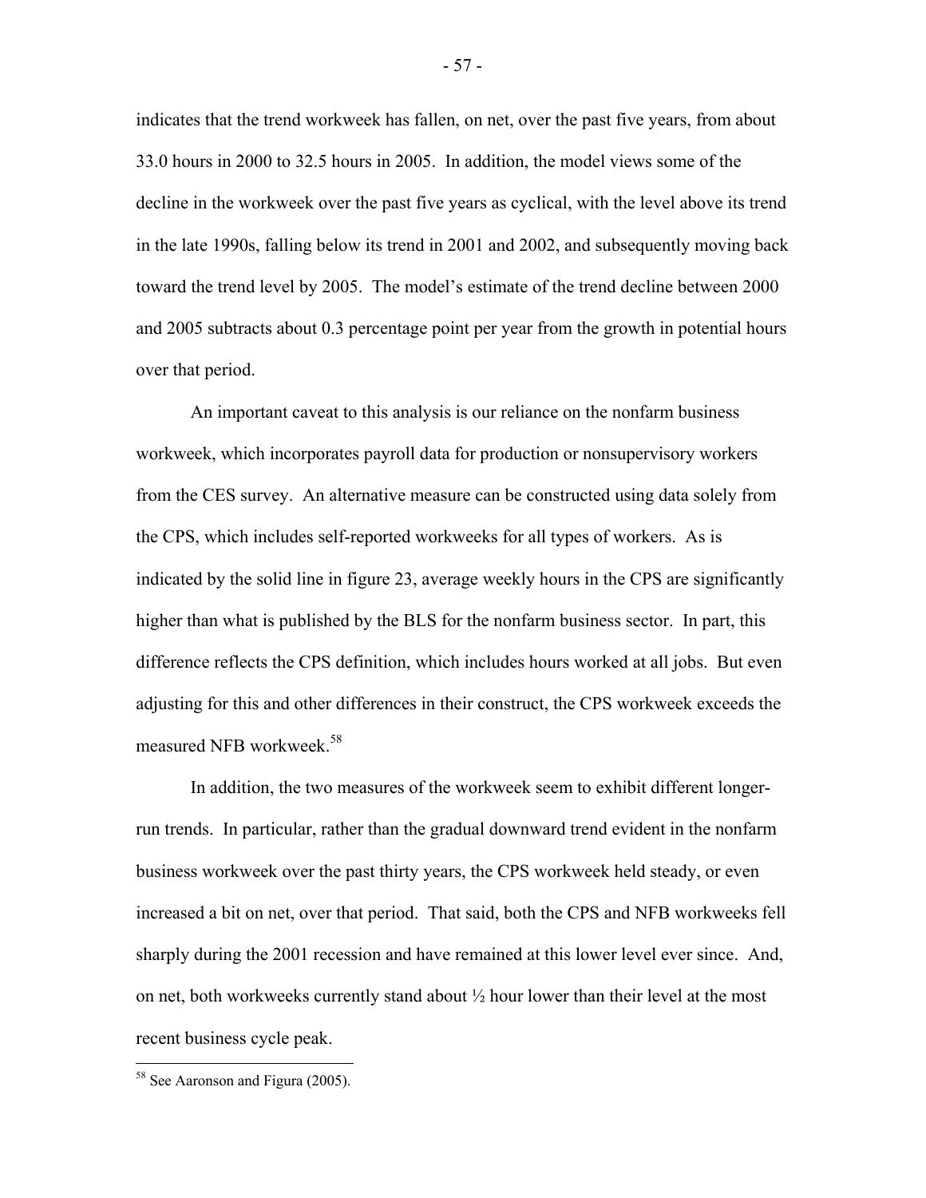indicates that the trend workweek has fallen, on net, over the past five years, from about 33.0 hours in 2000 to 32.5 hours in 2005. In addition, the model views some of the decline in the workweek over the past five years as cyclical, with the level above its trend in the late 1990s, falling below its trend in 2001 and 2002, and subsequently moving back toward the trend level by 2005. The model's estimate of the trend decline between 2000 and 2005 subtracts about 0.3 percentage point per year from the growth in potential hours over that period.

An important caveat to this analysis is our reliance on the nonfarm business workweek, which incorporates payroll data for production or nonsupervisory workers from the CES survey. An alternative measure can be constructed using data solely from the CPS, which includes self-reported workweeks for all types of workers. As is indicated by the solid line in figure 23, average weekly hours in the CPS are significantly higher than what is published by the BLS for the nonfarm business sector. In part, this difference reflects the CPS definition, which includes hours worked at all jobs. But even adjusting for this and other differences in their construct, the CPS workweek exceeds the measured NFB workweek.[58]

In addition, the two measures of the workweek seem to exhibit different longer-run trends. In particular, rather than the gradual downward trend evident in the nonfarm business workweek over the past thirty years, the CPS workweek held steady, or even increased a bit on net, over that period. That said, both the CPS and NFB workweeks fell sharply during the 2001 recession and have remained at this lower level ever since. And, on net, both workweeks currently stand about ½ hour lower than their level at the most recent business cycle peak.

[58] See Aaronson and Figura (2005).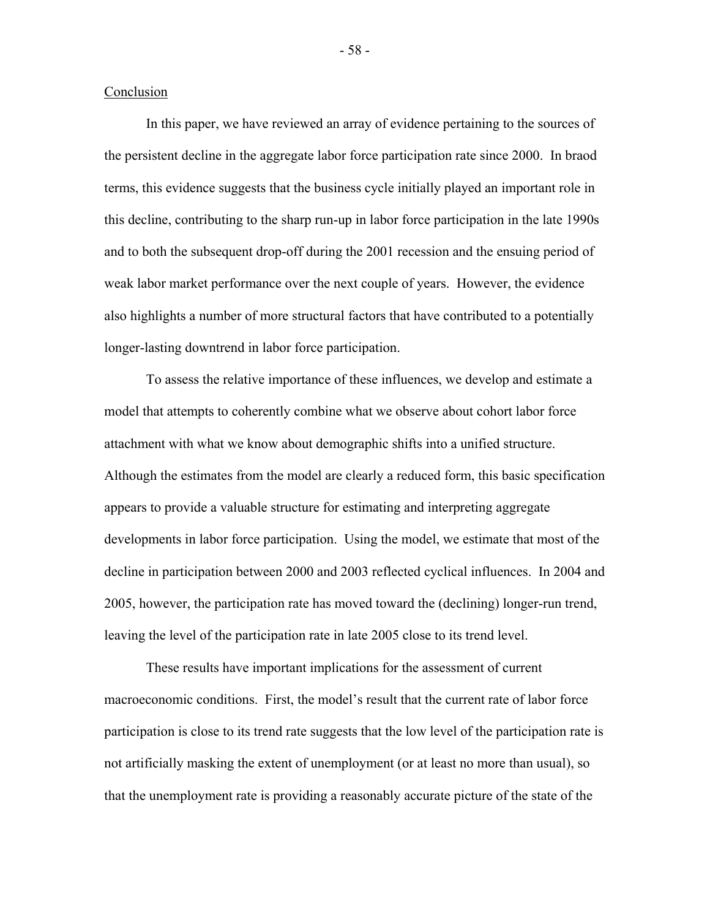## Conclusion

In this paper, we have reviewed an array of evidence pertaining to the sources of the persistent decline in the aggregate labor force participation rate since 2000. In braod terms, this evidence suggests that the business cycle initially played an important role in this decline, contributing to the sharp run-up in labor force participation in the late 1990s and to both the subsequent drop-off during the 2001 recession and the ensuing period of weak labor market performance over the next couple of years. However, the evidence also highlights a number of more structural factors that have contributed to a potentially longer-lasting downtrend in labor force participation.

To assess the relative importance of these influences, we develop and estimate a model that attempts to coherently combine what we observe about cohort labor force attachment with what we know about demographic shifts into a unified structure. Although the estimates from the model are clearly a reduced form, this basic specification appears to provide a valuable structure for estimating and interpreting aggregate developments in labor force participation. Using the model, we estimate that most of the decline in participation between 2000 and 2003 reflected cyclical influences. In 2004 and 2005, however, the participation rate has moved toward the (declining) longer-run trend, leaving the level of the participation rate in late 2005 close to its trend level.

These results have important implications for the assessment of current macroeconomic conditions. First, the model's result that the current rate of labor force participation is close to its trend rate suggests that the low level of the participation rate is not artificially masking the extent of unemployment (or at least no more than usual), so that the unemployment rate is providing a reasonably accurate picture of the state of the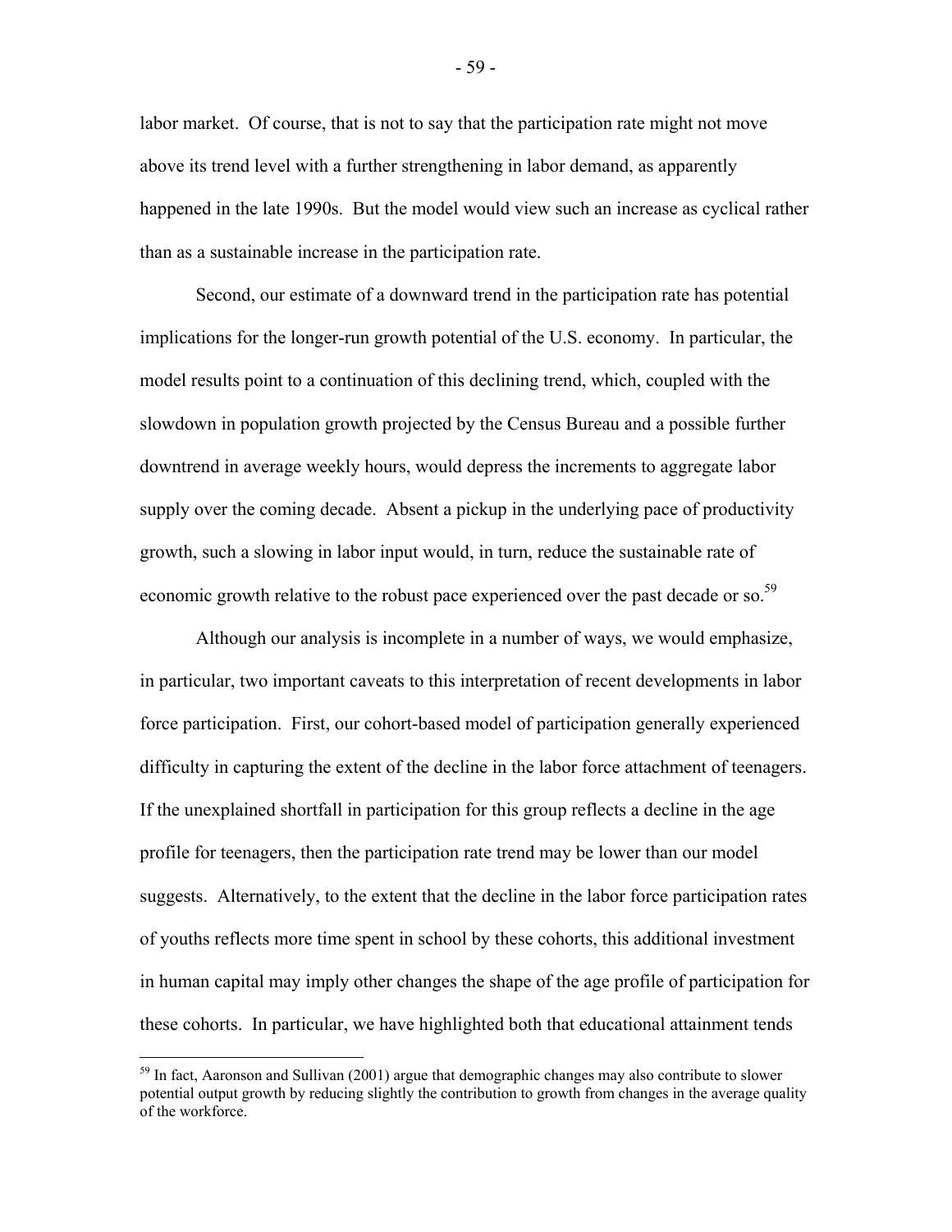labor market. Of course, that is not to say that the participation rate might not move above its trend level with a further strengthening in labor demand, as apparently happened in the late 1990s. But the model would view such an increase as cyclical rather than as a sustainable increase in the participation rate.

Second, our estimate of a downward trend in the participation rate has potential implications for the longer-run growth potential of the U.S. economy. In particular, the model results point to a continuation of this declining trend, which, coupled with the slowdown in population growth projected by the Census Bureau and a possible further downtrend in average weekly hours, would depress the increments to aggregate labor supply over the coming decade. Absent a pickup in the underlying pace of productivity growth, such a slowing in labor input would, in turn, reduce the sustainable rate of economic growth relative to the robust pace experienced over the past decade or so.[59]

Although our analysis is incomplete in a number of ways, we would emphasize, in particular, two important caveats to this interpretation of recent developments in labor force participation. First, our cohort-based model of participation generally experienced difficulty in capturing the extent of the decline in the labor force attachment of teenagers. If the unexplained shortfall in participation for this group reflects a decline in the age profile for teenagers, then the participation rate trend may be lower than our model suggests. Alternatively, to the extent that the decline in the labor force participation rates of youths reflects more time spent in school by these cohorts, this additional investment in human capital may imply other changes the shape of the age profile of participation for these cohorts. In particular, we have highlighted both that educational attainment tends

[59] In fact, Aaronson and Sullivan (2001) argue that demographic changes may also contribute to slower potential output growth by reducing slightly the contribution to growth from changes in the average quality of the workforce.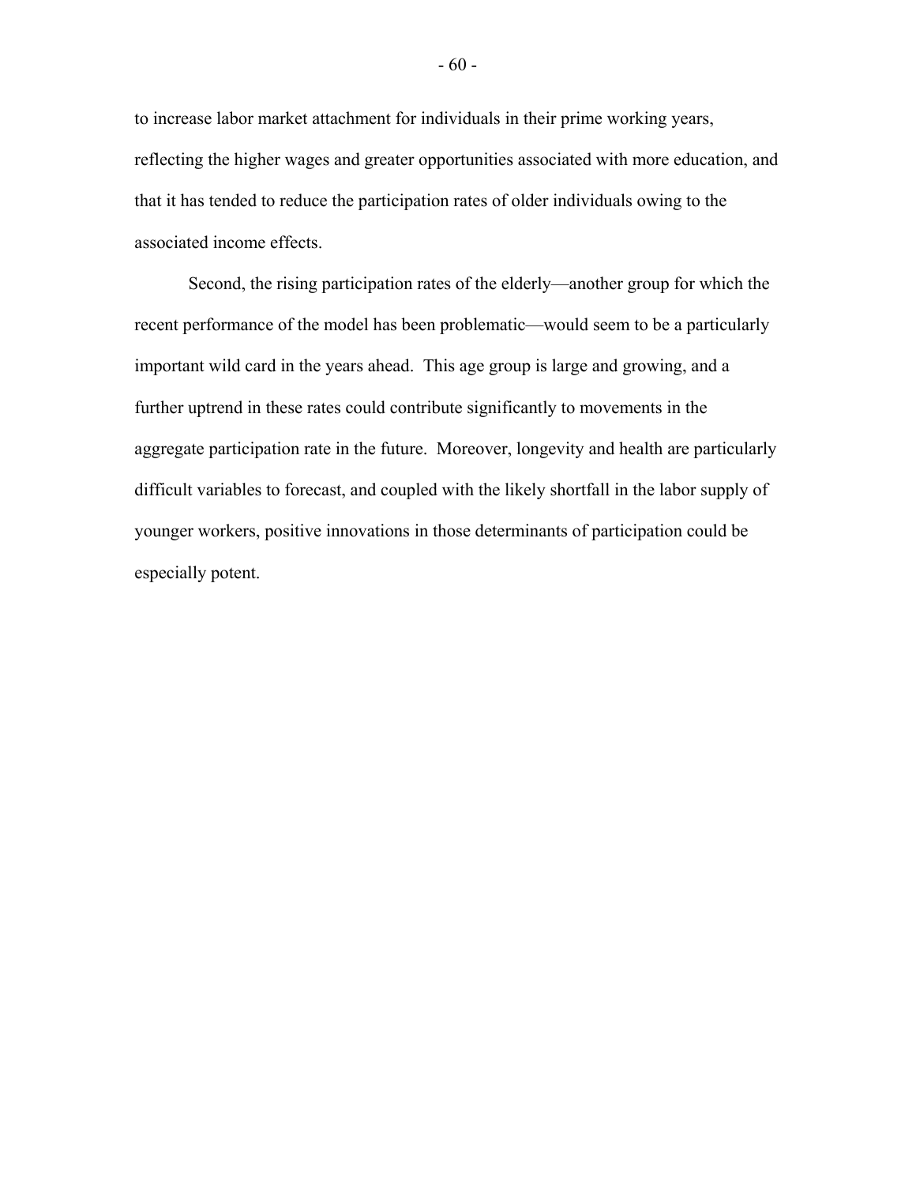to increase labor market attachment for individuals in their prime working years, reflecting the higher wages and greater opportunities associated with more education, and that it has tended to reduce the participation rates of older individuals owing to the associated income effects.

Second, the rising participation rates of the elderly—another group for which the recent performance of the model has been problematic—would seem to be a particularly important wild card in the years ahead. This age group is large and growing, and a further uptrend in these rates could contribute significantly to movements in the aggregate participation rate in the future. Moreover, longevity and health are particularly difficult variables to forecast, and coupled with the likely shortfall in the labor supply of younger workers, positive innovations in those determinants of participation could be especially potent.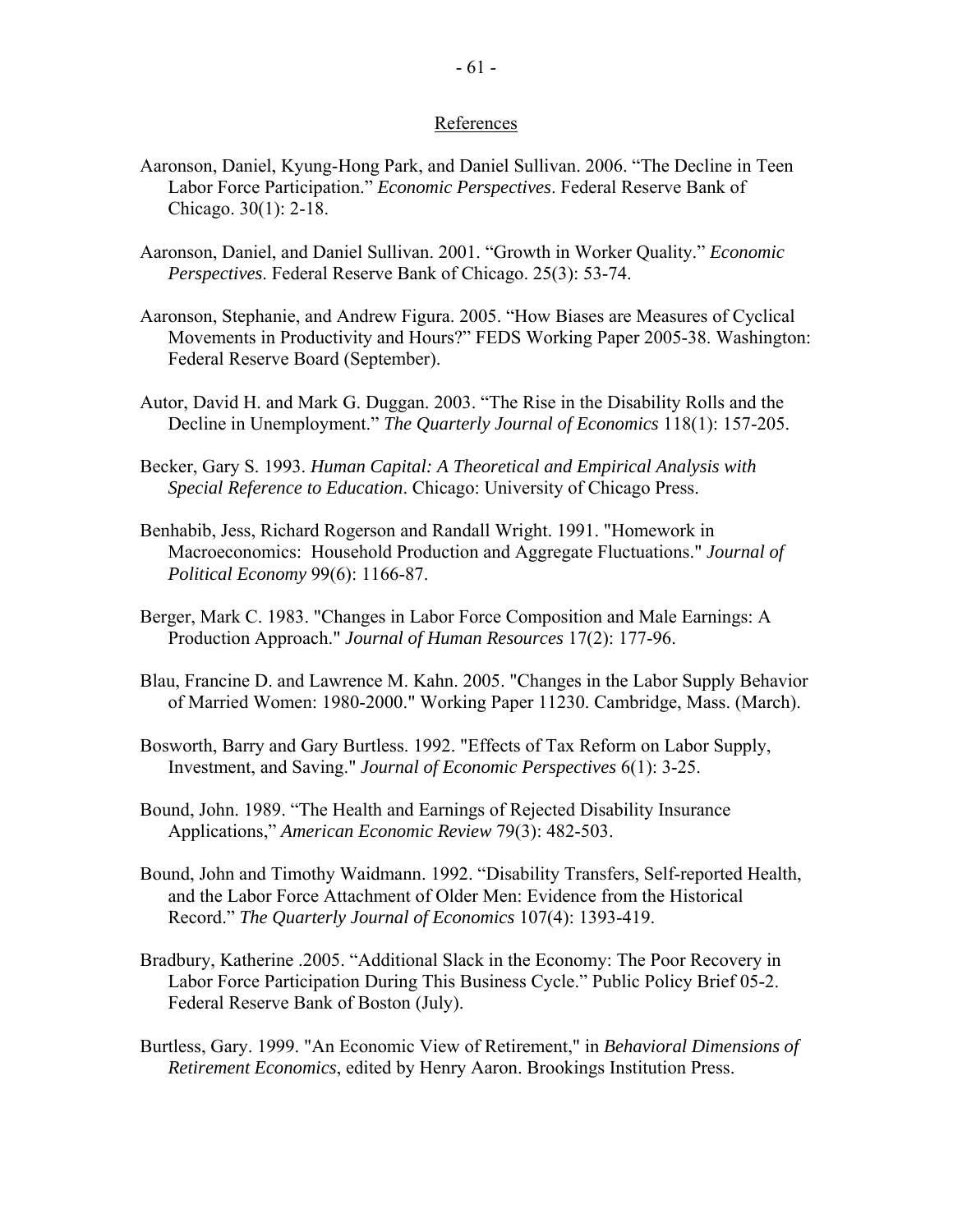## References

Aaronson, Daniel, Kyung-Hong Park, and Daniel Sullivan. 2006. "The Decline in Teen Labor Force Participation." *Economic Perspectives*. Federal Reserve Bank of Chicago. 30(1): 2-18.

Aaronson, Daniel, and Daniel Sullivan. 2001. "Growth in Worker Quality." *Economic Perspectives*. Federal Reserve Bank of Chicago. 25(3): 53-74.

Aaronson, Stephanie, and Andrew Figura. 2005. "How Biases are Measures of Cyclical Movements in Productivity and Hours?" FEDS Working Paper 2005-38. Washington: Federal Reserve Board (September).

Autor, David H. and Mark G. Duggan. 2003. "The Rise in the Disability Rolls and the Decline in Unemployment." *The Quarterly Journal of Economics* 118(1): 157-205.

Becker, Gary S. 1993. *Human Capital: A Theoretical and Empirical Analysis with Special Reference to Education*. Chicago: University of Chicago Press.

Benhabib, Jess, Richard Rogerson and Randall Wright. 1991. "Homework in Macroeconomics: Household Production and Aggregate Fluctuations." *Journal of Political Economy* 99(6): 1166-87.

Berger, Mark C. 1983. "Changes in Labor Force Composition and Male Earnings: A Production Approach." *Journal of Human Resources* 17(2): 177-96.

Blau, Francine D. and Lawrence M. Kahn. 2005. "Changes in the Labor Supply Behavior of Married Women: 1980-2000." Working Paper 11230. Cambridge, Mass. (March).

Bosworth, Barry and Gary Burtless. 1992. "Effects of Tax Reform on Labor Supply, Investment, and Saving." *Journal of Economic Perspectives* 6(1): 3-25.

Bound, John. 1989. "The Health and Earnings of Rejected Disability Insurance Applications," *American Economic Review* 79(3): 482-503.

Bound, John and Timothy Waidmann. 1992. "Disability Transfers, Self-reported Health, and the Labor Force Attachment of Older Men: Evidence from the Historical Record." *The Quarterly Journal of Economics* 107(4): 1393-419.

Bradbury, Katherine .2005. "Additional Slack in the Economy: The Poor Recovery in Labor Force Participation During This Business Cycle." Public Policy Brief 05-2. Federal Reserve Bank of Boston (July).

Burtless, Gary. 1999. "An Economic View of Retirement," in *Behavioral Dimensions of Retirement Economics*, edited by Henry Aaron. Brookings Institution Press.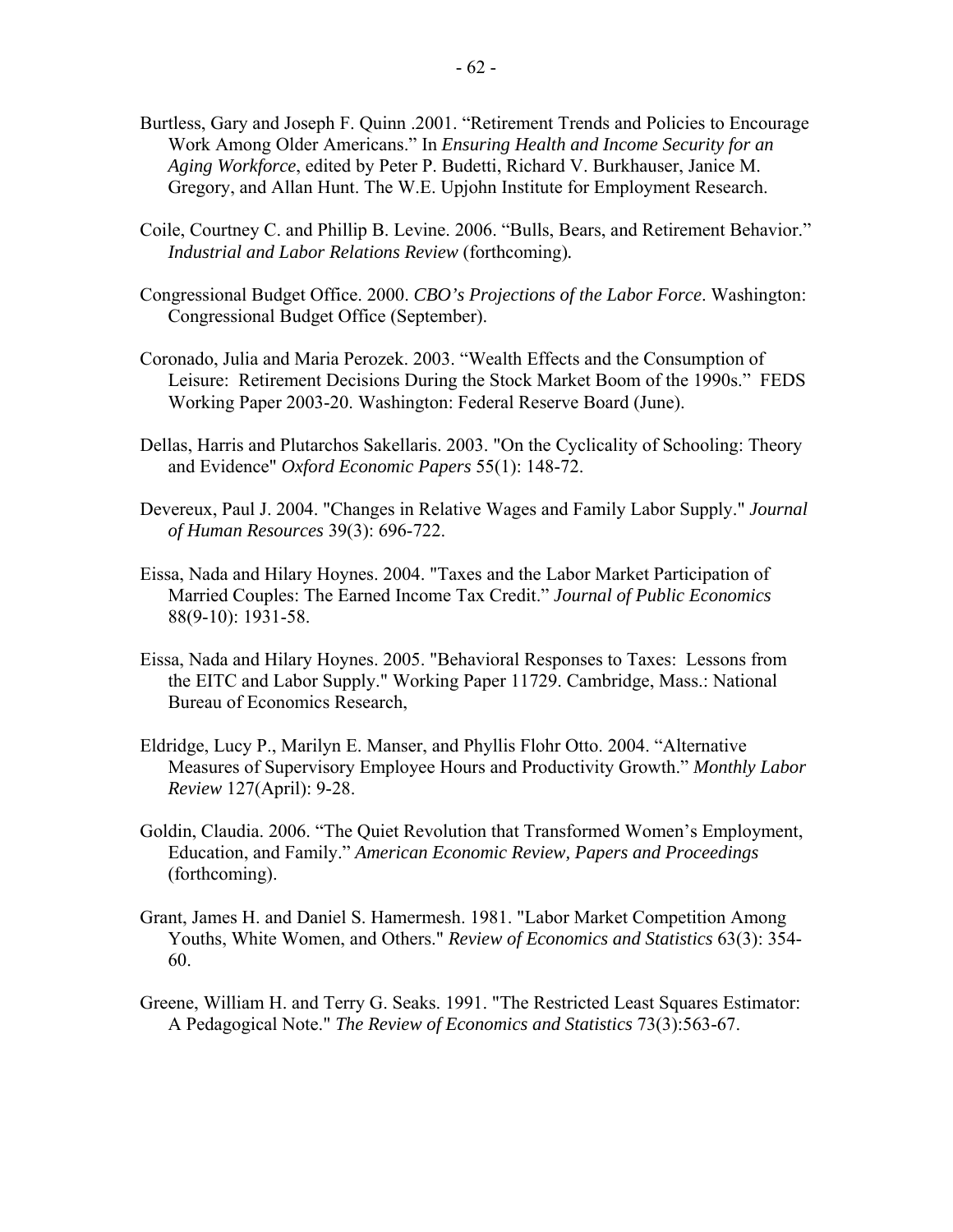Burtless, Gary and Joseph F. Quinn .2001. "Retirement Trends and Policies to Encourage Work Among Older Americans." In *Ensuring Health and Income Security for an Aging Workforce*, edited by Peter P. Budetti, Richard V. Burkhauser, Janice M. Gregory, and Allan Hunt. The W.E. Upjohn Institute for Employment Research.

Coile, Courtney C. and Phillip B. Levine. 2006. "Bulls, Bears, and Retirement Behavior." *Industrial and Labor Relations Review* (forthcoming).

Congressional Budget Office. 2000. *CBO's Projections of the Labor Force*. Washington: Congressional Budget Office (September).

Coronado, Julia and Maria Perozek. 2003. "Wealth Effects and the Consumption of Leisure: Retirement Decisions During the Stock Market Boom of the 1990s." FEDS Working Paper 2003-20. Washington: Federal Reserve Board (June).

Dellas, Harris and Plutarchos Sakellaris. 2003. "On the Cyclicality of Schooling: Theory and Evidence" *Oxford Economic Papers* 55(1): 148-72.

Devereux, Paul J. 2004. "Changes in Relative Wages and Family Labor Supply." *Journal of Human Resources* 39(3): 696-722.

Eissa, Nada and Hilary Hoynes. 2004. "Taxes and the Labor Market Participation of Married Couples: The Earned Income Tax Credit." *Journal of Public Economics* 88(9-10): 1931-58.

Eissa, Nada and Hilary Hoynes. 2005. "Behavioral Responses to Taxes: Lessons from the EITC and Labor Supply." Working Paper 11729. Cambridge, Mass.: National Bureau of Economics Research,

Eldridge, Lucy P., Marilyn E. Manser, and Phyllis Flohr Otto. 2004. "Alternative Measures of Supervisory Employee Hours and Productivity Growth." *Monthly Labor Review* 127(April): 9-28.

Goldin, Claudia. 2006. "The Quiet Revolution that Transformed Women's Employment, Education, and Family." *American Economic Review, Papers and Proceedings* (forthcoming).

Grant, James H. and Daniel S. Hamermesh. 1981. "Labor Market Competition Among Youths, White Women, and Others." *Review of Economics and Statistics* 63(3): 354-60.

Greene, William H. and Terry G. Seaks. 1991. "The Restricted Least Squares Estimator: A Pedagogical Note." *The Review of Economics and Statistics* 73(3):563-67.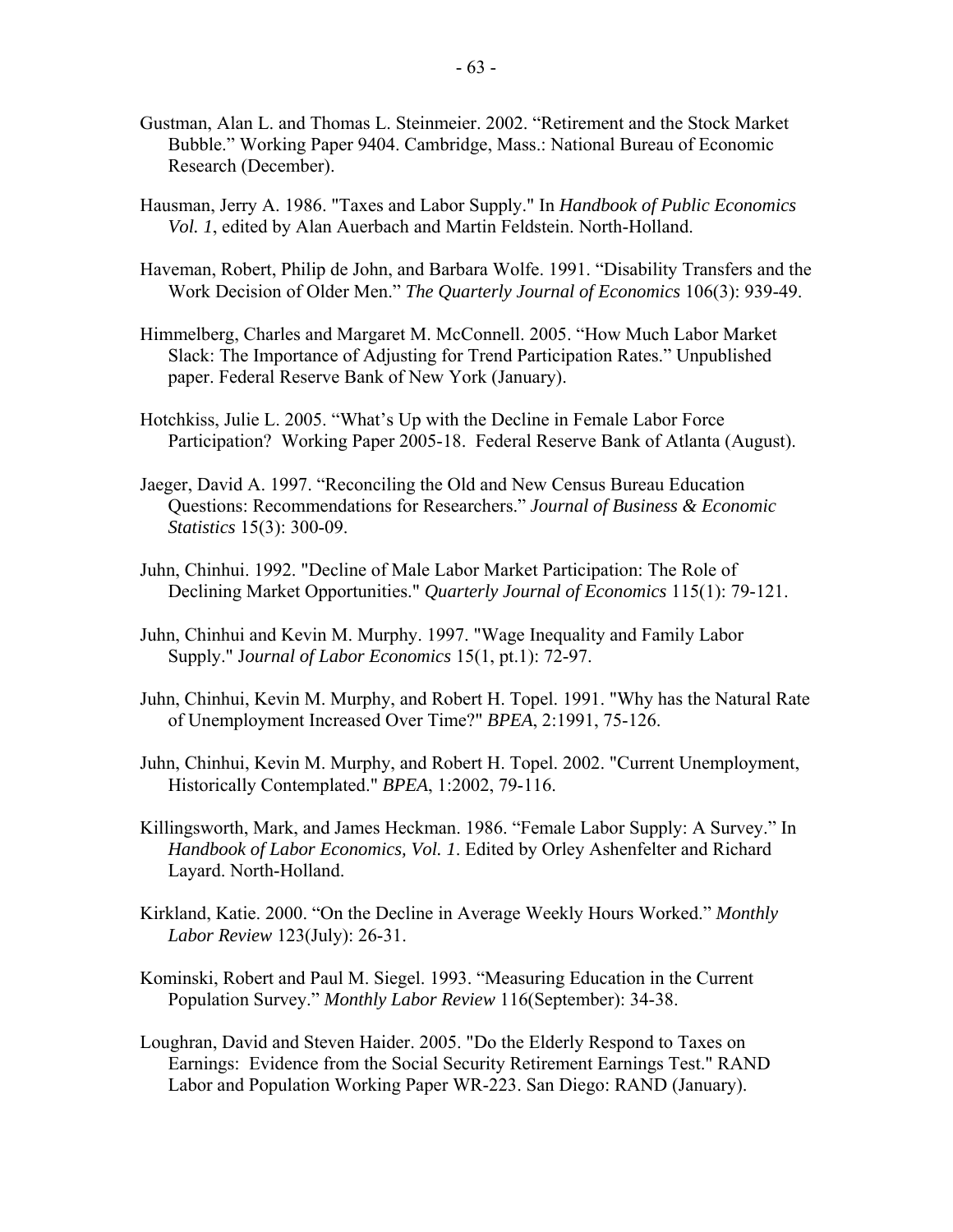Gustman, Alan L. and Thomas L. Steinmeier. 2002. "Retirement and the Stock Market Bubble." Working Paper 9404. Cambridge, Mass.: National Bureau of Economic Research (December).

Hausman, Jerry A. 1986. "Taxes and Labor Supply." In *Handbook of Public Economics Vol. 1*, edited by Alan Auerbach and Martin Feldstein. North-Holland.

Haveman, Robert, Philip de John, and Barbara Wolfe. 1991. "Disability Transfers and the Work Decision of Older Men." *The Quarterly Journal of Economics* 106(3): 939-49.

Himmelberg, Charles and Margaret M. McConnell. 2005. "How Much Labor Market Slack: The Importance of Adjusting for Trend Participation Rates." Unpublished paper. Federal Reserve Bank of New York (January).

Hotchkiss, Julie L. 2005. "What's Up with the Decline in Female Labor Force Participation? Working Paper 2005-18. Federal Reserve Bank of Atlanta (August).

Jaeger, David A. 1997. "Reconciling the Old and New Census Bureau Education Questions: Recommendations for Researchers." *Journal of Business & Economic Statistics* 15(3): 300-09.

Juhn, Chinhui. 1992. "Decline of Male Labor Market Participation: The Role of Declining Market Opportunities." *Quarterly Journal of Economics* 115(1): 79-121.

Juhn, Chinhui and Kevin M. Murphy. 1997. "Wage Inequality and Family Labor Supply." *Journal of Labor Economics* 15(1, pt.1): 72-97.

Juhn, Chinhui, Kevin M. Murphy, and Robert H. Topel. 1991. "Why has the Natural Rate of Unemployment Increased Over Time?" *BPEA*, 2:1991, 75-126.

Juhn, Chinhui, Kevin M. Murphy, and Robert H. Topel. 2002. "Current Unemployment, Historically Contemplated." *BPEA*, 1:2002, 79-116.

Killingsworth, Mark, and James Heckman. 1986. "Female Labor Supply: A Survey." In *Handbook of Labor Economics, Vol. 1*. Edited by Orley Ashenfelter and Richard Layard. North-Holland.

Kirkland, Katie. 2000. "On the Decline in Average Weekly Hours Worked." *Monthly Labor Review* 123(July): 26-31.

Kominski, Robert and Paul M. Siegel. 1993. "Measuring Education in the Current Population Survey." *Monthly Labor Review* 116(September): 34-38.

Loughran, David and Steven Haider. 2005. "Do the Elderly Respond to Taxes on Earnings: Evidence from the Social Security Retirement Earnings Test." RAND Labor and Population Working Paper WR-223. San Diego: RAND (January).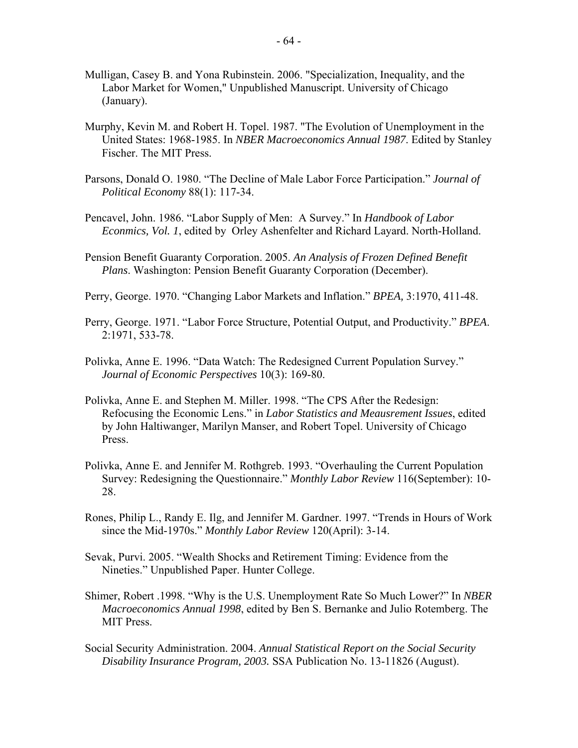Mulligan, Casey B. and Yona Rubinstein. 2006. "Specialization, Inequality, and the Labor Market for Women," Unpublished Manuscript. University of Chicago (January).

Murphy, Kevin M. and Robert H. Topel. 1987. "The Evolution of Unemployment in the United States: 1968-1985. In *NBER Macroeconomics Annual 1987*. Edited by Stanley Fischer. The MIT Press.

Parsons, Donald O. 1980. "The Decline of Male Labor Force Participation." *Journal of Political Economy* 88(1): 117-34.

Pencavel, John. 1986. "Labor Supply of Men: A Survey." In *Handbook of Labor Econmics, Vol. 1*, edited by Orley Ashenfelter and Richard Layard. North-Holland.

Pension Benefit Guaranty Corporation. 2005. *An Analysis of Frozen Defined Benefit Plans*. Washington: Pension Benefit Guaranty Corporation (December).

Perry, George. 1970. "Changing Labor Markets and Inflation." *BPEA,* 3:1970, 411-48.

Perry, George. 1971. "Labor Force Structure, Potential Output, and Productivity." *BPEA*. 2:1971, 533-78.

Polivka, Anne E. 1996. "Data Watch: The Redesigned Current Population Survey." *Journal of Economic Perspectives* 10(3): 169-80.

Polivka, Anne E. and Stephen M. Miller. 1998. "The CPS After the Redesign: Refocusing the Economic Lens." in *Labor Statistics and Meausrement Issues*, edited by John Haltiwanger, Marilyn Manser, and Robert Topel. University of Chicago Press.

Polivka, Anne E. and Jennifer M. Rothgreb. 1993. "Overhauling the Current Population Survey: Redesigning the Questionnaire." *Monthly Labor Review* 116(September): 10-28.

Rones, Philip L., Randy E. Ilg, and Jennifer M. Gardner. 1997. "Trends in Hours of Work since the Mid-1970s." *Monthly Labor Review* 120(April): 3-14.

Sevak, Purvi. 2005. "Wealth Shocks and Retirement Timing: Evidence from the Nineties." Unpublished Paper. Hunter College.

Shimer, Robert .1998. "Why is the U.S. Unemployment Rate So Much Lower?" In *NBER Macroeconomics Annual 1998*, edited by Ben S. Bernanke and Julio Rotemberg. The MIT Press.

Social Security Administration. 2004. *Annual Statistical Report on the Social Security Disability Insurance Program, 2003.* SSA Publication No. 13-11826 (August).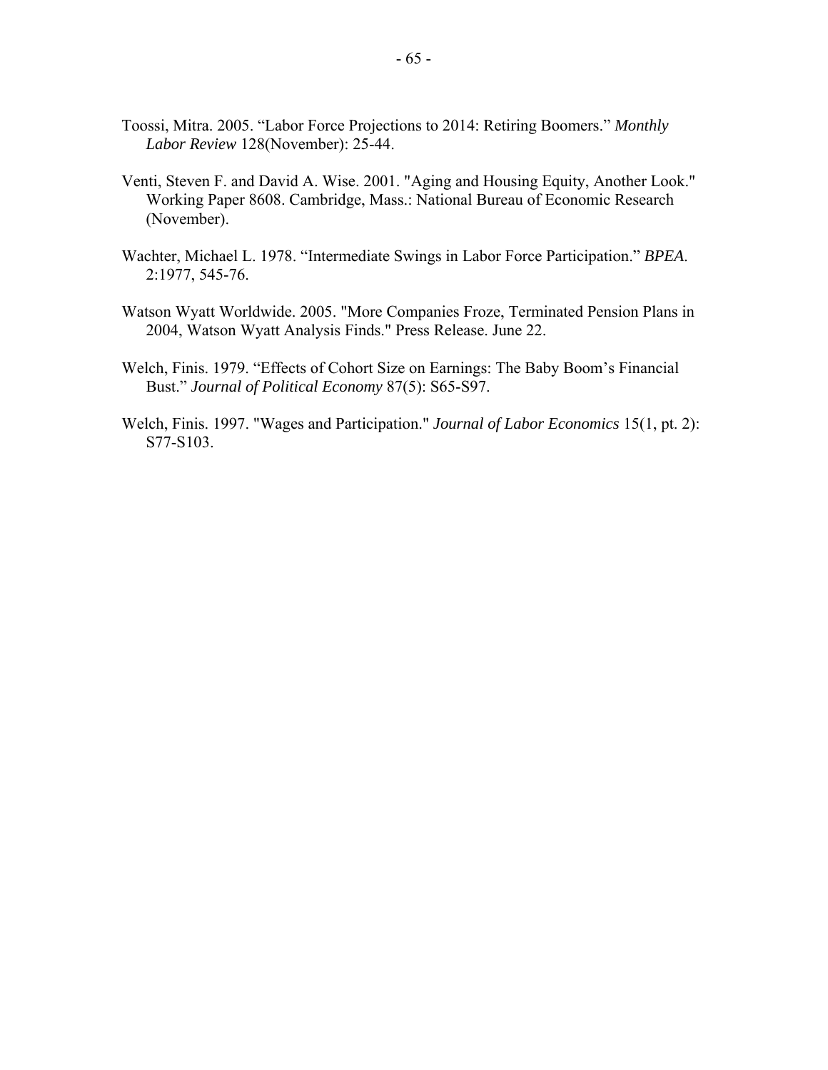Toossi, Mitra. 2005. "Labor Force Projections to 2014: Retiring Boomers." *Monthly Labor Review* 128(November): 25-44.

Venti, Steven F. and David A. Wise. 2001. "Aging and Housing Equity, Another Look." Working Paper 8608. Cambridge, Mass.: National Bureau of Economic Research (November).

Wachter, Michael L. 1978. "Intermediate Swings in Labor Force Participation." *BPEA.* 2:1977, 545-76.

Watson Wyatt Worldwide. 2005. "More Companies Froze, Terminated Pension Plans in 2004, Watson Wyatt Analysis Finds." Press Release. June 22.

Welch, Finis. 1979. "Effects of Cohort Size on Earnings: The Baby Boom's Financial Bust." *Journal of Political Economy* 87(5): S65-S97.

Welch, Finis. 1997. "Wages and Participation." *Journal of Labor Economics* 15(1, pt. 2): S77-S103.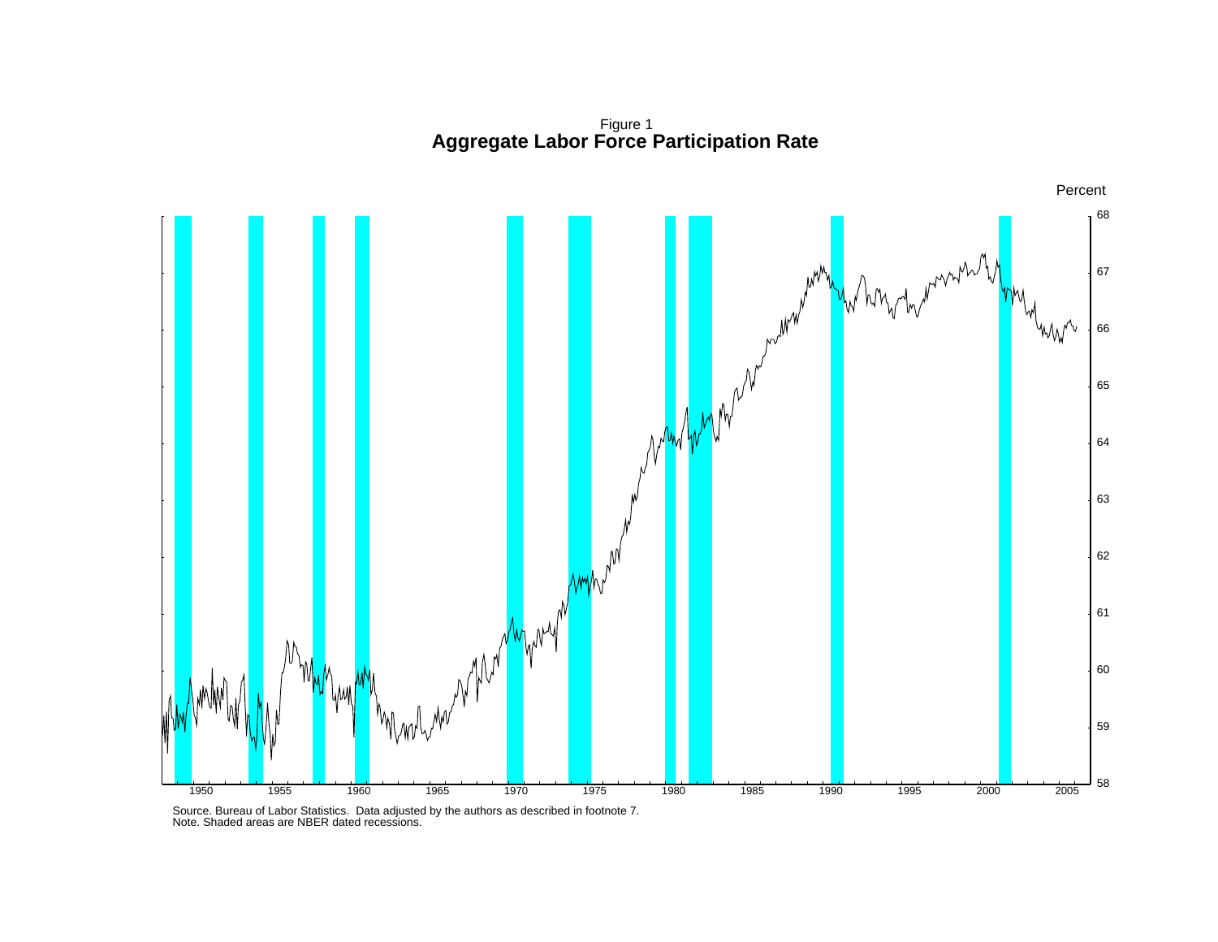Figure 1

**Aggregate Labor Force Participation Rate**

Source. Bureau of Labor Statistics. Data adjusted by the authors as described in footnote 7.
Note. Shaded areas are NBER dated recessions.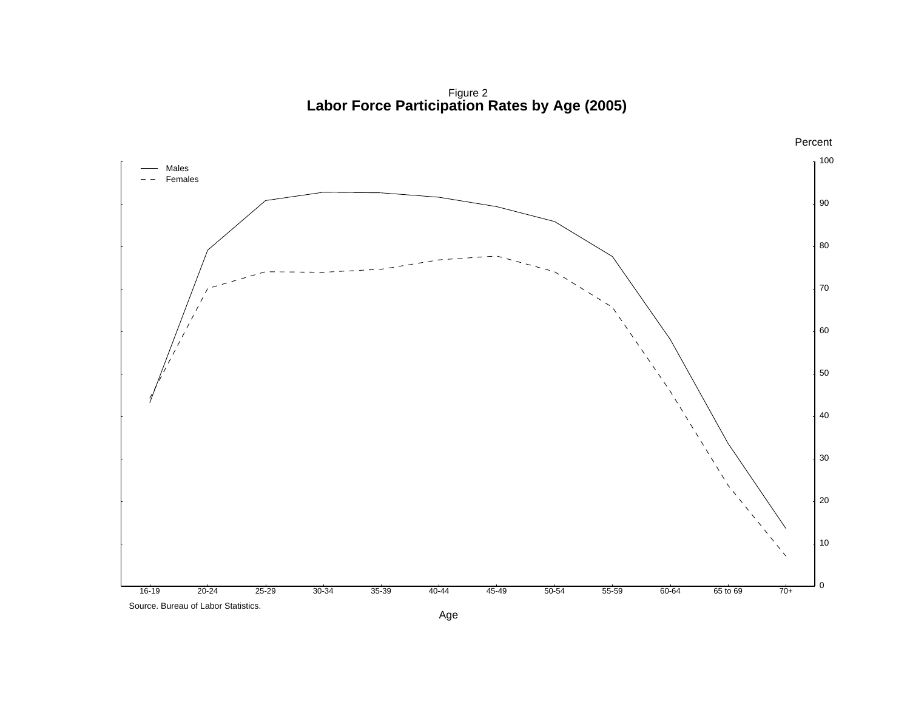Figure 2

**Labor Force Participation Rates by Age (2005)**

Percent

— Males

-- Females

Age: 16-19, 20-24, 25-29, 30-34, 35-39, 40-44, 45-49, 50-54, 55-59, 60-64, 65 to 69, 70+

Source. Bureau of Labor Statistics.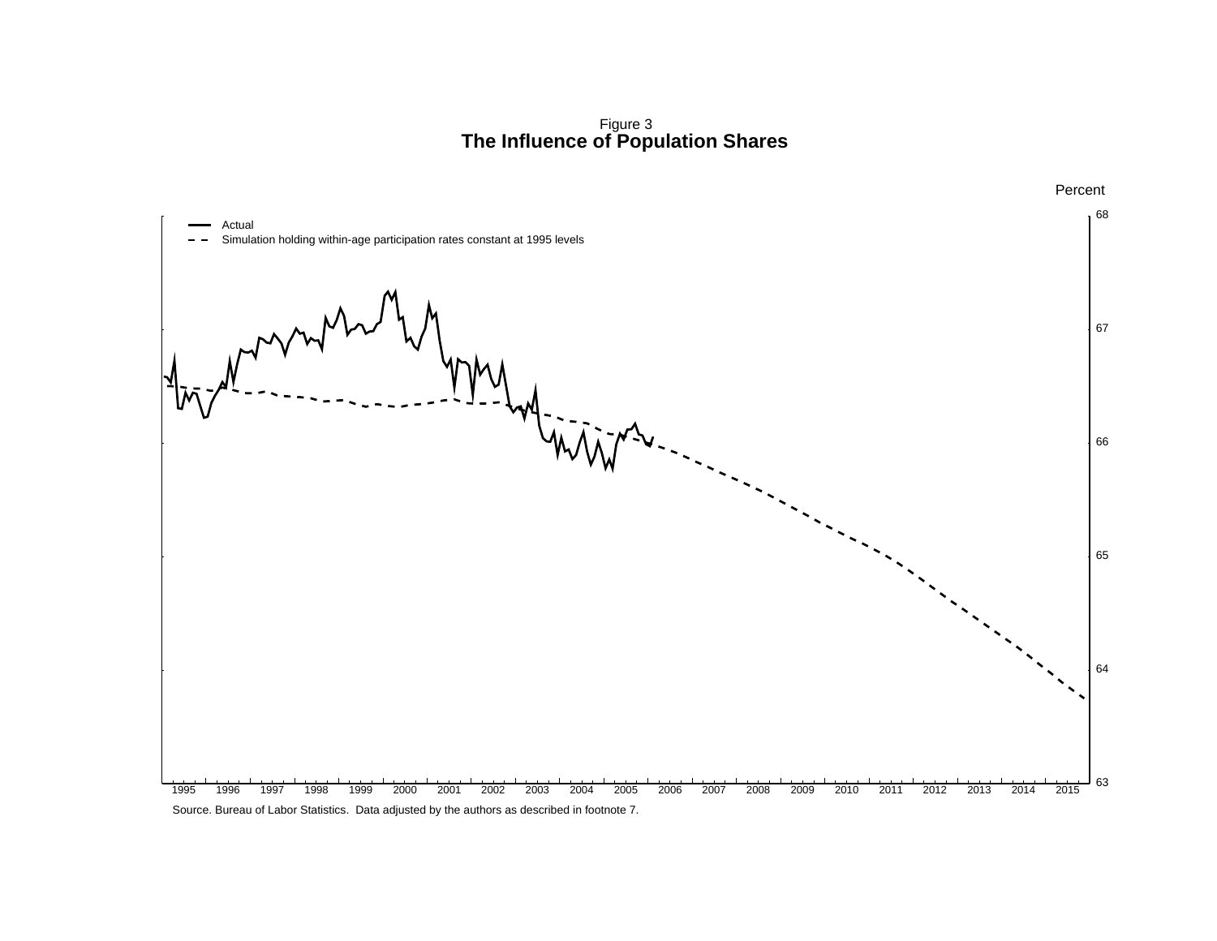Figure 3
**The Influence of Population Shares**

Percent

- Actual
- Simulation holding within-age participation rates constant at 1995 levels

68
67
66
65
64
63

1995 1996 1997 1998 1999 2000 2001 2002 2003 2004 2005 2006 2007 2008 2009 2010 2011 2012 2013 2014 2015

Source. Bureau of Labor Statistics. Data adjusted by the authors as described in footnote 7.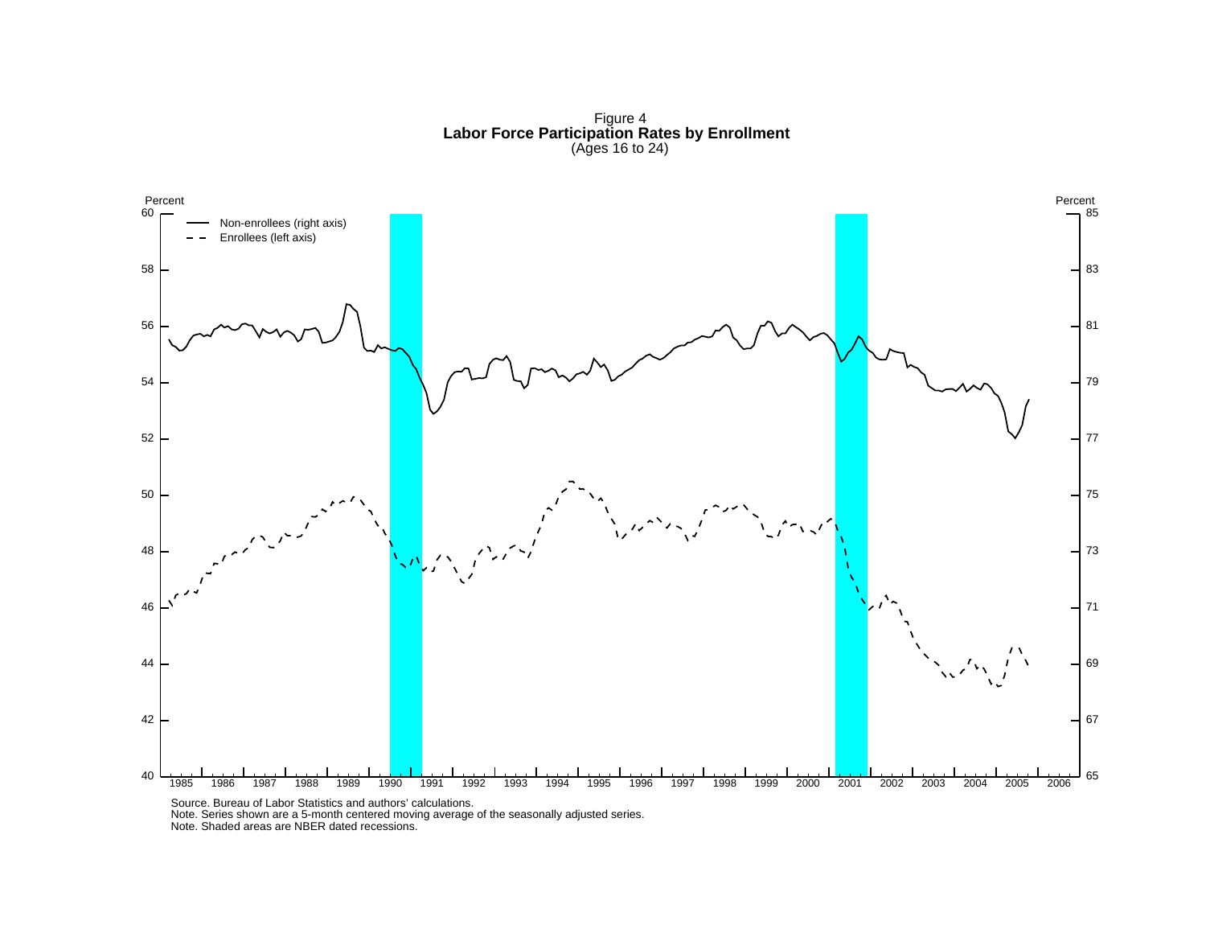Figure 4

**Labor Force Participation Rates by Enrollment**

(Ages 16 to 24)

Percent

Non-enrollees (right axis)

Enrollees (left axis)

Source. Bureau of Labor Statistics and authors' calculations.
Note. Series shown are a 5-month centered moving average of the seasonally adjusted series.
Note. Shaded areas are NBER dated recessions.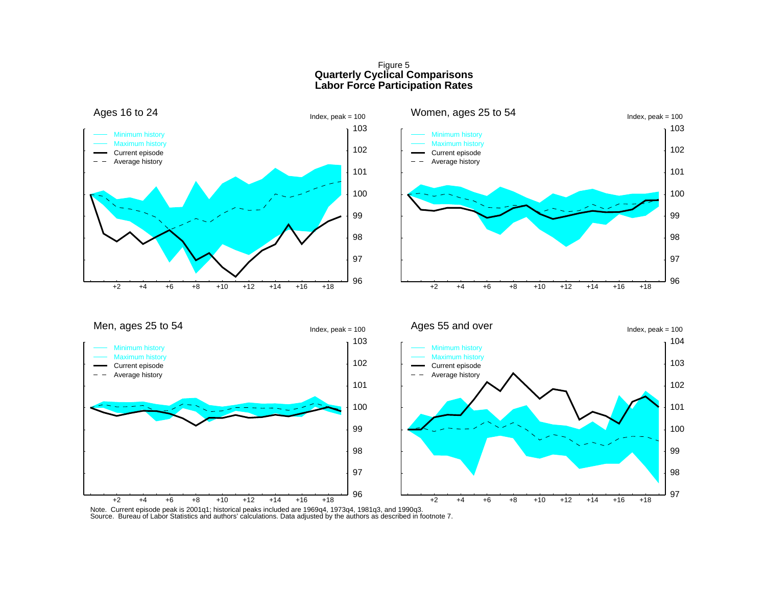Figure 5
**Quarterly Cyclical Comparisons**
**Labor Force Participation Rates**

Ages 16 to 24

Index, peak = 100

Minimum history
Maximum history
Current episode
Average history

Women, ages 25 to 54

Index, peak = 100

Minimum history
Maximum history
Current episode
Average history

Men, ages 25 to 54

Index, peak = 100

Minimum history
Maximum history
Current episode
Average history

Ages 55 and over

Index, peak = 100

Minimum history
Maximum history
Current episode
Average history

Note. Current episode peak is 2001q1; historical peaks included are 1969q4, 1973q4, 1981q3, and 1990q3.
Source. Bureau of Labor Statistics and authors' calculations. Data adjusted by the authors as described in footnote 7.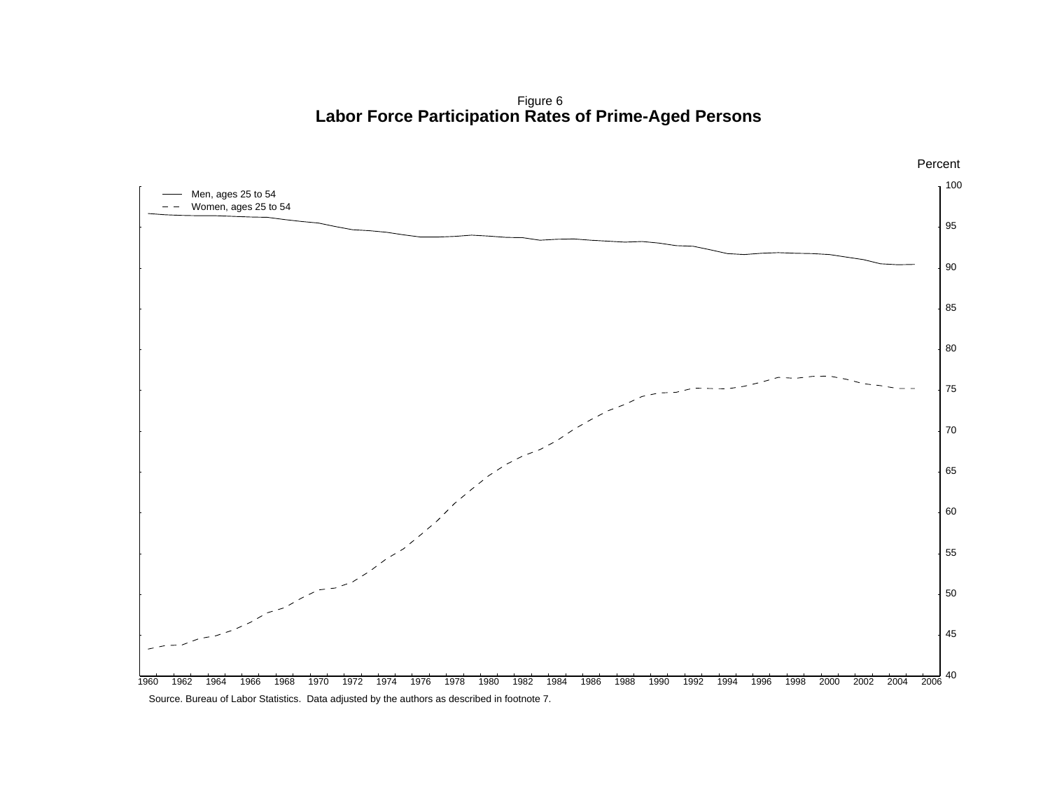Figure 6

**Labor Force Participation Rates of Prime-Aged Persons**

Source. Bureau of Labor Statistics. Data adjusted by the authors as described in footnote 7.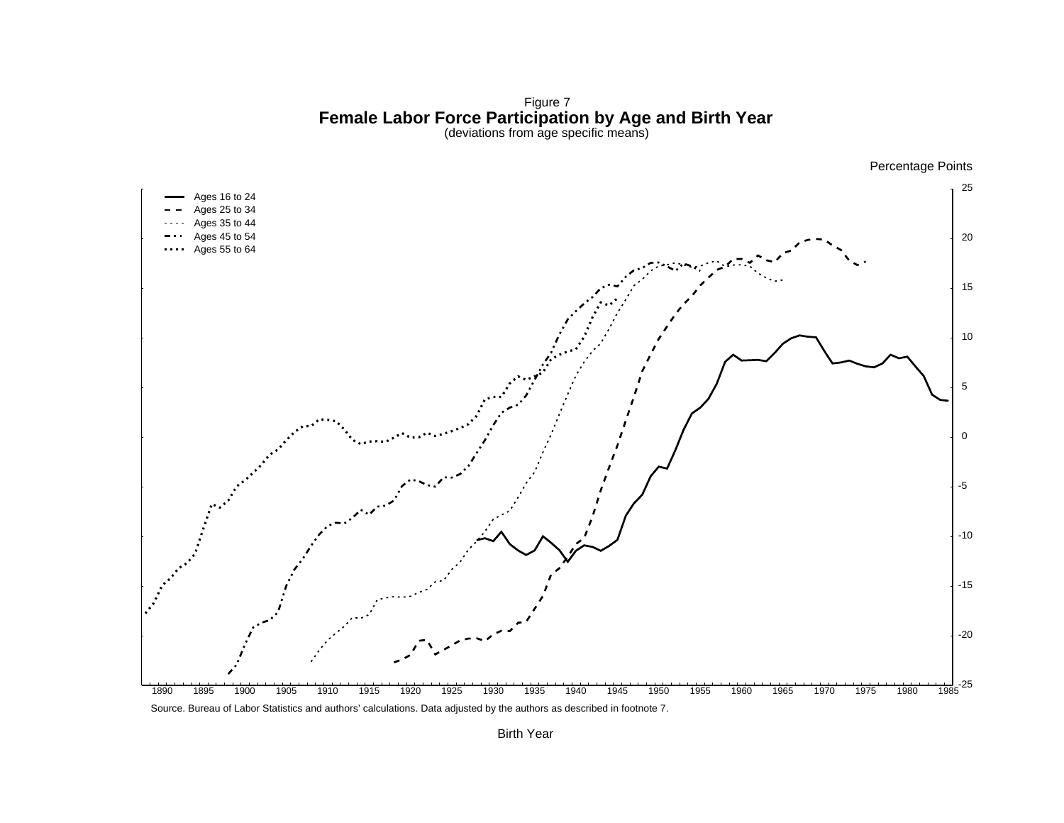Figure 7

**Female Labor Force Participation by Age and Birth Year**

(deviations from age specific means)

Percentage Points

- Ages 16 to 24
- Ages 25 to 34
- Ages 35 to 44
- Ages 45 to 54
- Ages 55 to 64

Birth Year

Source. Bureau of Labor Statistics and authors' calculations. Data adjusted by the authors as described in footnote 7.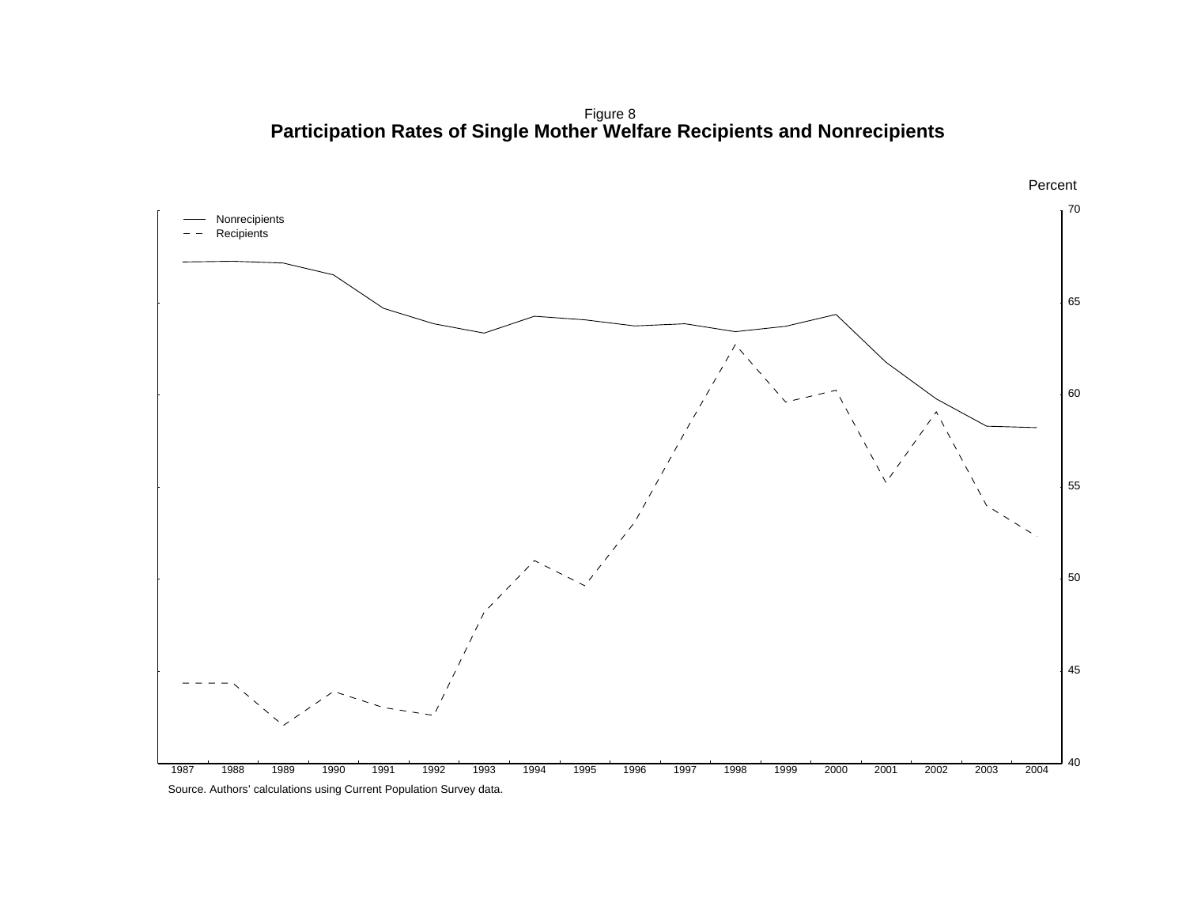Figure 8

**Participation Rates of Single Mother Welfare Recipients and Nonrecipients**

Percent

Nonrecipients

Recipients

70

65

60

55

50

45

40

1987 1988 1989 1990 1991 1992 1993 1994 1995 1996 1997 1998 1999 2000 2001 2002 2003 2004

Source. Authors' calculations using Current Population Survey data.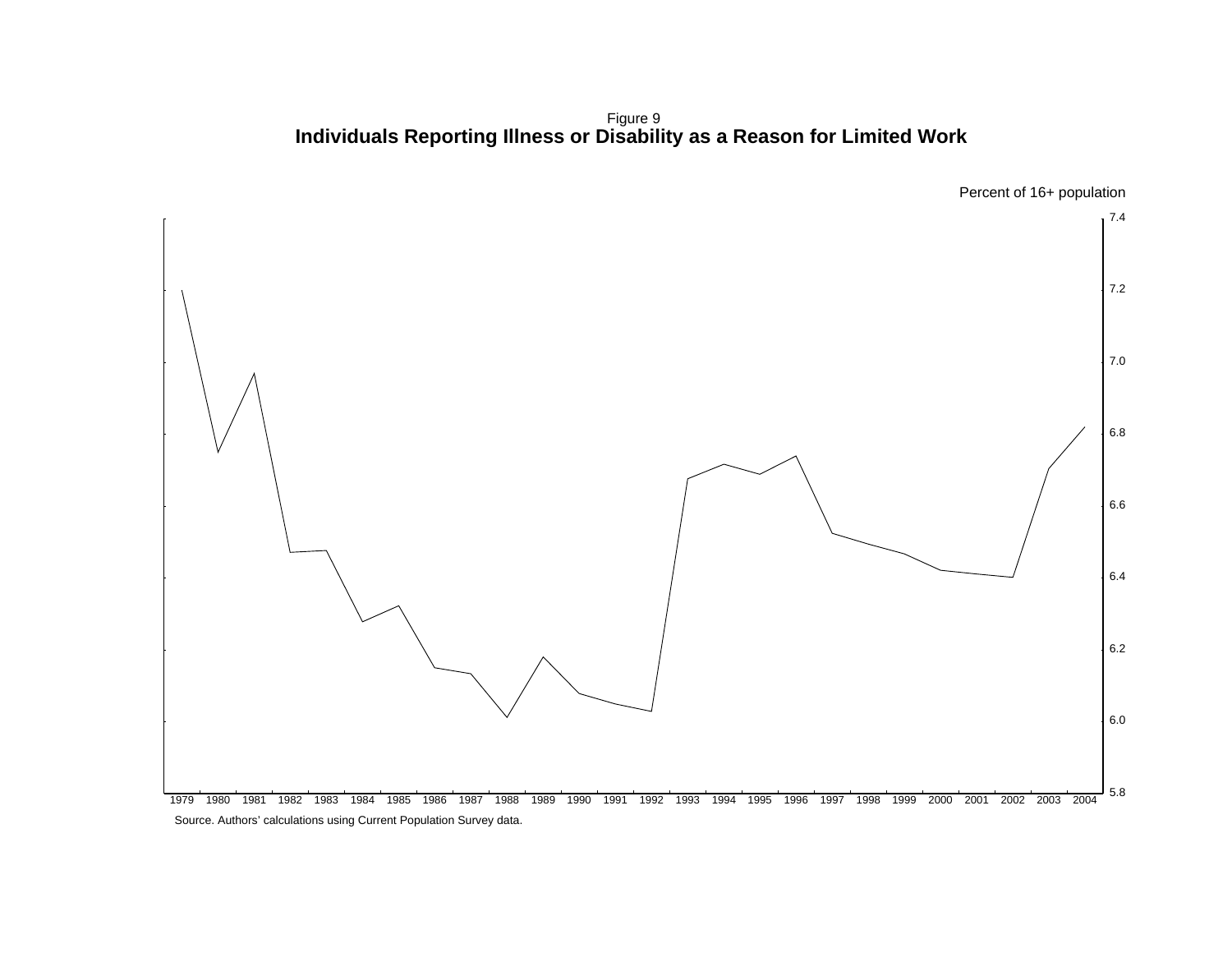Figure 9

**Individuals Reporting Illness or Disability as a Reason for Limited Work**

Percent of 16+ population

Source. Authors' calculations using Current Population Survey data.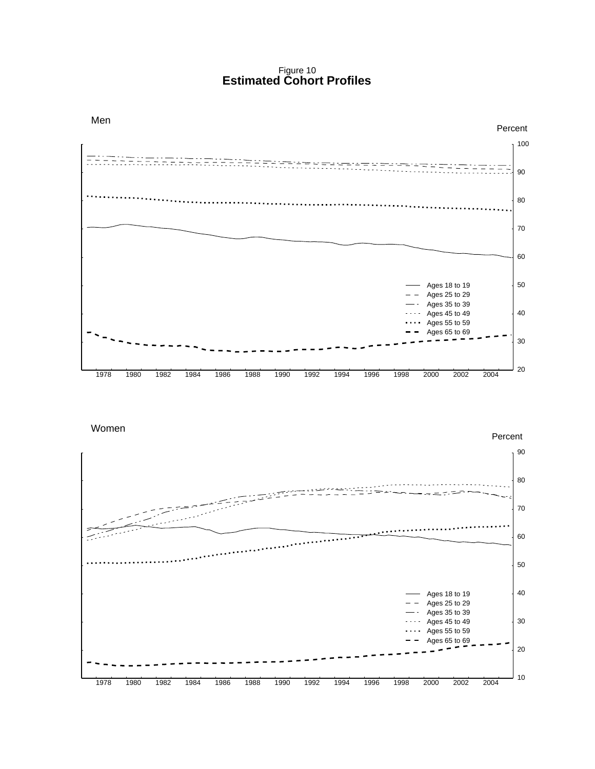Figure 10
**Estimated Cohort Profiles**

Men

Percent

100
90
80
70
60
50
40
30
20

1978 1980 1982 1984 1986 1988 1990 1992 1994 1996 1998 2000 2002 2004

- Ages 18 to 19
- Ages 25 to 29
- Ages 35 to 39
- Ages 45 to 49
- Ages 55 to 59
- Ages 65 to 69

Women

Percent

90
80
70
60
50
40
30
20
10

1978 1980 1982 1984 1986 1988 1990 1992 1994 1996 1998 2000 2002 2004

- Ages 18 to 19
- Ages 25 to 29
- Ages 35 to 39
- Ages 45 to 49
- Ages 55 to 59
- Ages 65 to 69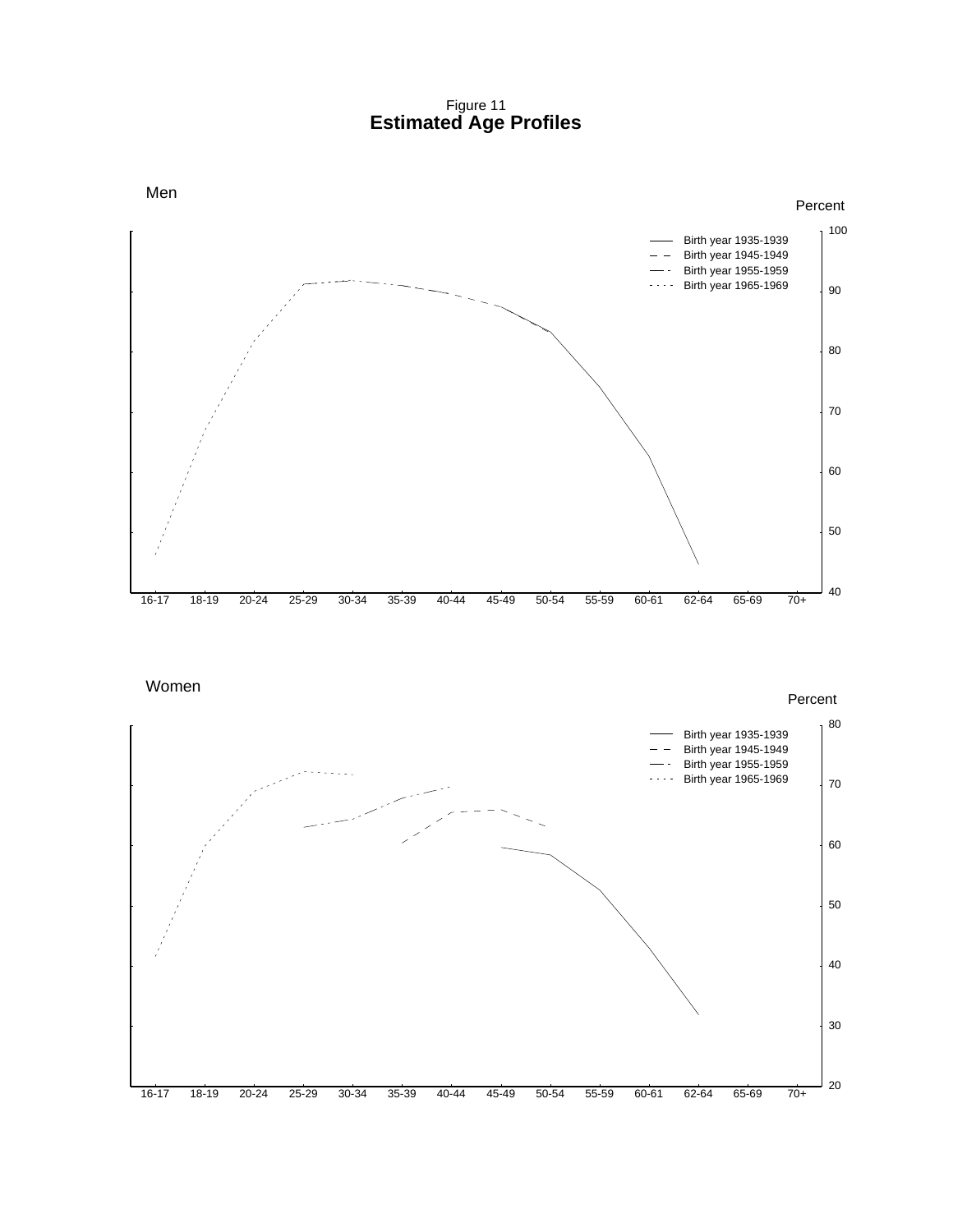Figure 11
# Estimated Age Profiles

Men

Percent

- Birth year 1935-1939
- Birth year 1945-1949
- Birth year 1955-1959
- Birth year 1965-1969

100, 90, 80, 70, 60, 50, 40

16-17 18-19 20-24 25-29 30-34 35-39 40-44 45-49 50-54 55-59 60-61 62-64 65-69 70+

Women

Percent

- Birth year 1935-1939
- Birth year 1945-1949
- Birth year 1955-1959
- Birth year 1965-1969

80, 70, 60, 50, 40, 30, 20

16-17 18-19 20-24 25-29 30-34 35-39 40-44 45-49 50-54 55-59 60-61 62-64 65-69 70+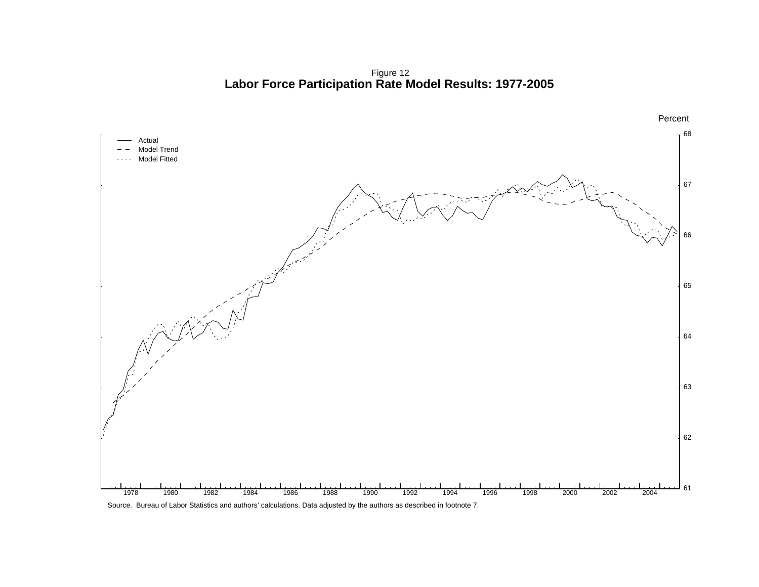Figure 12

**Labor Force Participation Rate Model Results: 1977-2005**

Source. Bureau of Labor Statistics and authors' calculations. Data adjusted by the authors as described in footnote 7.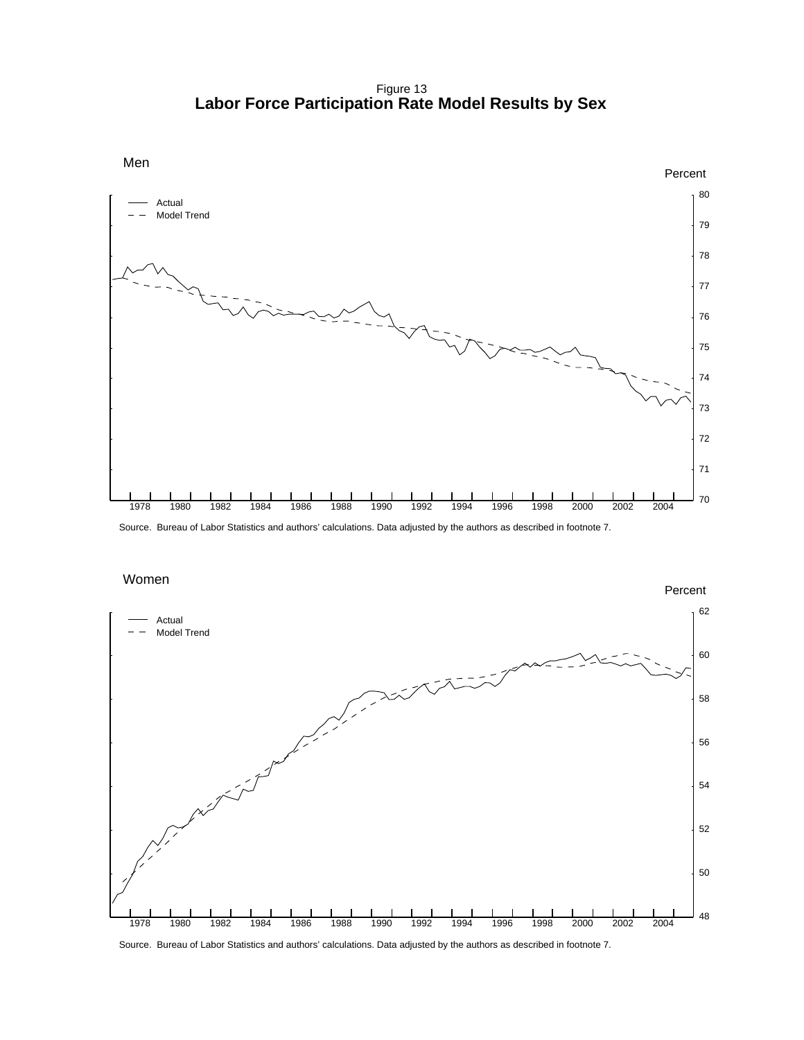Figure 13
## Labor Force Participation Rate Model Results by Sex

Men

Percent

Actual
Model Trend

80
79
78
77
76
75
74
73
72
71
70

1978 1980 1982 1984 1986 1988 1990 1992 1994 1996 1998 2000 2002 2004

Source. Bureau of Labor Statistics and authors' calculations. Data adjusted by the authors as described in footnote 7.

Women

Percent

Actual
Model Trend

62
60
58
56
54
52
50
48

1978 1980 1982 1984 1986 1988 1990 1992 1994 1996 1998 2000 2002 2004

Source. Bureau of Labor Statistics and authors' calculations. Data adjusted by the authors as described in footnote 7.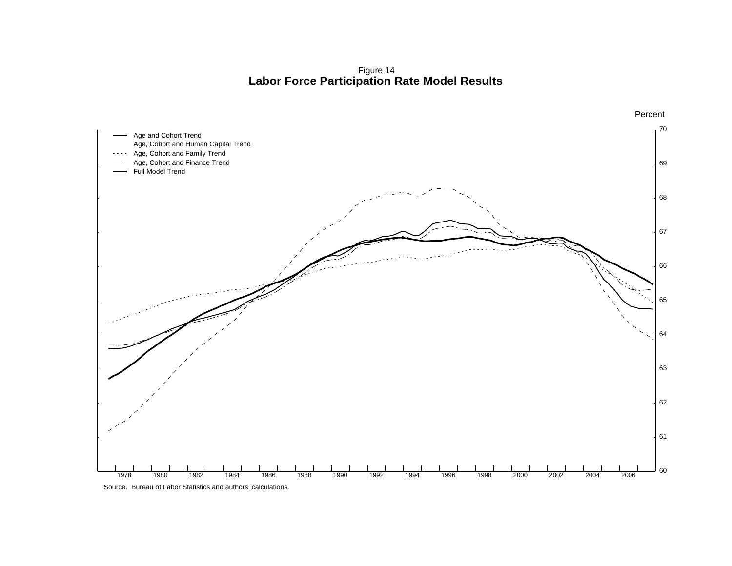Figure 14
**Labor Force Participation Rate Model Results**

Percent

- Age and Cohort Trend
- Age, Cohort and Human Capital Trend
- Age, Cohort and Family Trend
- Age, Cohort and Finance Trend
- Full Model Trend

Source. Bureau of Labor Statistics and authors' calculations.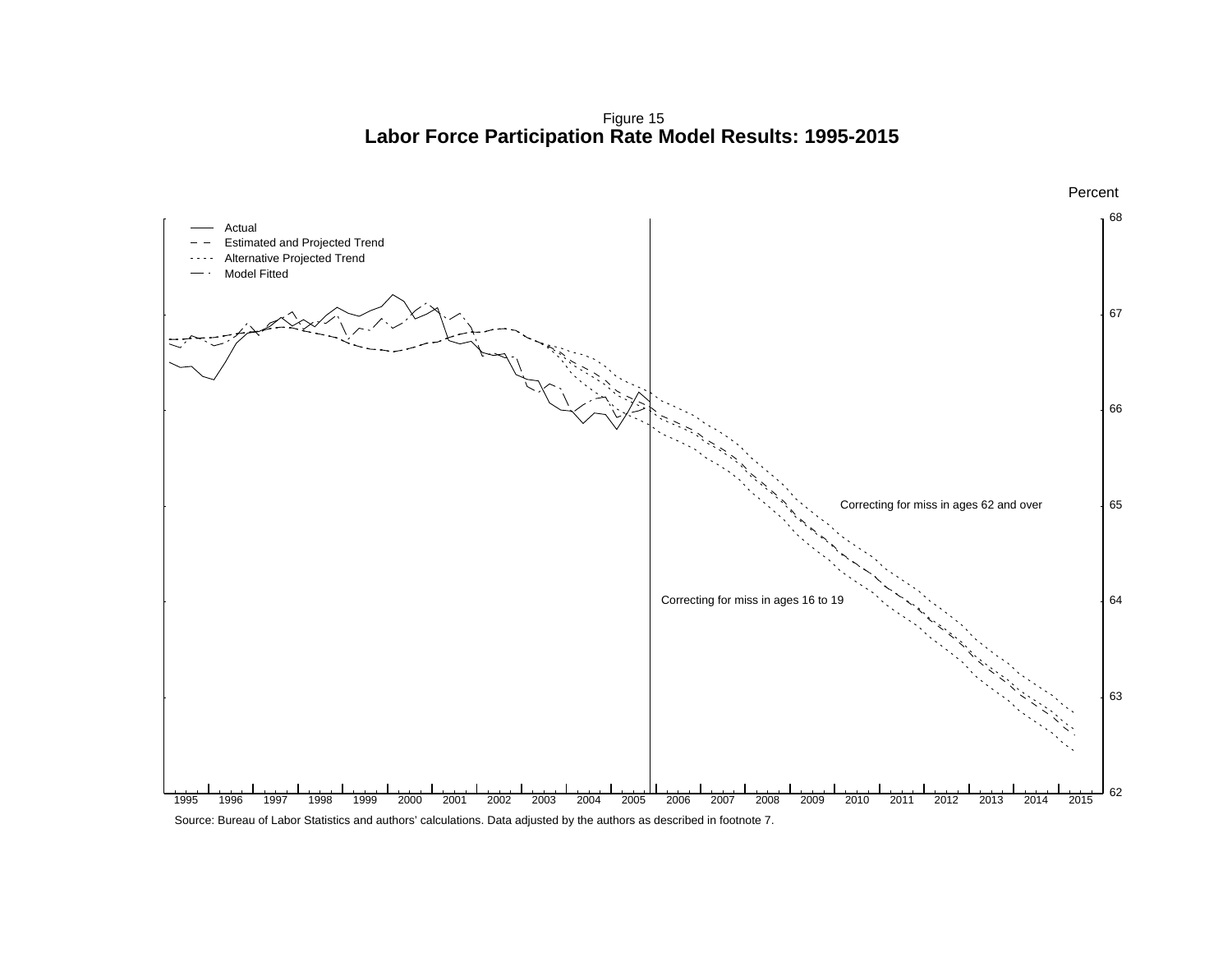Figure 15

**Labor Force Participation Rate Model Results: 1995-2015**

Percent

Actual
Estimated and Projected Trend
Alternative Projected Trend
Model Fitted

Correcting for miss in ages 62 and over

Correcting for miss in ages 16 to 19

68
67
66
65
64
63
62

1995 1996 1997 1998 1999 2000 2001 2002 2003 2004 2005 2006 2007 2008 2009 2010 2011 2012 2013 2014 2015

Source: Bureau of Labor Statistics and authors' calculations. Data adjusted by the authors as described in footnote 7.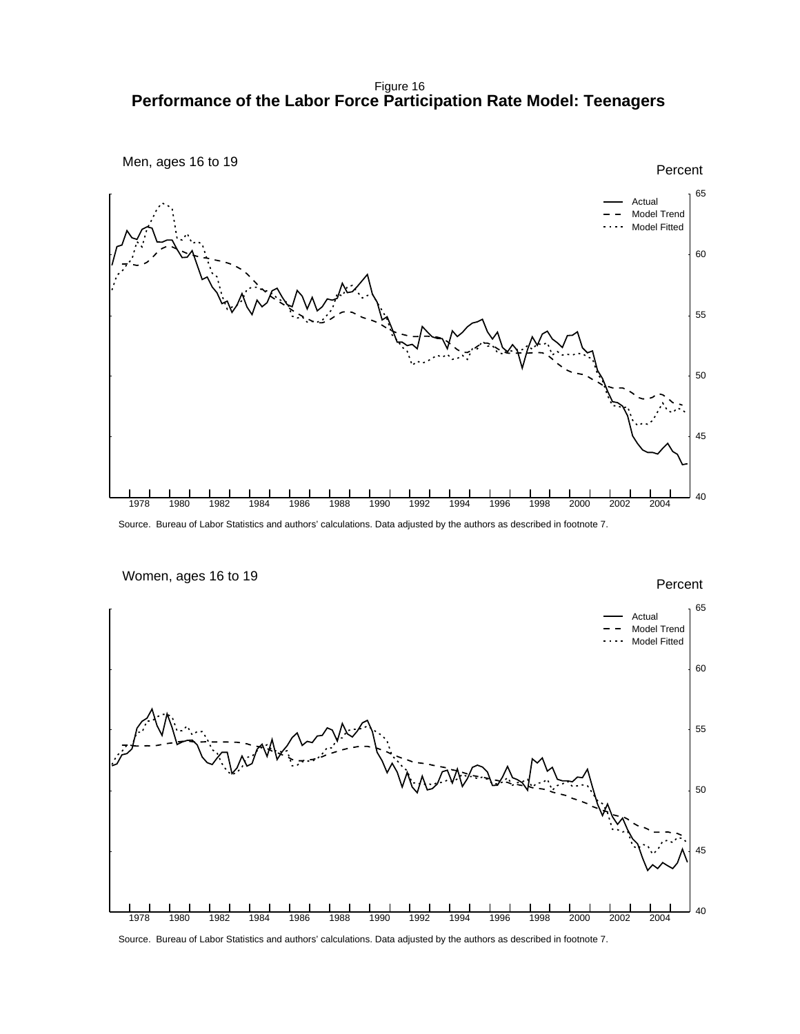Figure 16

# Performance of the Labor Force Participation Rate Model: Teenagers

Men, ages 16 to 19

Percent

Actual
Model Trend
Model Fitted

Source. Bureau of Labor Statistics and authors' calculations. Data adjusted by the authors as described in footnote 7.

Women, ages 16 to 19

Percent

Actual
Model Trend
Model Fitted

Source. Bureau of Labor Statistics and authors' calculations. Data adjusted by the authors as described in footnote 7.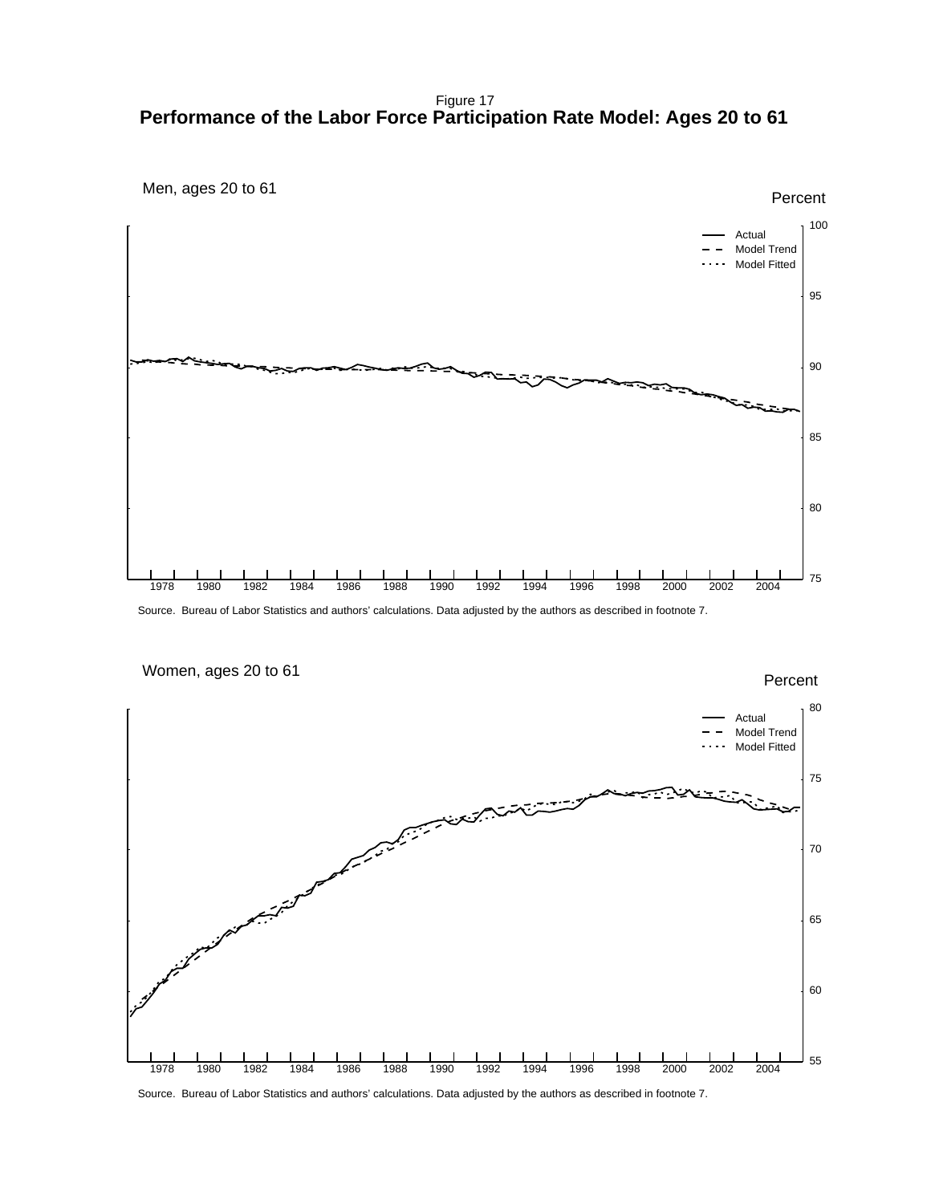Figure 17

# Performance of the Labor Force Participation Rate Model: Ages 20 to 61

Men, ages 20 to 61

Source. Bureau of Labor Statistics and authors' calculations. Data adjusted by the authors as described in footnote 7.

Women, ages 20 to 61

Source. Bureau of Labor Statistics and authors' calculations. Data adjusted by the authors as described in footnote 7.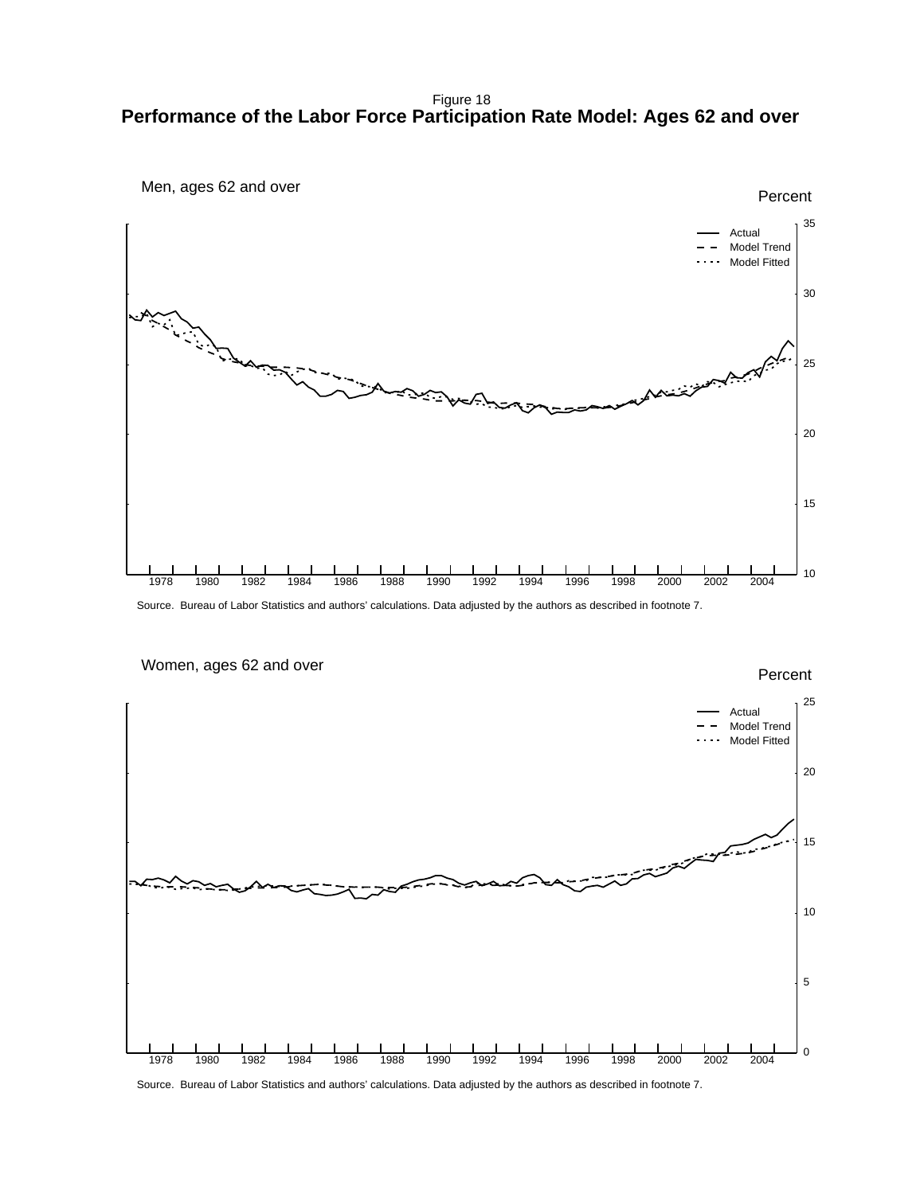Figure 18

# Performance of the Labor Force Participation Rate Model: Ages 62 and over

Men, ages 62 and over

Percent

Actual
Model Trend
Model Fitted

Source. Bureau of Labor Statistics and authors' calculations. Data adjusted by the authors as described in footnote 7.

Women, ages 62 and over

Percent

Actual
Model Trend
Model Fitted

Source. Bureau of Labor Statistics and authors' calculations. Data adjusted by the authors as described in footnote 7.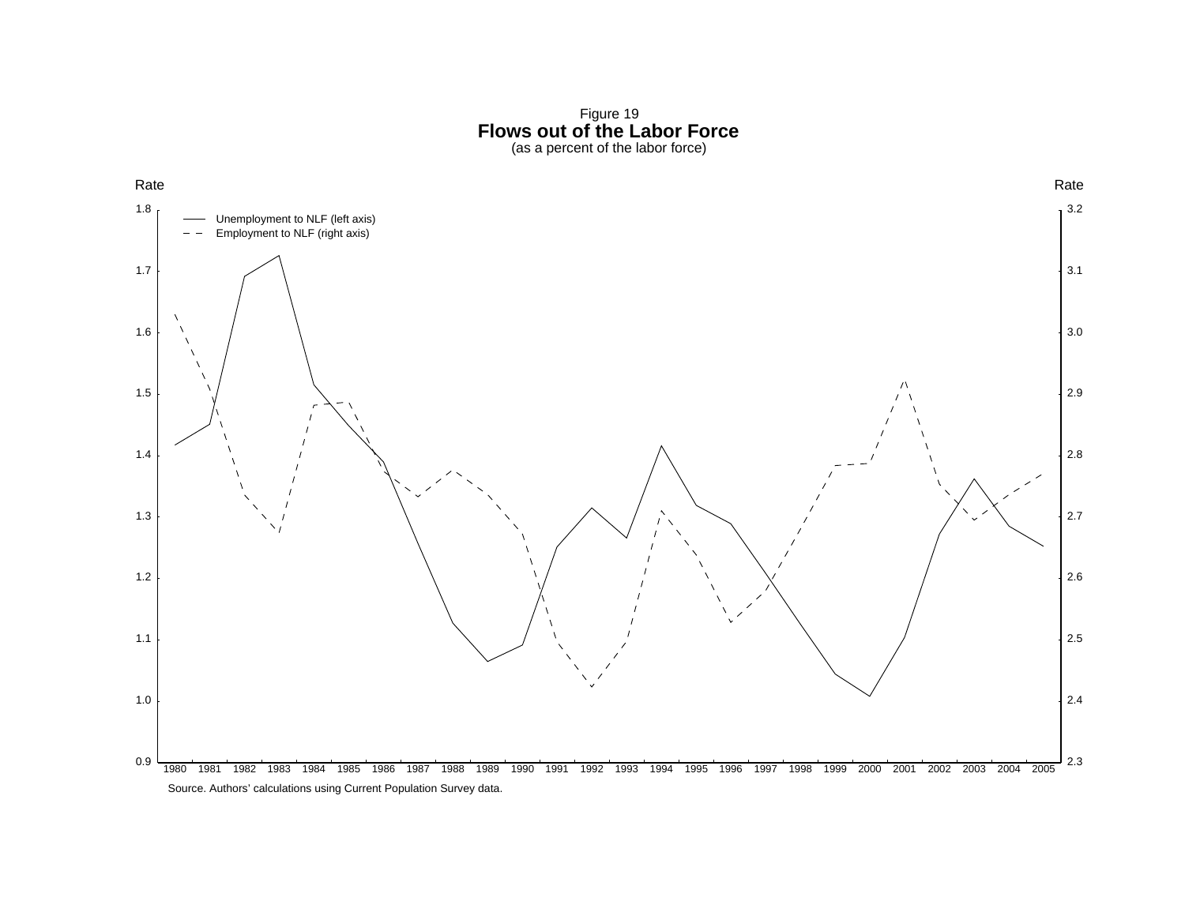Figure 19

**Flows out of the Labor Force**

(as a percent of the labor force)

Source. Authors' calculations using Current Population Survey data.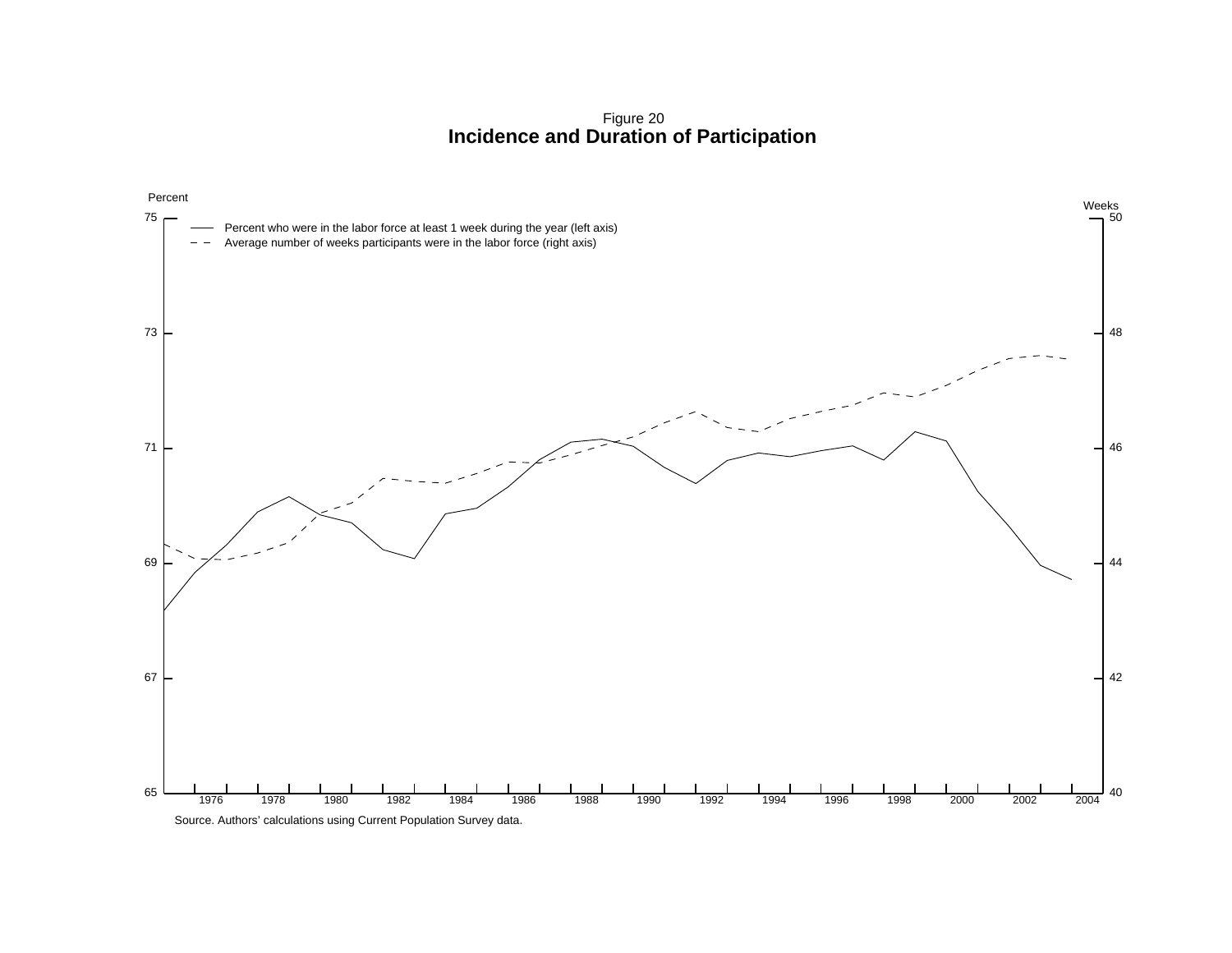Figure 20

**Incidence and Duration of Participation**

Percent — Percent who were in the labor force at least 1 week during the year (left axis)

Weeks — Average number of weeks participants were in the labor force (right axis)

Source. Authors' calculations using Current Population Survey data.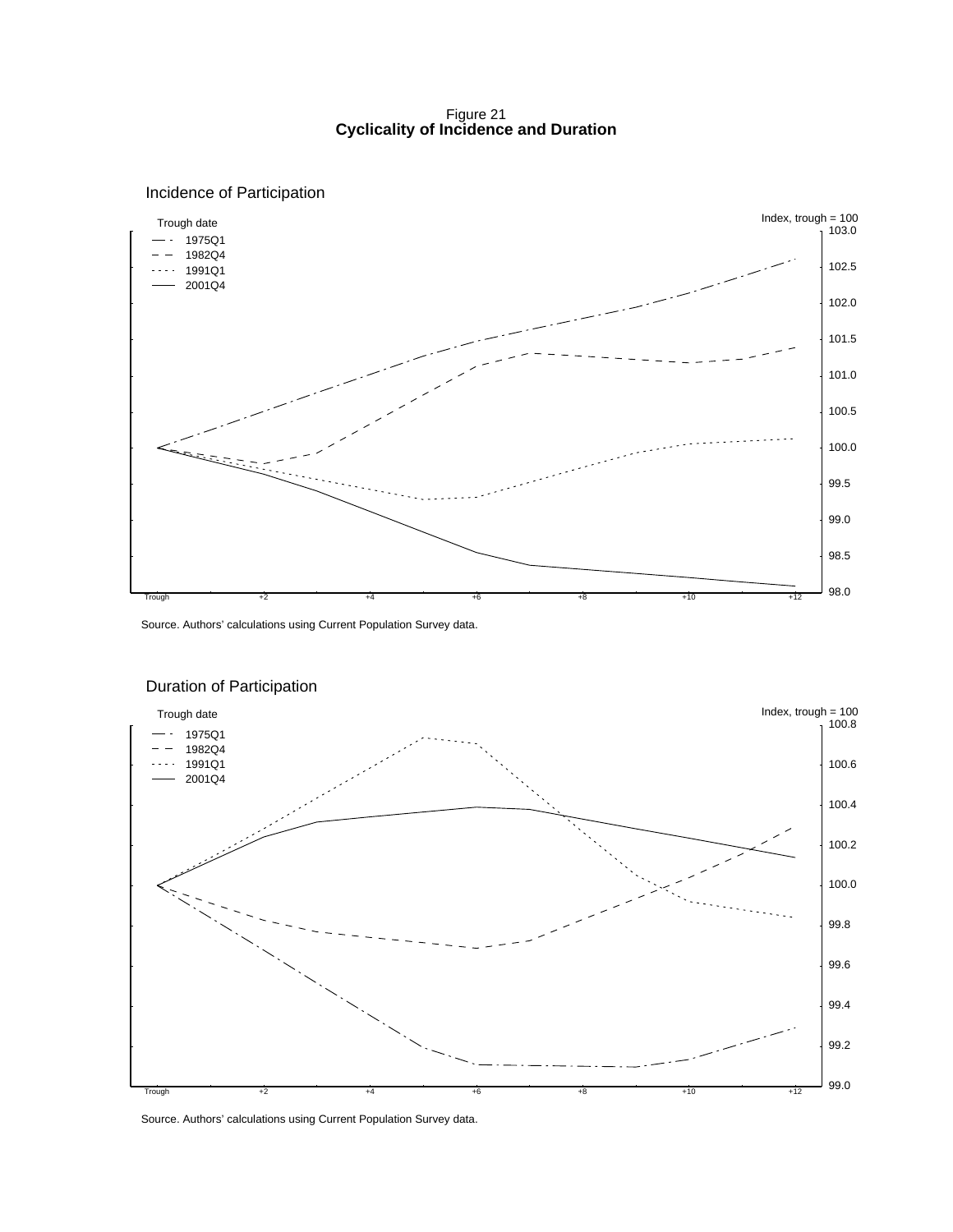Figure 21
**Cyclicality of Incidence and Duration**

Incidence of Participation

Source. Authors' calculations using Current Population Survey data.

Duration of Participation

Source. Authors' calculations using Current Population Survey data.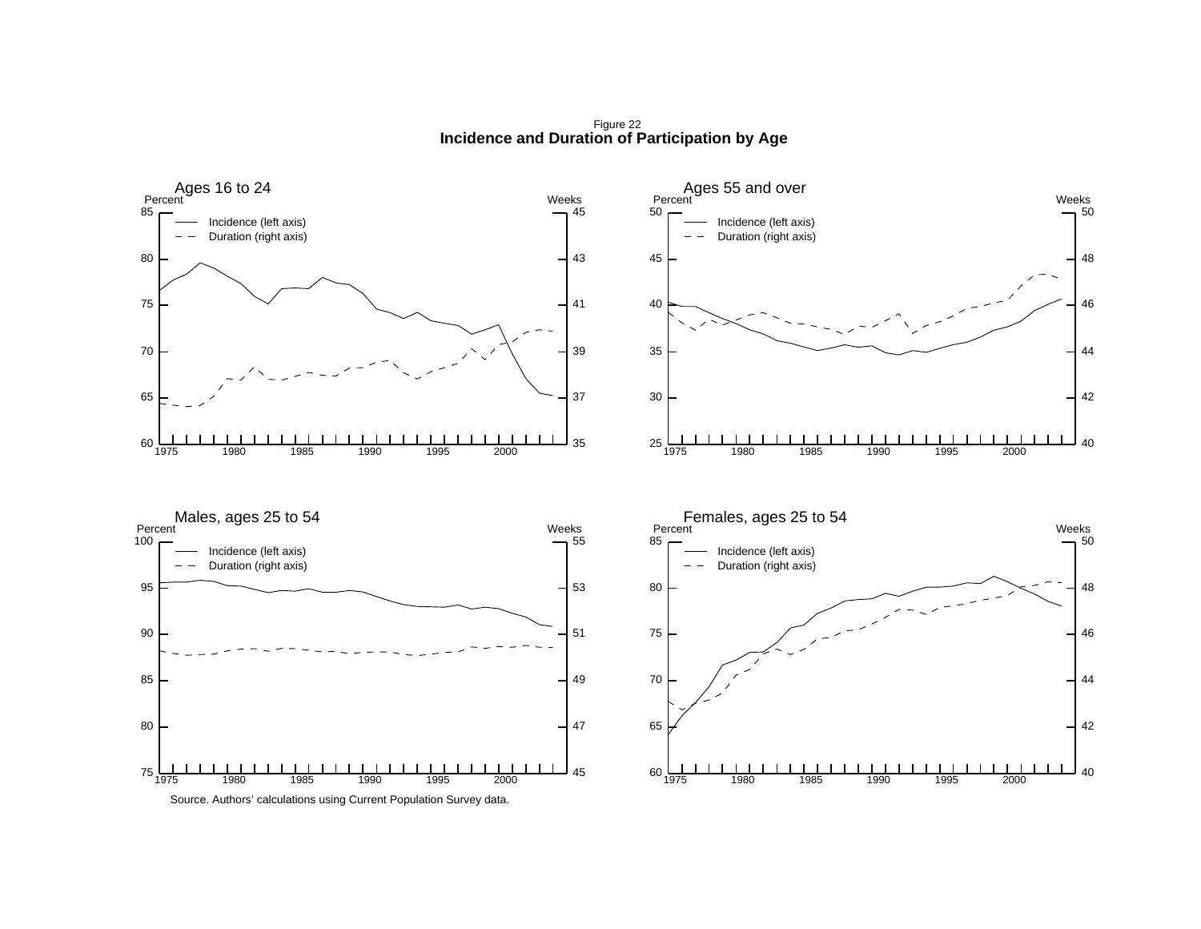Figure 22
**Incidence and Duration of Participation by Age**

Ages 16 to 24

Percent | Weeks

Incidence (left axis)
Duration (right axis)

Ages 55 and over

Percent | Weeks

Incidence (left axis)
Duration (right axis)

Males, ages 25 to 54

Percent | Weeks

Incidence (left axis)
Duration (right axis)

Females, ages 25 to 54

Percent | Weeks

Incidence (left axis)
Duration (right axis)

Source. Authors' calculations using Current Population Survey data.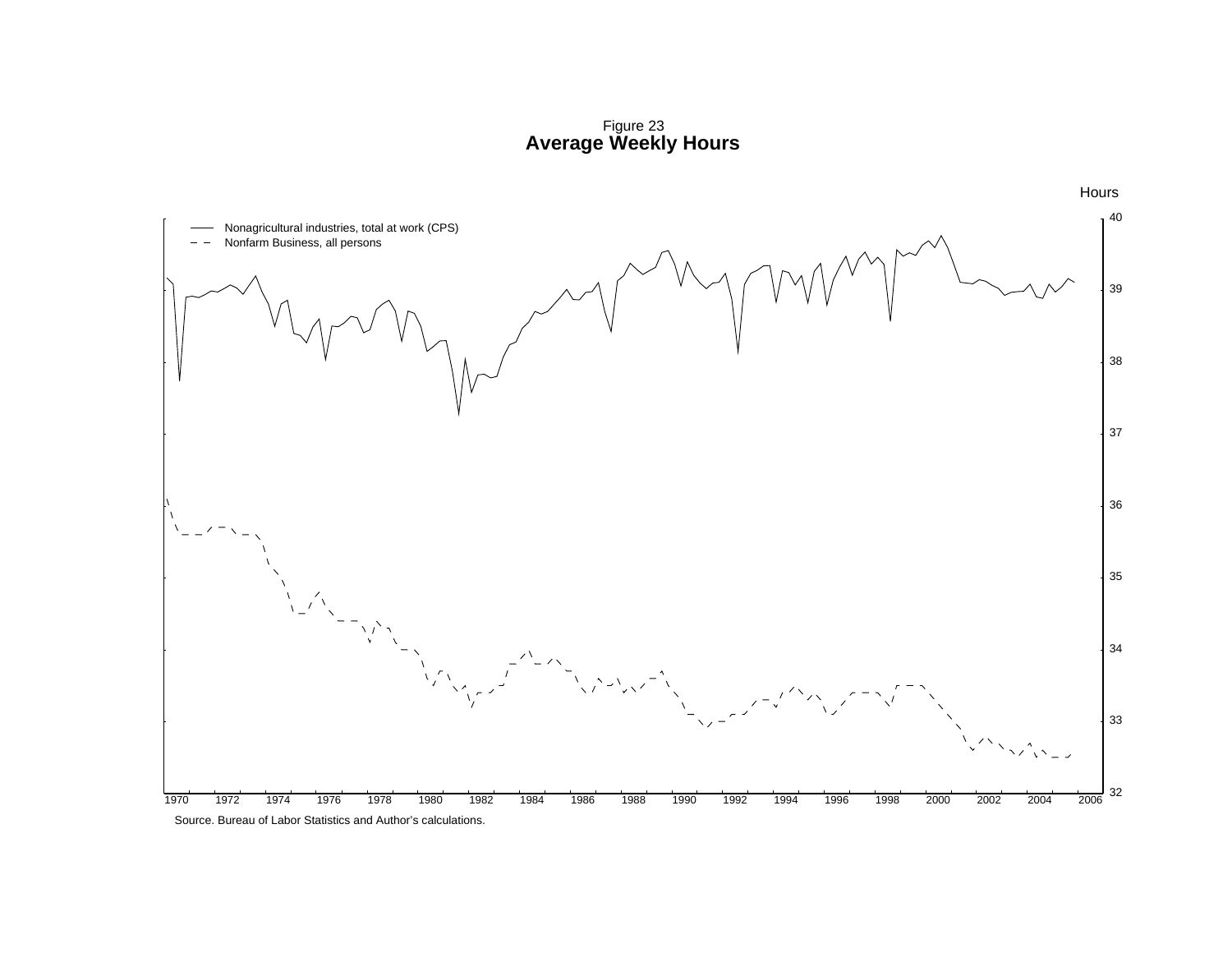Figure 23
**Average Weekly Hours**

Hours

— Nonagricultural industries, total at work (CPS)
– – Nonfarm Business, all persons

Source. Bureau of Labor Statistics and Author's calculations.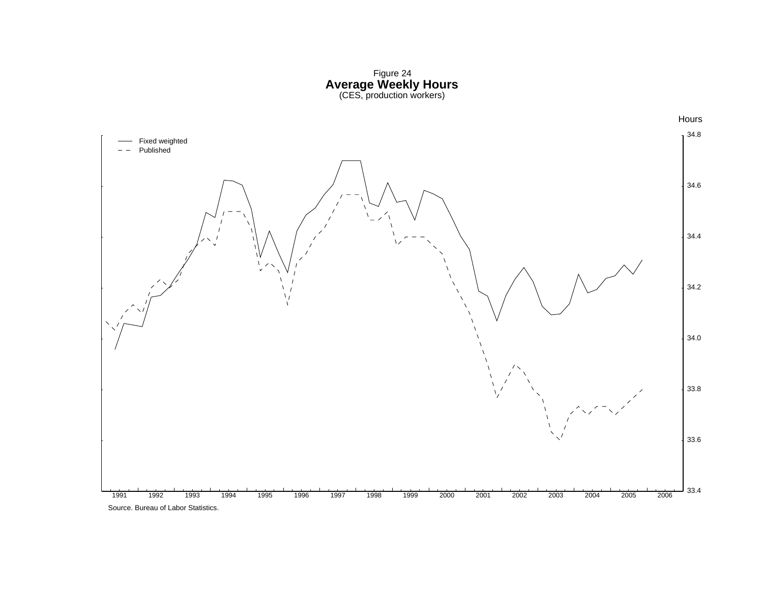Figure 24

**Average Weekly Hours**

(CES, production workers)

Hours

— Fixed weighted

-- Published

34.8

34.6

34.4

34.2

34.0

33.8

33.6

33.4

1991 1992 1993 1994 1995 1996 1997 1998 1999 2000 2001 2002 2003 2004 2005 2006

Source. Bureau of Labor Statistics.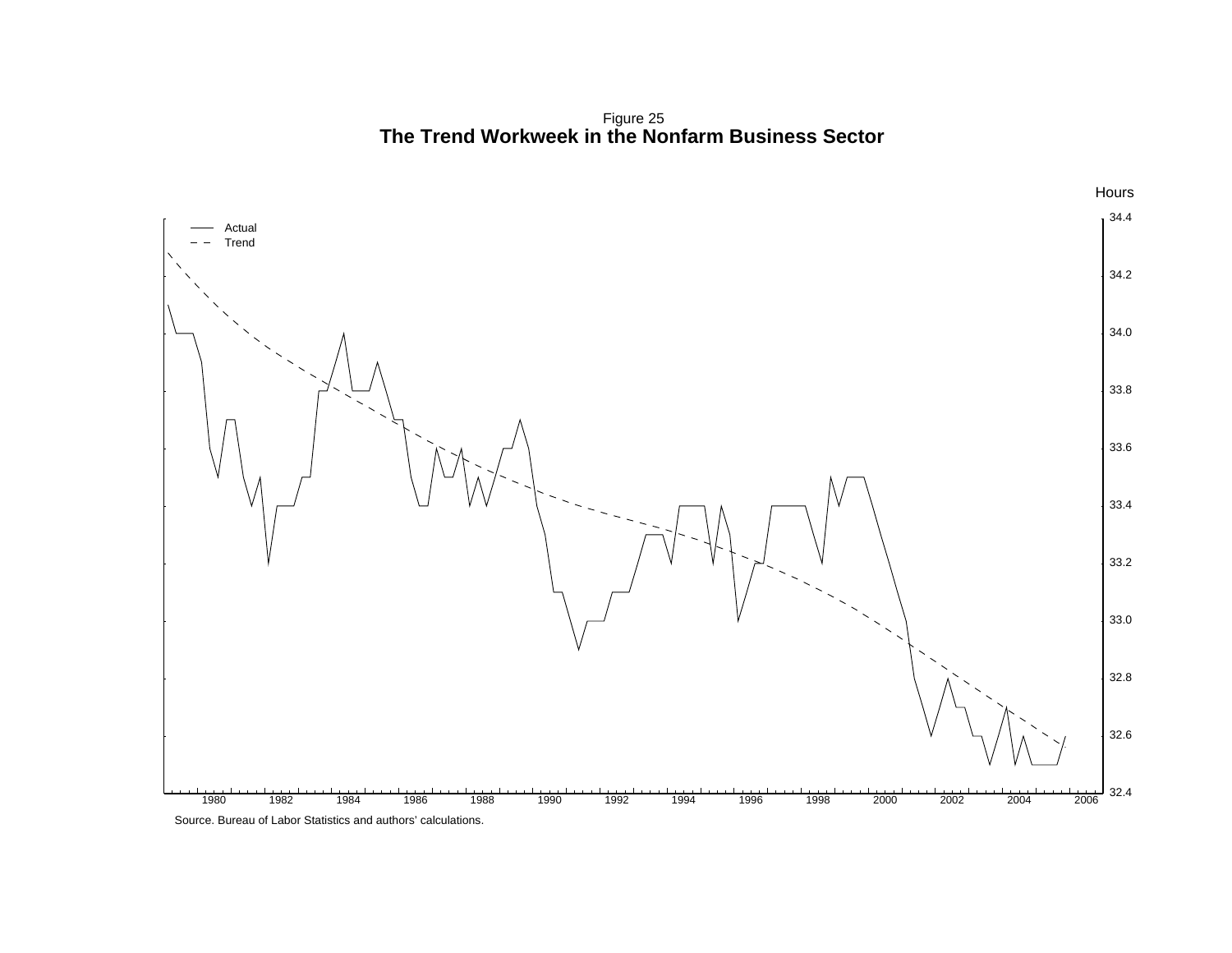Figure 25

**The Trend Workweek in the Nonfarm Business Sector**

Source. Bureau of Labor Statistics and authors' calculations.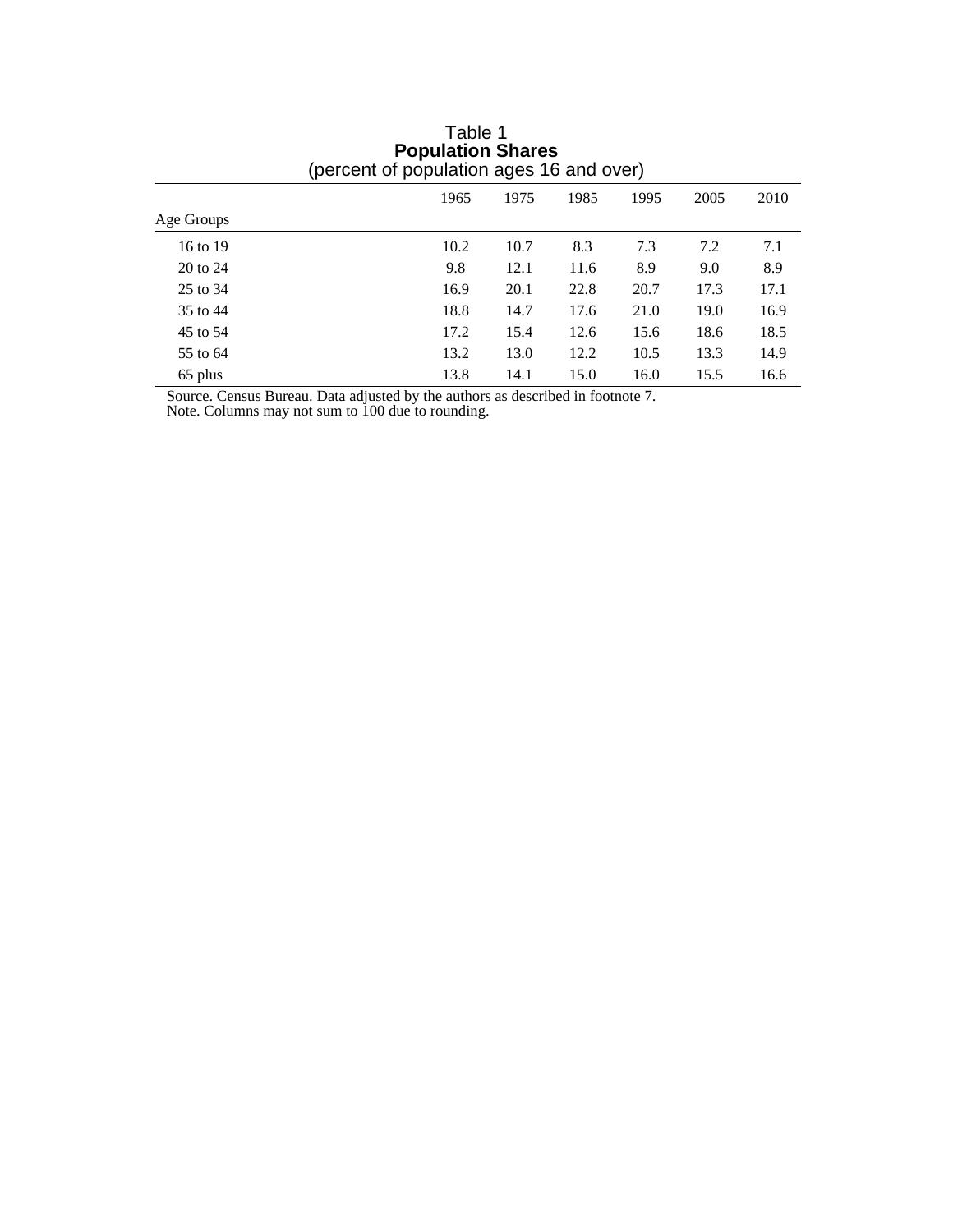Table 1
**Population Shares**
(percent of population ages 16 and over)

| Age Groups | 1965 | 1975 | 1985 | 1995 | 2005 | 2010 |
|---|---|---|---|---|---|---|
| 16 to 19 | 10.2 | 10.7 | 8.3 | 7.3 | 7.2 | 7.1 |
| 20 to 24 | 9.8 | 12.1 | 11.6 | 8.9 | 9.0 | 8.9 |
| 25 to 34 | 16.9 | 20.1 | 22.8 | 20.7 | 17.3 | 17.1 |
| 35 to 44 | 18.8 | 14.7 | 17.6 | 21.0 | 19.0 | 16.9 |
| 45 to 54 | 17.2 | 15.4 | 12.6 | 15.6 | 18.6 | 18.5 |
| 55 to 64 | 13.2 | 13.0 | 12.2 | 10.5 | 13.3 | 14.9 |
| 65 plus | 13.8 | 14.1 | 15.0 | 16.0 | 15.5 | 16.6 |

Source. Census Bureau. Data adjusted by the authors as described in footnote 7.
Note. Columns may not sum to 100 due to rounding.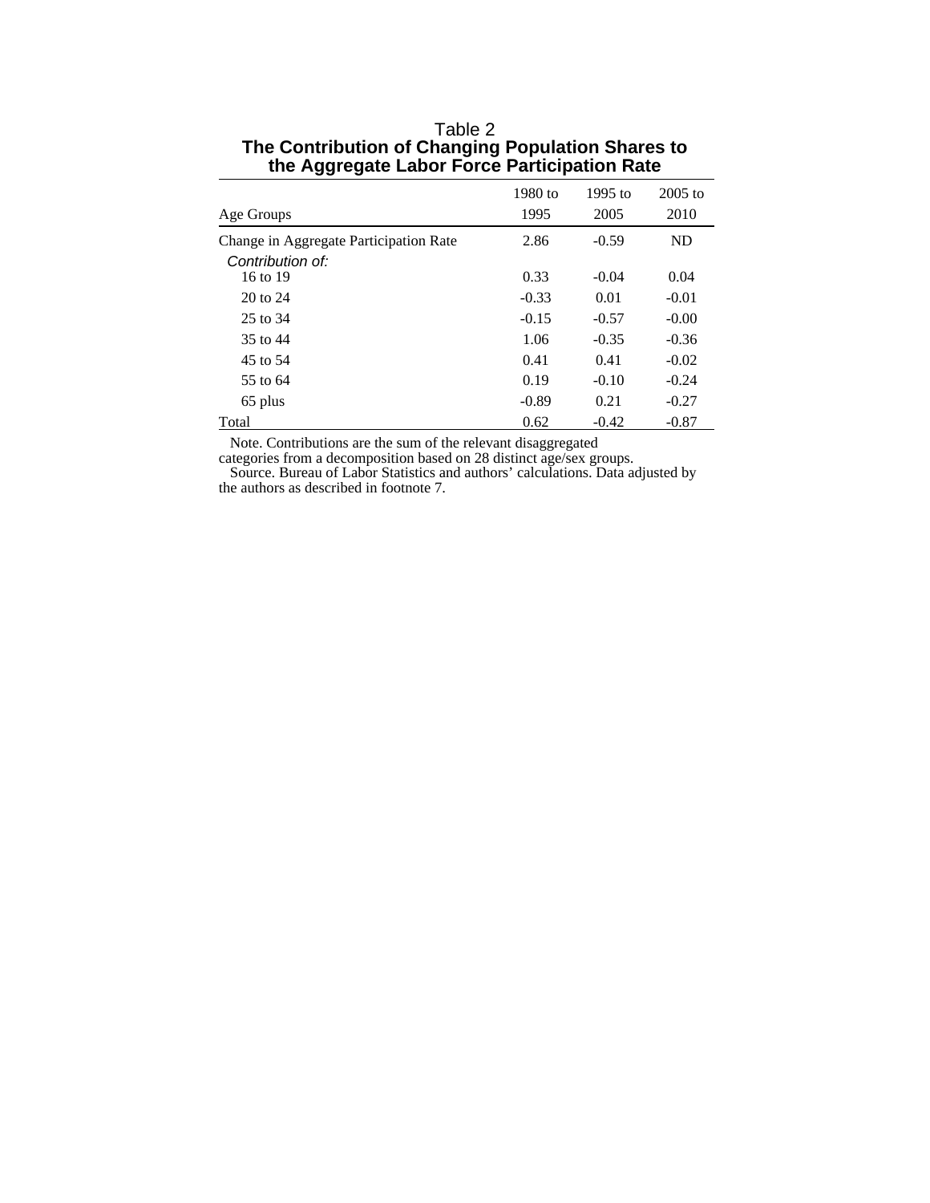Table 2

**The Contribution of Changing Population Shares to the Aggregate Labor Force Participation Rate**

| Age Groups | 1980 to 1995 | 1995 to 2005 | 2005 to 2010 |
|---|---|---|---|
| Change in Aggregate Participation Rate | 2.86 | -0.59 | ND |
| *Contribution of:* | | | |
| 16 to 19 | 0.33 | -0.04 | 0.04 |
| 20 to 24 | -0.33 | 0.01 | -0.01 |
| 25 to 34 | -0.15 | -0.57 | -0.00 |
| 35 to 44 | 1.06 | -0.35 | -0.36 |
| 45 to 54 | 0.41 | 0.41 | -0.02 |
| 55 to 64 | 0.19 | -0.10 | -0.24 |
| 65 plus | -0.89 | 0.21 | -0.27 |
| Total | 0.62 | -0.42 | -0.87 |

Note. Contributions are the sum of the relevant disaggregated categories from a decomposition based on 28 distinct age/sex groups.

Source. Bureau of Labor Statistics and authors' calculations. Data adjusted by the authors as described in footnote 7.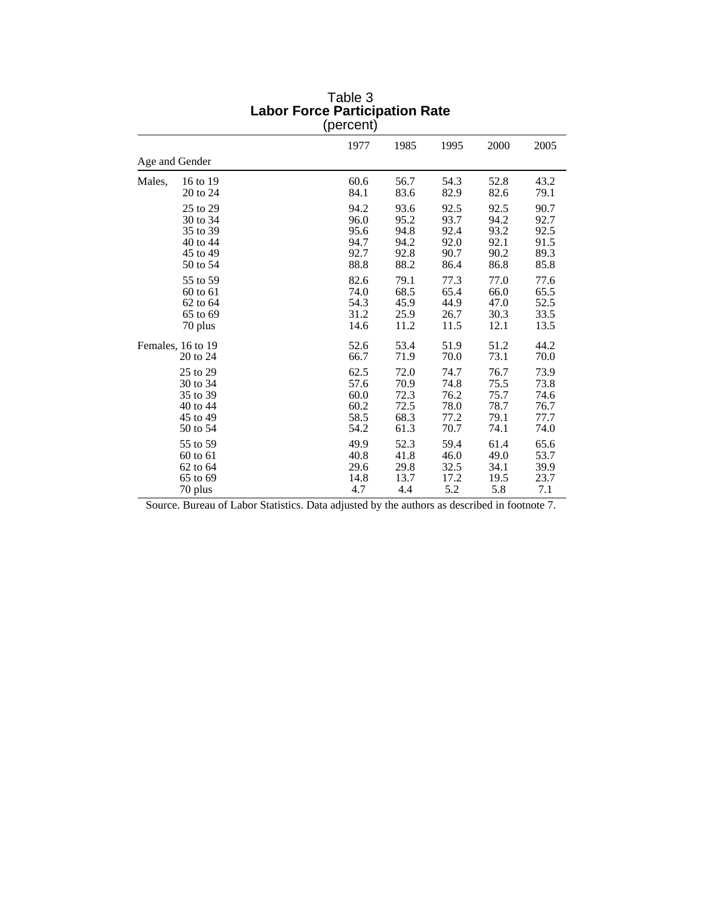Table 3
**Labor Force Participation Rate**
(percent)

| Age and Gender | | 1977 | 1985 | 1995 | 2000 | 2005 |
|---|---|---|---|---|---|---|
| Males, | 16 to 19 | 60.6 | 56.7 | 54.3 | 52.8 | 43.2 |
| | 20 to 24 | 84.1 | 83.6 | 82.9 | 82.6 | 79.1 |
| | 25 to 29 | 94.2 | 93.6 | 92.5 | 92.5 | 90.7 |
| | 30 to 34 | 96.0 | 95.2 | 93.7 | 94.2 | 92.7 |
| | 35 to 39 | 95.6 | 94.8 | 92.4 | 93.2 | 92.5 |
| | 40 to 44 | 94.7 | 94.2 | 92.0 | 92.1 | 91.5 |
| | 45 to 49 | 92.7 | 92.8 | 90.7 | 90.2 | 89.3 |
| | 50 to 54 | 88.8 | 88.2 | 86.4 | 86.8 | 85.8 |
| | 55 to 59 | 82.6 | 79.1 | 77.3 | 77.0 | 77.6 |
| | 60 to 61 | 74.0 | 68.5 | 65.4 | 66.0 | 65.5 |
| | 62 to 64 | 54.3 | 45.9 | 44.9 | 47.0 | 52.5 |
| | 65 to 69 | 31.2 | 25.9 | 26.7 | 30.3 | 33.5 |
| | 70 plus | 14.6 | 11.2 | 11.5 | 12.1 | 13.5 |
| Females, | 16 to 19 | 52.6 | 53.4 | 51.9 | 51.2 | 44.2 |
| | 20 to 24 | 66.7 | 71.9 | 70.0 | 73.1 | 70.0 |
| | 25 to 29 | 62.5 | 72.0 | 74.7 | 76.7 | 73.9 |
| | 30 to 34 | 57.6 | 70.9 | 74.8 | 75.5 | 73.8 |
| | 35 to 39 | 60.0 | 72.3 | 76.2 | 75.7 | 74.6 |
| | 40 to 44 | 60.2 | 72.5 | 78.0 | 78.7 | 76.7 |
| | 45 to 49 | 58.5 | 68.3 | 77.2 | 79.1 | 77.7 |
| | 50 to 54 | 54.2 | 61.3 | 70.7 | 74.1 | 74.0 |
| | 55 to 59 | 49.9 | 52.3 | 59.4 | 61.4 | 65.6 |
| | 60 to 61 | 40.8 | 41.8 | 46.0 | 49.0 | 53.7 |
| | 62 to 64 | 29.6 | 29.8 | 32.5 | 34.1 | 39.9 |
| | 65 to 69 | 14.8 | 13.7 | 17.2 | 19.5 | 23.7 |
| | 70 plus | 4.7 | 4.4 | 5.2 | 5.8 | 7.1 |

Source. Bureau of Labor Statistics. Data adjusted by the authors as described in footnote 7.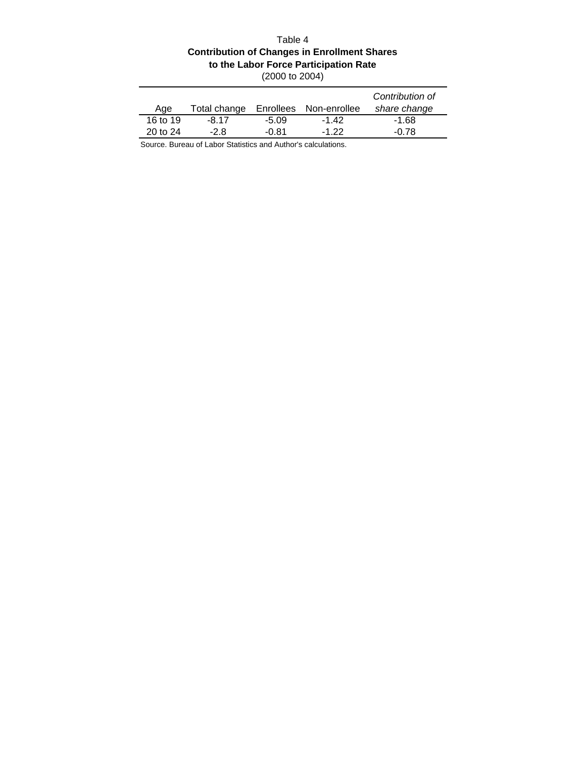Table 4

**Contribution of Changes in Enrollment Shares to the Labor Force Participation Rate**

(2000 to 2004)

| Age | Total change | Enrollees | Non-enrollee | *Contribution of share change* |
|---|---|---|---|---|
| 16 to 19 | -8.17 | -5.09 | -1.42 | -1.68 |
| 20 to 24 | -2.8 | -0.81 | -1.22 | -0.78 |

Source. Bureau of Labor Statistics and Author's calculations.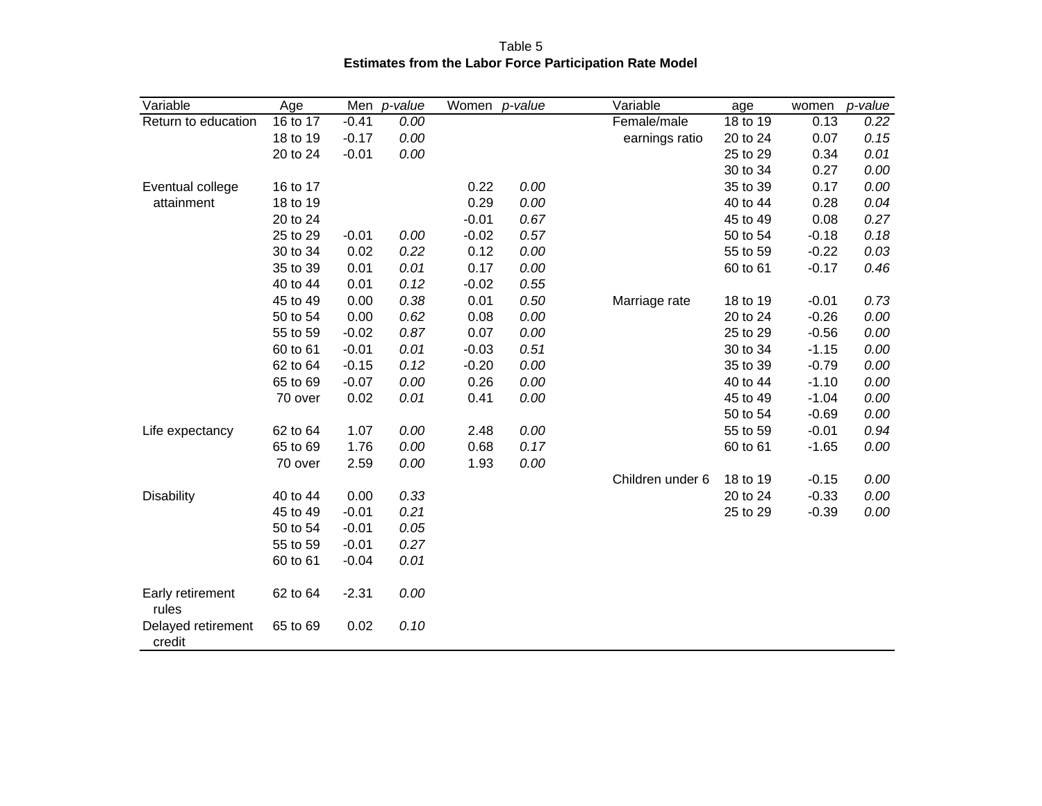Table 5

**Estimates from the Labor Force Participation Rate Model**

| Variable | Age | Men | *p-value* | Women | *p-value* |
|---|---|---|---|---|---|
| Return to education | 16 to 17 | -0.41 | *0.00* | | |
| | 18 to 19 | -0.17 | *0.00* | | |
| | 20 to 24 | -0.01 | *0.00* | | |
| Eventual college attainment | 16 to 17 | | | 0.22 | *0.00* |
| | 18 to 19 | | | 0.29 | *0.00* |
| | 20 to 24 | | | -0.01 | *0.67* |
| | 25 to 29 | -0.01 | *0.00* | -0.02 | *0.57* |
| | 30 to 34 | 0.02 | *0.22* | 0.12 | *0.00* |
| | 35 to 39 | 0.01 | *0.01* | 0.17 | *0.00* |
| | 40 to 44 | 0.01 | *0.12* | -0.02 | *0.55* |
| | 45 to 49 | 0.00 | *0.38* | 0.01 | *0.50* |
| | 50 to 54 | 0.00 | *0.62* | 0.08 | *0.00* |
| | 55 to 59 | -0.02 | *0.87* | 0.07 | *0.00* |
| | 60 to 61 | -0.01 | *0.01* | -0.03 | *0.51* |
| | 62 to 64 | -0.15 | *0.12* | -0.20 | *0.00* |
| | 65 to 69 | -0.07 | *0.00* | 0.26 | *0.00* |
| | 70 over | 0.02 | *0.01* | 0.41 | *0.00* |
| Life expectancy | 62 to 64 | 1.07 | *0.00* | 2.48 | *0.00* |
| | 65 to 69 | 1.76 | *0.00* | 0.68 | *0.17* |
| | 70 over | 2.59 | *0.00* | 1.93 | *0.00* |
| Disability | 40 to 44 | 0.00 | *0.33* | | |
| | 45 to 49 | -0.01 | *0.21* | | |
| | 50 to 54 | -0.01 | *0.05* | | |
| | 55 to 59 | -0.01 | *0.27* | | |
| | 60 to 61 | -0.04 | *0.01* | | |
| Early retirement rules | 62 to 64 | -2.31 | *0.00* | | |
| Delayed retirement credit | 65 to 69 | 0.02 | *0.10* | | |

| Variable | age | women | *p-value* |
|---|---|---|---|
| Female/male earnings ratio | 18 to 19 | 0.13 | *0.22* |
| | 20 to 24 | 0.07 | *0.15* |
| | 25 to 29 | 0.34 | *0.01* |
| | 30 to 34 | 0.27 | *0.00* |
| | 35 to 39 | 0.17 | *0.00* |
| | 40 to 44 | 0.28 | *0.04* |
| | 45 to 49 | 0.08 | *0.27* |
| | 50 to 54 | -0.18 | *0.18* |
| | 55 to 59 | -0.22 | *0.03* |
| | 60 to 61 | -0.17 | *0.46* |
| Marriage rate | 18 to 19 | -0.01 | *0.73* |
| | 20 to 24 | -0.26 | *0.00* |
| | 25 to 29 | -0.56 | *0.00* |
| | 30 to 34 | -1.15 | *0.00* |
| | 35 to 39 | -0.79 | *0.00* |
| | 40 to 44 | -1.10 | *0.00* |
| | 45 to 49 | -1.04 | *0.00* |
| | 50 to 54 | -0.69 | *0.00* |
| | 55 to 59 | -0.01 | *0.94* |
| | 60 to 61 | -1.65 | *0.00* |
| Children under 6 | 18 to 19 | -0.15 | *0.00* |
| | 20 to 24 | -0.33 | *0.00* |
| | 25 to 29 | -0.39 | *0.00* |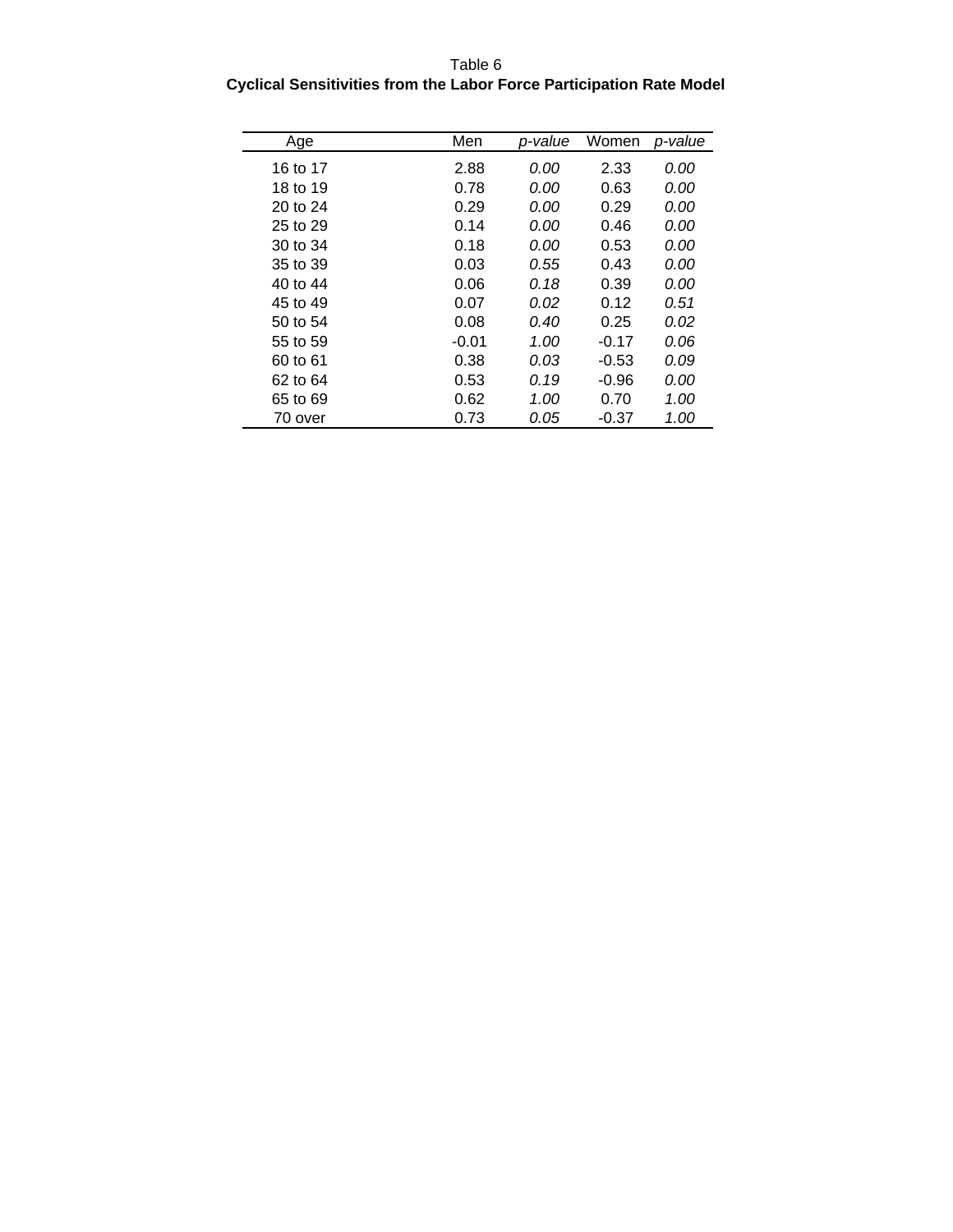Table 6

**Cyclical Sensitivities from the Labor Force Participation Rate Model**

| Age | Men | *p-value* | Women | *p-value* |
|---|---|---|---|---|
| 16 to 17 | 2.88 | *0.00* | 2.33 | *0.00* |
| 18 to 19 | 0.78 | *0.00* | 0.63 | *0.00* |
| 20 to 24 | 0.29 | *0.00* | 0.29 | *0.00* |
| 25 to 29 | 0.14 | *0.00* | 0.46 | *0.00* |
| 30 to 34 | 0.18 | *0.00* | 0.53 | *0.00* |
| 35 to 39 | 0.03 | *0.55* | 0.43 | *0.00* |
| 40 to 44 | 0.06 | *0.18* | 0.39 | *0.00* |
| 45 to 49 | 0.07 | *0.02* | 0.12 | *0.51* |
| 50 to 54 | 0.08 | *0.40* | 0.25 | *0.02* |
| 55 to 59 | -0.01 | *1.00* | -0.17 | *0.06* |
| 60 to 61 | 0.38 | *0.03* | -0.53 | *0.09* |
| 62 to 64 | 0.53 | *0.19* | -0.96 | *0.00* |
| 65 to 69 | 0.62 | *1.00* | 0.70 | *1.00* |
| 70 over | 0.73 | *0.05* | -0.37 | *1.00* |